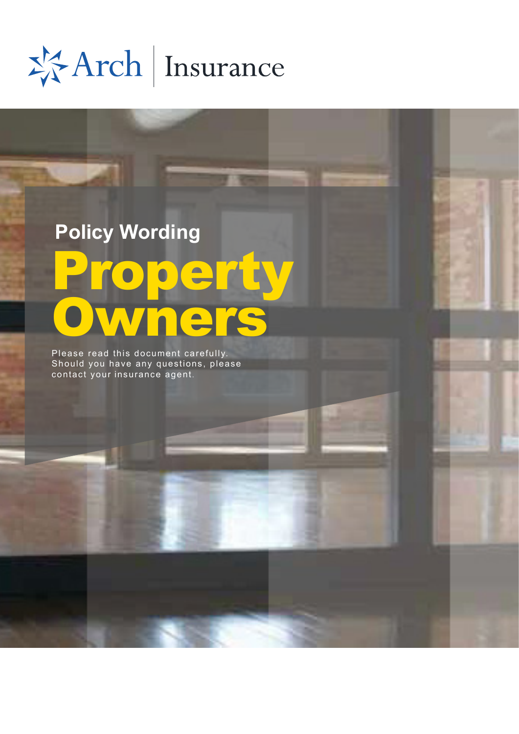Arch Insurance

Policy Wording

# Property Owners

Please read this document carefully. Should you have any questions, please contact your insurance agent.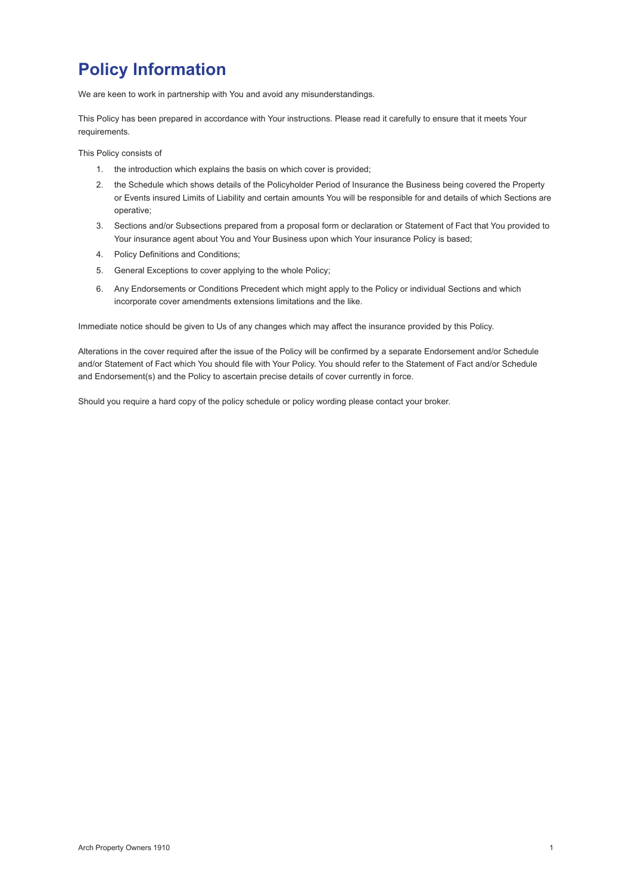# Policy Information

We are keen to work in partnership with You and avoid any misunderstandings.

This Policy has been prepared in accordance with Your instructions. Please read it carefully to ensure that it meets Your requirements.

This Policy consists of

1. the introduction which explains the basis on which cover is provided;
2. the Schedule which shows details of the Policyholder Period of Insurance the Business being covered the Property or Events insured Limits of Liability and certain amounts You will be responsible for and details of which Sections are operative;
3. Sections and/or Subsections prepared from a proposal form or declaration or Statement of Fact that You provided to Your insurance agent about You and Your Business upon which Your insurance Policy is based;
4. Policy Definitions and Conditions;
5. General Exceptions to cover applying to the whole Policy;
6. Any Endorsements or Conditions Precedent which might apply to the Policy or individual Sections and which incorporate cover amendments extensions limitations and the like.

Immediate notice should be given to Us of any changes which may affect the insurance provided by this Policy.

Alterations in the cover required after the issue of the Policy will be confirmed by a separate Endorsement and/or Schedule and/or Statement of Fact which You should file with Your Policy. You should refer to the Statement of Fact and/or Schedule and Endorsement(s) and the Policy to ascertain precise details of cover currently in force.

Should you require a hard copy of the policy schedule or policy wording please contact your broker.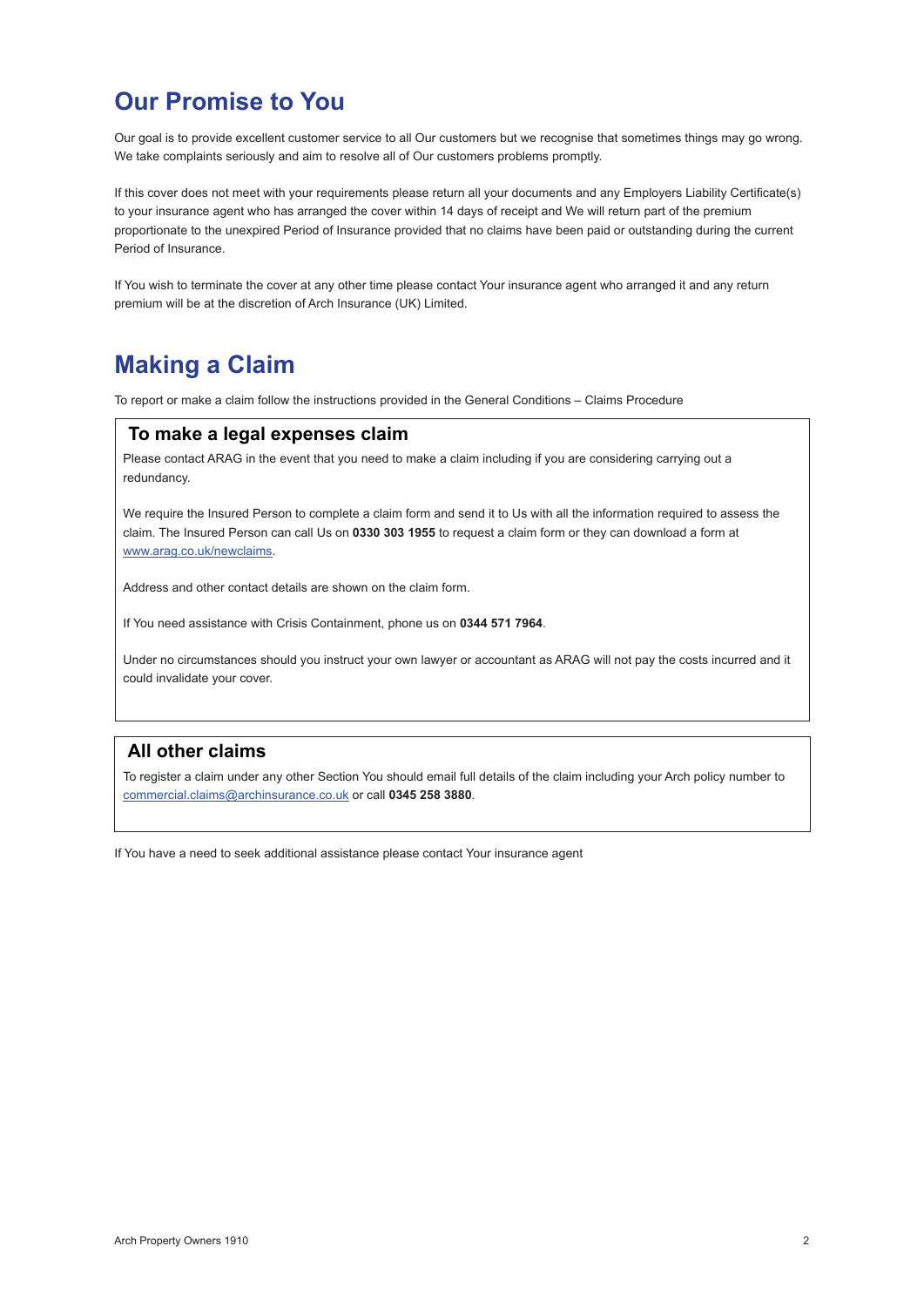# Our Promise to You

Our goal is to provide excellent customer service to all Our customers but we recognise that sometimes things may go wrong. We take complaints seriously and aim to resolve all of Our customers problems promptly.

If this cover does not meet with your requirements please return all your documents and any Employers Liability Certificate(s) to your insurance agent who has arranged the cover within 14 days of receipt and We will return part of the premium proportionate to the unexpired Period of Insurance provided that no claims have been paid or outstanding during the current Period of Insurance.

If You wish to terminate the cover at any other time please contact Your insurance agent who arranged it and any return premium will be at the discretion of Arch Insurance (UK) Limited.

# Making a Claim

To report or make a claim follow the instructions provided in the General Conditions – Claims Procedure

## To make a legal expenses claim

Please contact ARAG in the event that you need to make a claim including if you are considering carrying out a redundancy.

We require the Insured Person to complete a claim form and send it to Us with all the information required to assess the claim. The Insured Person can call Us on **0330 303 1955** to request a claim form or they can download a form at www.arag.co.uk/newclaims.

Address and other contact details are shown on the claim form.

If You need assistance with Crisis Containment, phone us on **0344 571 7964**.

Under no circumstances should you instruct your own lawyer or accountant as ARAG will not pay the costs incurred and it could invalidate your cover.

## All other claims

To register a claim under any other Section You should email full details of the claim including your Arch policy number to commercial.claims@archinsurance.co.uk or call **0345 258 3880**.

If You have a need to seek additional assistance please contact Your insurance agent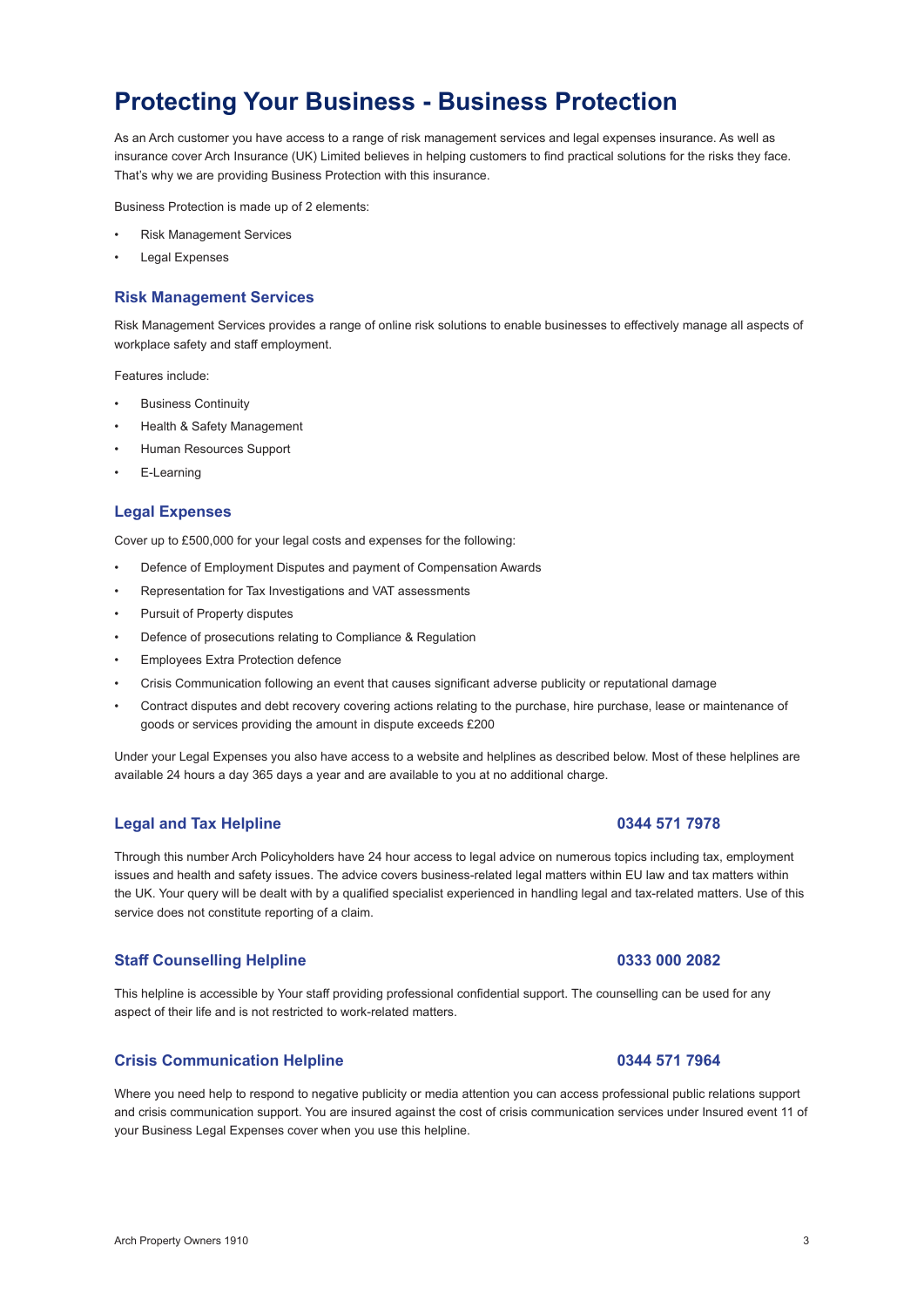# Protecting Your Business - Business Protection

As an Arch customer you have access to a range of risk management services and legal expenses insurance. As well as insurance cover Arch Insurance (UK) Limited believes in helping customers to find practical solutions for the risks they face. That's why we are providing Business Protection with this insurance.

Business Protection is made up of 2 elements:

- Risk Management Services
- Legal Expenses

## Risk Management Services

Risk Management Services provides a range of online risk solutions to enable businesses to effectively manage all aspects of workplace safety and staff employment.

Features include:

- Business Continuity
- Health & Safety Management
- Human Resources Support
- E-Learning

## Legal Expenses

Cover up to £500,000 for your legal costs and expenses for the following:

- Defence of Employment Disputes and payment of Compensation Awards
- Representation for Tax Investigations and VAT assessments
- Pursuit of Property disputes
- Defence of prosecutions relating to Compliance & Regulation
- Employees Extra Protection defence
- Crisis Communication following an event that causes significant adverse publicity or reputational damage
- Contract disputes and debt recovery covering actions relating to the purchase, hire purchase, lease or maintenance of goods or services providing the amount in dispute exceeds £200

Under your Legal Expenses you also have access to a website and helplines as described below. Most of these helplines are available 24 hours a day 365 days a year and are available to you at no additional charge.

## Legal and Tax Helpline — 0344 571 7978

Through this number Arch Policyholders have 24 hour access to legal advice on numerous topics including tax, employment issues and health and safety issues. The advice covers business-related legal matters within EU law and tax matters within the UK. Your query will be dealt with by a qualified specialist experienced in handling legal and tax-related matters. Use of this service does not constitute reporting of a claim.

## Staff Counselling Helpline — 0333 000 2082

This helpline is accessible by Your staff providing professional confidential support. The counselling can be used for any aspect of their life and is not restricted to work-related matters.

## Crisis Communication Helpline — 0344 571 7964

Where you need help to respond to negative publicity or media attention you can access professional public relations support and crisis communication support. You are insured against the cost of crisis communication services under Insured event 11 of your Business Legal Expenses cover when you use this helpline.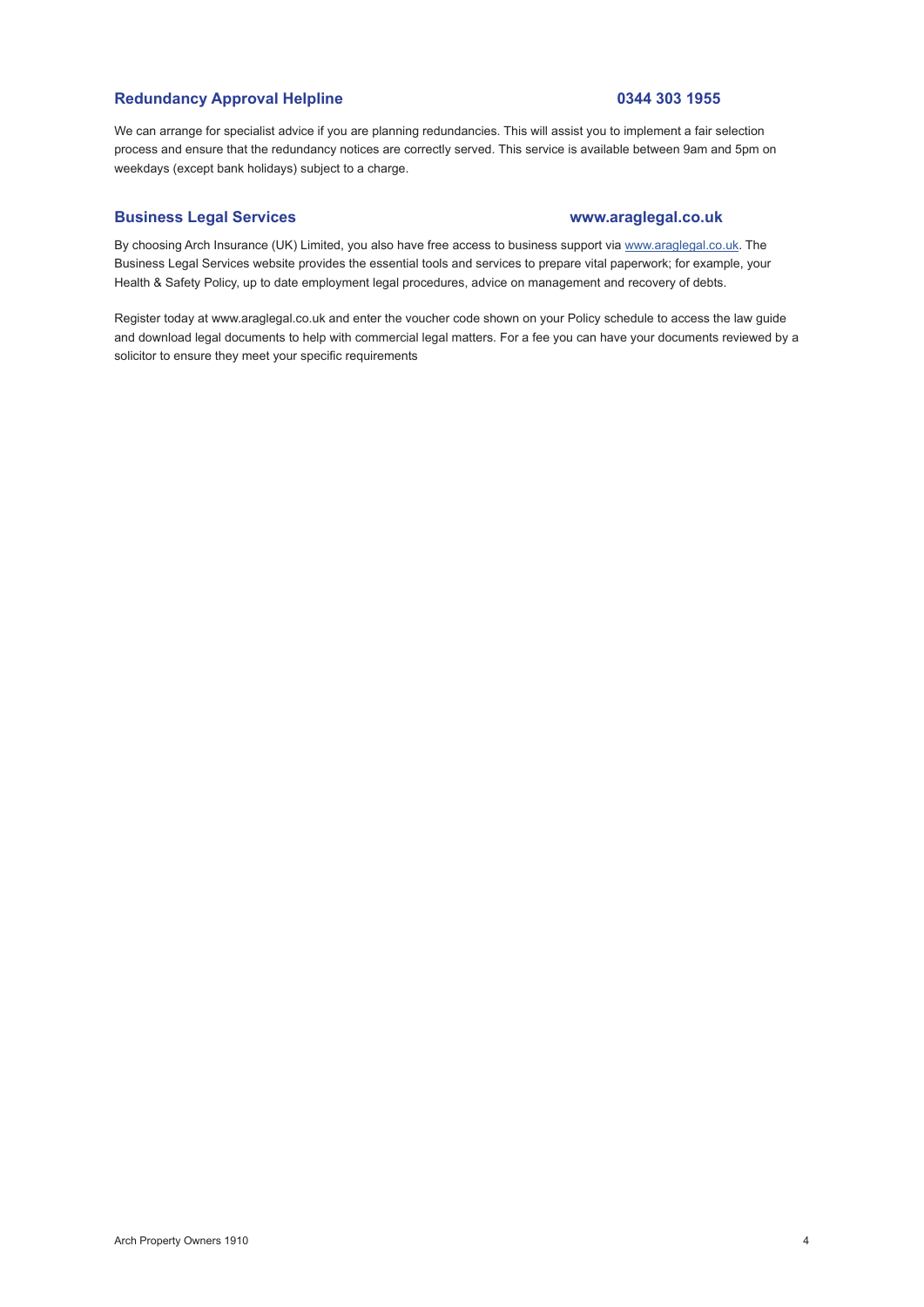## Redundancy Approval Helpline — 0344 303 1955

We can arrange for specialist advice if you are planning redundancies. This will assist you to implement a fair selection process and ensure that the redundancy notices are correctly served. This service is available between 9am and 5pm on weekdays (except bank holidays) subject to a charge.

## Business Legal Services — www.araglegal.co.uk

By choosing Arch Insurance (UK) Limited, you also have free access to business support via www.araglegal.co.uk. The Business Legal Services website provides the essential tools and services to prepare vital paperwork; for example, your Health & Safety Policy, up to date employment legal procedures, advice on management and recovery of debts.

Register today at www.araglegal.co.uk and enter the voucher code shown on your Policy schedule to access the law guide and download legal documents to help with commercial legal matters. For a fee you can have your documents reviewed by a solicitor to ensure they meet your specific requirements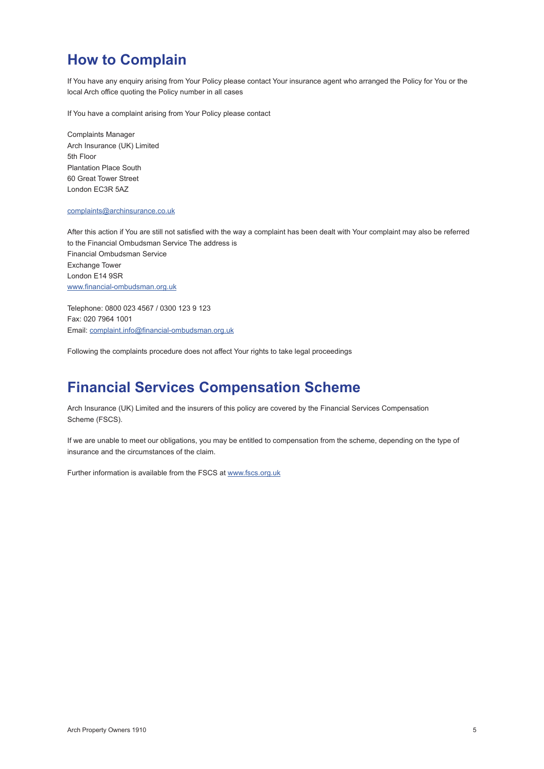## How to Complain

If You have any enquiry arising from Your Policy please contact Your insurance agent who arranged the Policy for You or the local Arch office quoting the Policy number in all cases

If You have a complaint arising from Your Policy please contact

Complaints Manager
Arch Insurance (UK) Limited
5th Floor
Plantation Place South
60 Great Tower Street
London EC3R 5AZ

complaints@archinsurance.co.uk

After this action if You are still not satisfied with the way a complaint has been dealt with Your complaint may also be referred to the Financial Ombudsman Service The address is
Financial Ombudsman Service
Exchange Tower
London E14 9SR
www.financial-ombudsman.org.uk

Telephone: 0800 023 4567 / 0300 123 9 123
Fax: 020 7964 1001
Email: complaint.info@financial-ombudsman.org.uk

Following the complaints procedure does not affect Your rights to take legal proceedings

## Financial Services Compensation Scheme

Arch Insurance (UK) Limited and the insurers of this policy are covered by the Financial Services Compensation Scheme (FSCS).

If we are unable to meet our obligations, you may be entitled to compensation from the scheme, depending on the type of insurance and the circumstances of the claim.

Further information is available from the FSCS at www.fscs.org.uk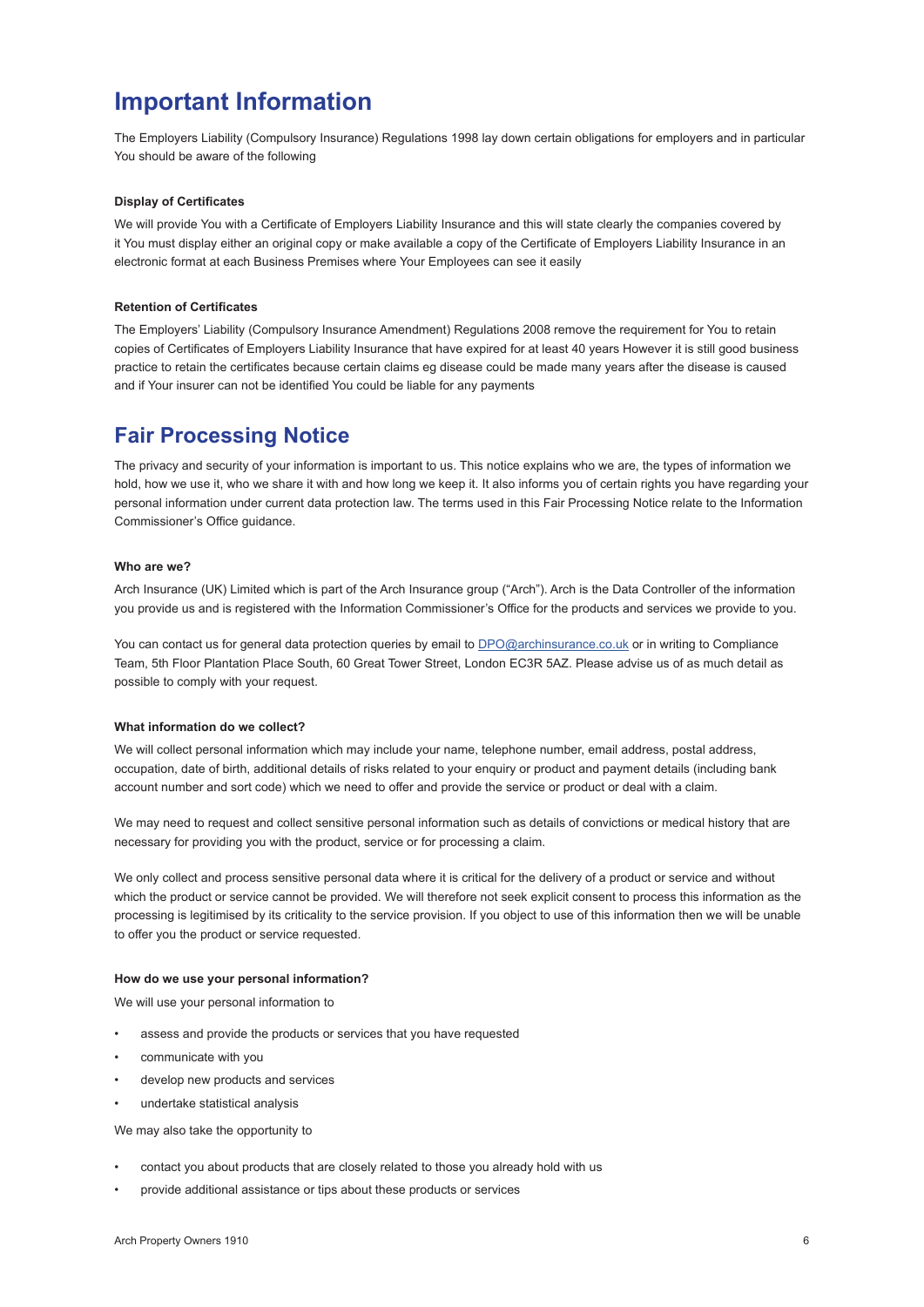# Important Information

The Employers Liability (Compulsory Insurance) Regulations 1998 lay down certain obligations for employers and in particular You should be aware of the following

### Display of Certificates

We will provide You with a Certificate of Employers Liability Insurance and this will state clearly the companies covered by it You must display either an original copy or make available a copy of the Certificate of Employers Liability Insurance in an electronic format at each Business Premises where Your Employees can see it easily

### Retention of Certificates

The Employers' Liability (Compulsory Insurance Amendment) Regulations 2008 remove the requirement for You to retain copies of Certificates of Employers Liability Insurance that have expired for at least 40 years However it is still good business practice to retain the certificates because certain claims eg disease could be made many years after the disease is caused and if Your insurer can not be identified You could be liable for any payments

# Fair Processing Notice

The privacy and security of your information is important to us. This notice explains who we are, the types of information we hold, how we use it, who we share it with and how long we keep it. It also informs you of certain rights you have regarding your personal information under current data protection law. The terms used in this Fair Processing Notice relate to the Information Commissioner's Office guidance.

### Who are we?

Arch Insurance (UK) Limited which is part of the Arch Insurance group ("Arch"). Arch is the Data Controller of the information you provide us and is registered with the Information Commissioner's Office for the products and services we provide to you.

You can contact us for general data protection queries by email to DPO@archinsurance.co.uk or in writing to Compliance Team, 5th Floor Plantation Place South, 60 Great Tower Street, London EC3R 5AZ. Please advise us of as much detail as possible to comply with your request.

### What information do we collect?

We will collect personal information which may include your name, telephone number, email address, postal address, occupation, date of birth, additional details of risks related to your enquiry or product and payment details (including bank account number and sort code) which we need to offer and provide the service or product or deal with a claim.

We may need to request and collect sensitive personal information such as details of convictions or medical history that are necessary for providing you with the product, service or for processing a claim.

We only collect and process sensitive personal data where it is critical for the delivery of a product or service and without which the product or service cannot be provided. We will therefore not seek explicit consent to process this information as the processing is legitimised by its criticality to the service provision. If you object to use of this information then we will be unable to offer you the product or service requested.

### How do we use your personal information?

We will use your personal information to

- assess and provide the products or services that you have requested
- communicate with you
- develop new products and services
- undertake statistical analysis

We may also take the opportunity to

- contact you about products that are closely related to those you already hold with us
- provide additional assistance or tips about these products or services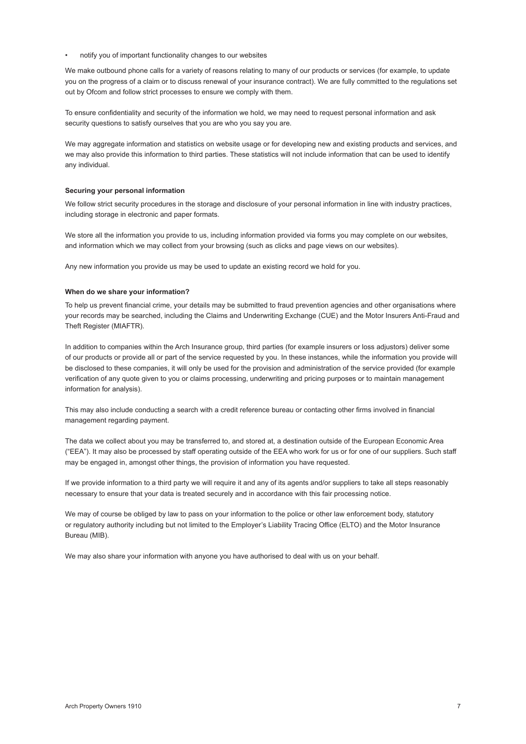- notify you of important functionality changes to our websites

We make outbound phone calls for a variety of reasons relating to many of our products or services (for example, to update you on the progress of a claim or to discuss renewal of your insurance contract). We are fully committed to the regulations set out by Ofcom and follow strict processes to ensure we comply with them.

To ensure confidentiality and security of the information we hold, we may need to request personal information and ask security questions to satisfy ourselves that you are who you say you are.

We may aggregate information and statistics on website usage or for developing new and existing products and services, and we may also provide this information to third parties. These statistics will not include information that can be used to identify any individual.

**Securing your personal information**

We follow strict security procedures in the storage and disclosure of your personal information in line with industry practices, including storage in electronic and paper formats.

We store all the information you provide to us, including information provided via forms you may complete on our websites, and information which we may collect from your browsing (such as clicks and page views on our websites).

Any new information you provide us may be used to update an existing record we hold for you.

**When do we share your information?**

To help us prevent financial crime, your details may be submitted to fraud prevention agencies and other organisations where your records may be searched, including the Claims and Underwriting Exchange (CUE) and the Motor Insurers Anti-Fraud and Theft Register (MIAFTR).

In addition to companies within the Arch Insurance group, third parties (for example insurers or loss adjustors) deliver some of our products or provide all or part of the service requested by you. In these instances, while the information you provide will be disclosed to these companies, it will only be used for the provision and administration of the service provided (for example verification of any quote given to you or claims processing, underwriting and pricing purposes or to maintain management information for analysis).

This may also include conducting a search with a credit reference bureau or contacting other firms involved in financial management regarding payment.

The data we collect about you may be transferred to, and stored at, a destination outside of the European Economic Area ("EEA"). It may also be processed by staff operating outside of the EEA who work for us or for one of our suppliers. Such staff may be engaged in, amongst other things, the provision of information you have requested.

If we provide information to a third party we will require it and any of its agents and/or suppliers to take all steps reasonably necessary to ensure that your data is treated securely and in accordance with this fair processing notice.

We may of course be obliged by law to pass on your information to the police or other law enforcement body, statutory or regulatory authority including but not limited to the Employer's Liability Tracing Office (ELTO) and the Motor Insurance Bureau (MIB).

We may also share your information with anyone you have authorised to deal with us on your behalf.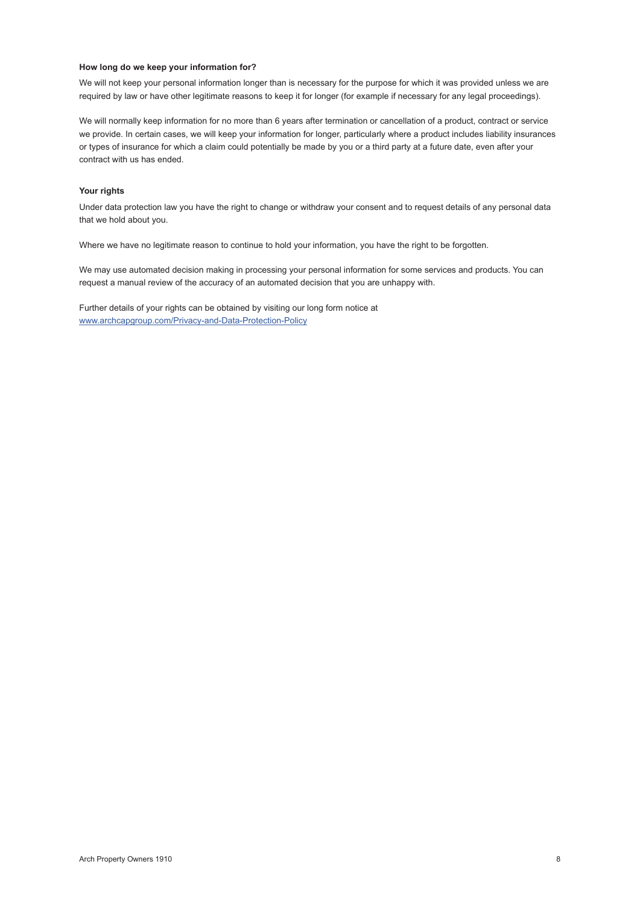**How long do we keep your information for?**

We will not keep your personal information longer than is necessary for the purpose for which it was provided unless we are required by law or have other legitimate reasons to keep it for longer (for example if necessary for any legal proceedings).

We will normally keep information for no more than 6 years after termination or cancellation of a product, contract or service we provide. In certain cases, we will keep your information for longer, particularly where a product includes liability insurances or types of insurance for which a claim could potentially be made by you or a third party at a future date, even after your contract with us has ended.

**Your rights**

Under data protection law you have the right to change or withdraw your consent and to request details of any personal data that we hold about you.

Where we have no legitimate reason to continue to hold your information, you have the right to be forgotten.

We may use automated decision making in processing your personal information for some services and products. You can request a manual review of the accuracy of an automated decision that you are unhappy with.

Further details of your rights can be obtained by visiting our long form notice at [www.archcapgroup.com/Privacy-and-Data-Protection-Policy](www.archcapgroup.com/Privacy-and-Data-Protection-Policy)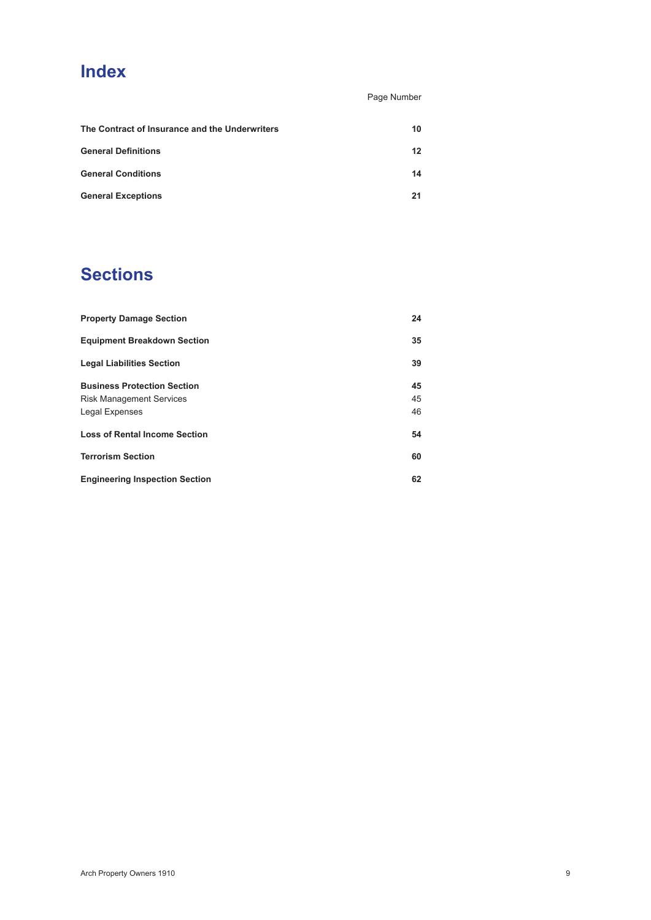# Index

| | Page Number |
|---|---|
| **The Contract of Insurance and the Underwriters** | **10** |
| **General Definitions** | **12** |
| **General Conditions** | **14** |
| **General Exceptions** | **21** |

# Sections

| | |
|---|---|
| **Property Damage Section** | **24** |
| **Equipment Breakdown Section** | **35** |
| **Legal Liabilities Section** | **39** |
| **Business Protection Section** | **45** |
| Risk Management Services | 45 |
| Legal Expenses | 46 |
| **Loss of Rental Income Section** | **54** |
| **Terrorism Section** | **60** |
| **Engineering Inspection Section** | **62** |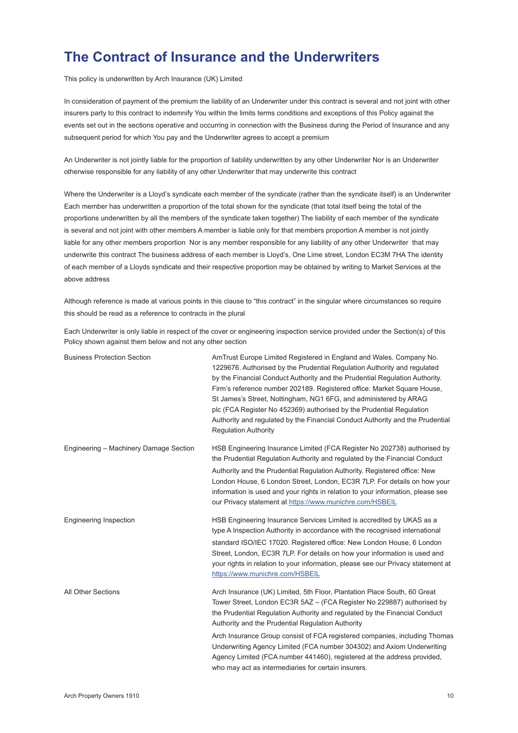# The Contract of Insurance and the Underwriters

This policy is underwritten by Arch Insurance (UK) Limited

In consideration of payment of the premium the liability of an Underwriter under this contract is several and not joint with other insurers party to this contract to indemnify You within the limits terms conditions and exceptions of this Policy against the events set out in the sections operative and occurring in connection with the Business during the Period of Insurance and any subsequent period for which You pay and the Underwriter agrees to accept a premium

An Underwriter is not jointly liable for the proportion of liability underwritten by any other Underwriter Nor is an Underwriter otherwise responsible for any liability of any other Underwriter that may underwrite this contract

Where the Underwriter is a Lloyd's syndicate each member of the syndicate (rather than the syndicate itself) is an Underwriter Each member has underwritten a proportion of the total shown for the syndicate (that total itself being the total of the proportions underwritten by all the members of the syndicate taken together) The liability of each member of the syndicate is several and not joint with other members A member is liable only for that members proportion A member is not jointly liable for any other members proportion Nor is any member responsible for any liability of any other Underwriter that may underwrite this contract The business address of each member is Lloyd's, One Lime street, London EC3M 7HA The identity of each member of a Lloyds syndicate and their respective proportion may be obtained by writing to Market Services at the above address

Although reference is made at various points in this clause to "this contract" in the singular where circumstances so require this should be read as a reference to contracts in the plural

Each Underwriter is only liable in respect of the cover or engineering inspection service provided under the Section(s) of this Policy shown against them below and not any other section

| | |
|---|---|
| Business Protection Section | AmTrust Europe Limited Registered in England and Wales. Company No. 1229676. Authorised by the Prudential Regulation Authority and regulated by the Financial Conduct Authority and the Prudential Regulation Authority. Firm's reference number 202189. Registered office: Market Square House, St James's Street, Nottingham, NG1 6FG, and administered by ARAG plc (FCA Register No 452369) authorised by the Prudential Regulation Authority and regulated by the Financial Conduct Authority and the Prudential Regulation Authority |
| Engineering – Machinery Damage Section | HSB Engineering Insurance Limited (FCA Register No 202738) authorised by the Prudential Regulation Authority and regulated by the Financial Conduct Authority and the Prudential Regulation Authority. Registered office: New London House, 6 London Street, London, EC3R 7LP. For details on how your information is used and your rights in relation to your information, please see our Privacy statement at https://www.munichre.com/HSBEIL |
| Engineering Inspection | HSB Engineering Insurance Services Limited is accredited by UKAS as a type A Inspection Authority in accordance with the recognised international standard ISO/IEC 17020. Registered office: New London House, 6 London Street, London, EC3R 7LP. For details on how your information is used and your rights in relation to your information, please see our Privacy statement at https://www.munichre.com/HSBEIL |
| All Other Sections | Arch Insurance (UK) Limited, 5th Floor, Plantation Place South, 60 Great Tower Street, London EC3R 5AZ – (FCA Register No 229887) authorised by the Prudential Regulation Authority and regulated by the Financial Conduct Authority and the Prudential Regulation Authority<br><br>Arch Insurance Group consist of FCA registered companies, including Thomas Underwriting Agency Limited (FCA number 304302) and Axiom Underwriting Agency Limited (FCA number 441460), registered at the address provided, who may act as intermediaries for certain insurers. |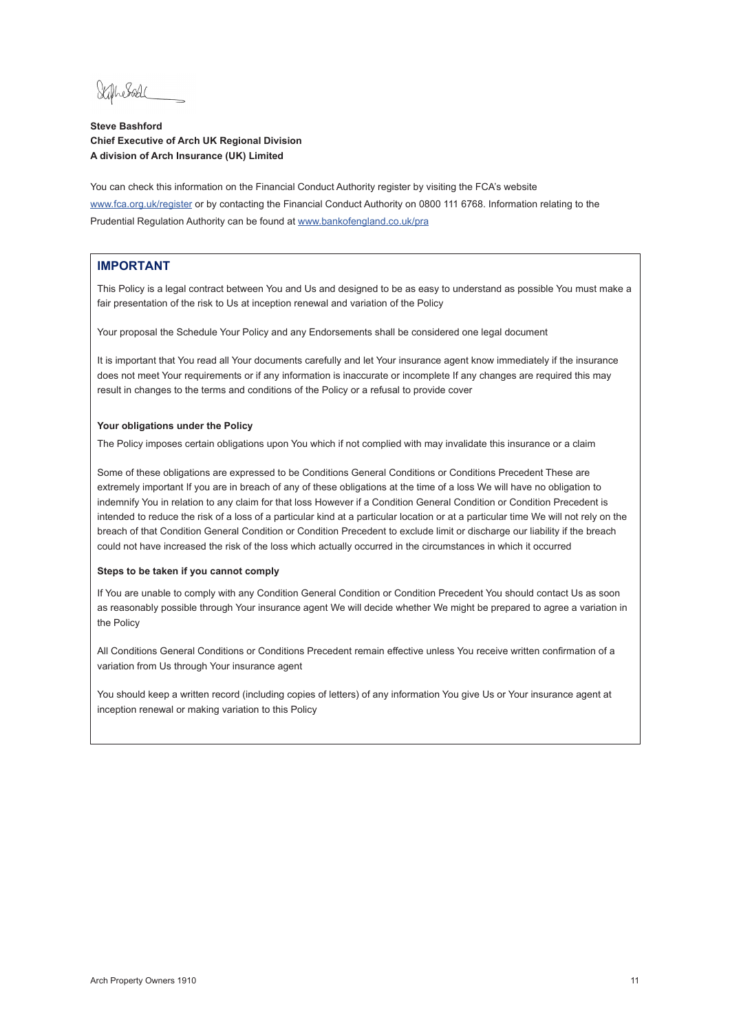**Steve Bashford**
**Chief Executive of Arch UK Regional Division**
**A division of Arch Insurance (UK) Limited**

You can check this information on the Financial Conduct Authority register by visiting the FCA's website www.fca.org.uk/register or by contacting the Financial Conduct Authority on 0800 111 6768. Information relating to the Prudential Regulation Authority can be found at www.bankofengland.co.uk/pra

## IMPORTANT

This Policy is a legal contract between You and Us and designed to be as easy to understand as possible You must make a fair presentation of the risk to Us at inception renewal and variation of the Policy

Your proposal the Schedule Your Policy and any Endorsements shall be considered one legal document

It is important that You read all Your documents carefully and let Your insurance agent know immediately if the insurance does not meet Your requirements or if any information is inaccurate or incomplete If any changes are required this may result in changes to the terms and conditions of the Policy or a refusal to provide cover

**Your obligations under the Policy**

The Policy imposes certain obligations upon You which if not complied with may invalidate this insurance or a claim

Some of these obligations are expressed to be Conditions General Conditions or Conditions Precedent These are extremely important If you are in breach of any of these obligations at the time of a loss We will have no obligation to indemnify You in relation to any claim for that loss However if a Condition General Condition or Condition Precedent is intended to reduce the risk of a loss of a particular kind at a particular location or at a particular time We will not rely on the breach of that Condition General Condition or Condition Precedent to exclude limit or discharge our liability if the breach could not have increased the risk of the loss which actually occurred in the circumstances in which it occurred

**Steps to be taken if you cannot comply**

If You are unable to comply with any Condition General Condition or Condition Precedent You should contact Us as soon as reasonably possible through Your insurance agent We will decide whether We might be prepared to agree a variation in the Policy

All Conditions General Conditions or Conditions Precedent remain effective unless You receive written confirmation of a variation from Us through Your insurance agent

You should keep a written record (including copies of letters) of any information You give Us or Your insurance agent at inception renewal or making variation to this Policy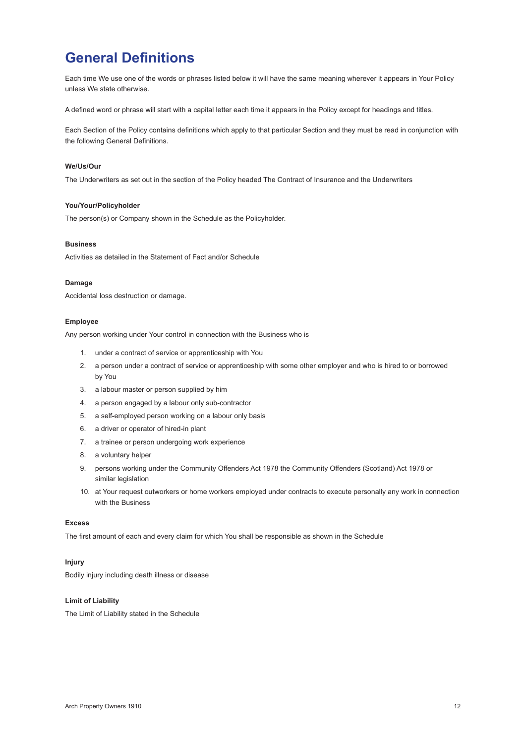# General Definitions

Each time We use one of the words or phrases listed below it will have the same meaning wherever it appears in Your Policy unless We state otherwise.

A defined word or phrase will start with a capital letter each time it appears in the Policy except for headings and titles.

Each Section of the Policy contains definitions which apply to that particular Section and they must be read in conjunction with the following General Definitions.

**We/Us/Our**

The Underwriters as set out in the section of the Policy headed The Contract of Insurance and the Underwriters

**You/Your/Policyholder**

The person(s) or Company shown in the Schedule as the Policyholder.

**Business**

Activities as detailed in the Statement of Fact and/or Schedule

**Damage**

Accidental loss destruction or damage.

**Employee**

Any person working under Your control in connection with the Business who is

1. under a contract of service or apprenticeship with You
2. a person under a contract of service or apprenticeship with some other employer and who is hired to or borrowed by You
3. a labour master or person supplied by him
4. a person engaged by a labour only sub-contractor
5. a self-employed person working on a labour only basis
6. a driver or operator of hired-in plant
7. a trainee or person undergoing work experience
8. a voluntary helper
9. persons working under the Community Offenders Act 1978 the Community Offenders (Scotland) Act 1978 or similar legislation
10. at Your request outworkers or home workers employed under contracts to execute personally any work in connection with the Business

**Excess**

The first amount of each and every claim for which You shall be responsible as shown in the Schedule

**Injury**

Bodily injury including death illness or disease

**Limit of Liability**

The Limit of Liability stated in the Schedule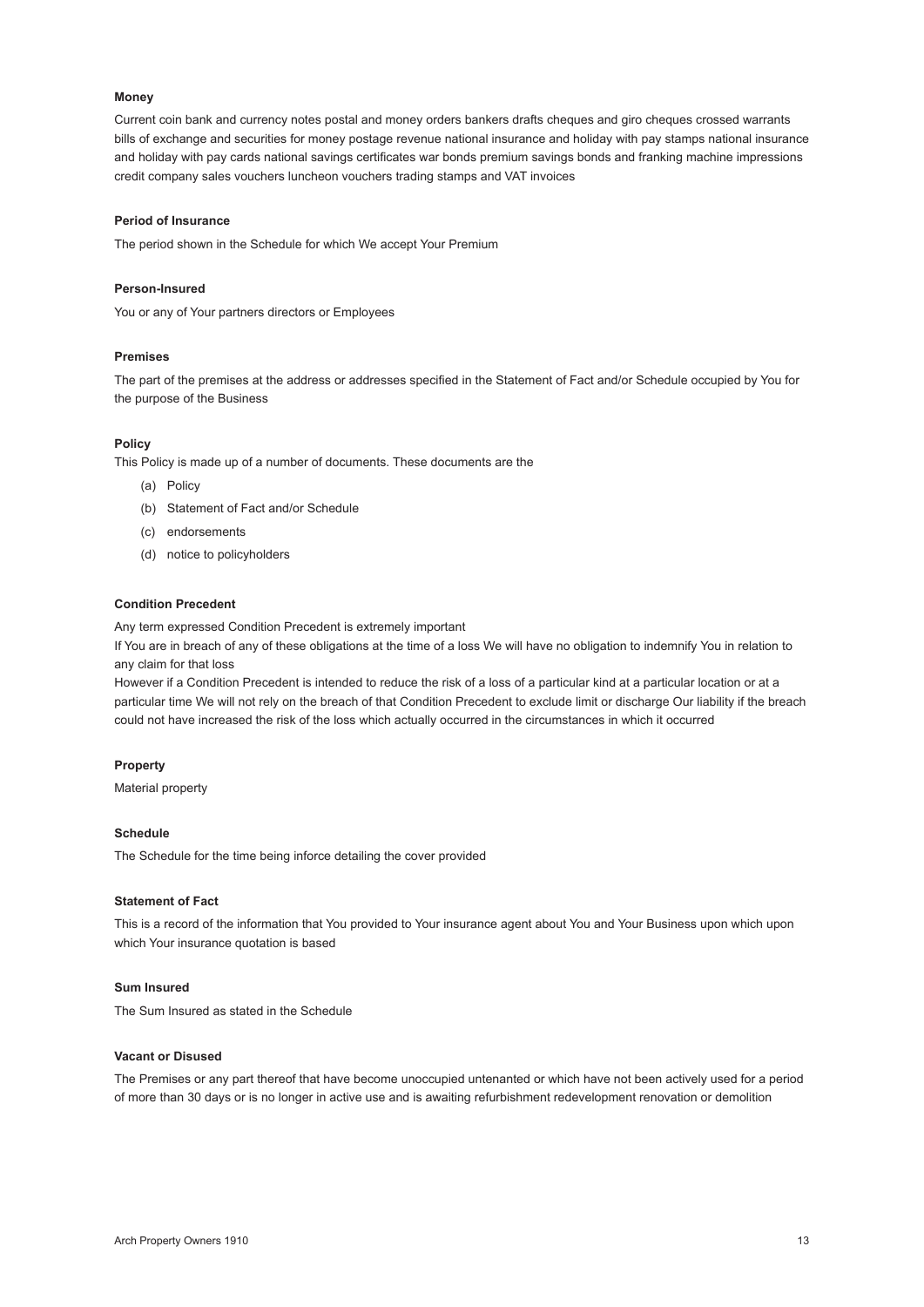**Money**

Current coin bank and currency notes postal and money orders bankers drafts cheques and giro cheques crossed warrants bills of exchange and securities for money postage revenue national insurance and holiday with pay stamps national insurance and holiday with pay cards national savings certificates war bonds premium savings bonds and franking machine impressions credit company sales vouchers luncheon vouchers trading stamps and VAT invoices

**Period of Insurance**

The period shown in the Schedule for which We accept Your Premium

**Person-Insured**

You or any of Your partners directors or Employees

**Premises**

The part of the premises at the address or addresses specified in the Statement of Fact and/or Schedule occupied by You for the purpose of the Business

**Policy**

This Policy is made up of a number of documents. These documents are the

(a) Policy

(b) Statement of Fact and/or Schedule

(c) endorsements

(d) notice to policyholders

**Condition Precedent**

Any term expressed Condition Precedent is extremely important

If You are in breach of any of these obligations at the time of a loss We will have no obligation to indemnify You in relation to any claim for that loss

However if a Condition Precedent is intended to reduce the risk of a loss of a particular kind at a particular location or at a particular time We will not rely on the breach of that Condition Precedent to exclude limit or discharge Our liability if the breach could not have increased the risk of the loss which actually occurred in the circumstances in which it occurred

**Property**

Material property

**Schedule**

The Schedule for the time being inforce detailing the cover provided

**Statement of Fact**

This is a record of the information that You provided to Your insurance agent about You and Your Business upon which upon which Your insurance quotation is based

**Sum Insured**

The Sum Insured as stated in the Schedule

**Vacant or Disused**

The Premises or any part thereof that have become unoccupied untenanted or which have not been actively used for a period of more than 30 days or is no longer in active use and is awaiting refurbishment redevelopment renovation or demolition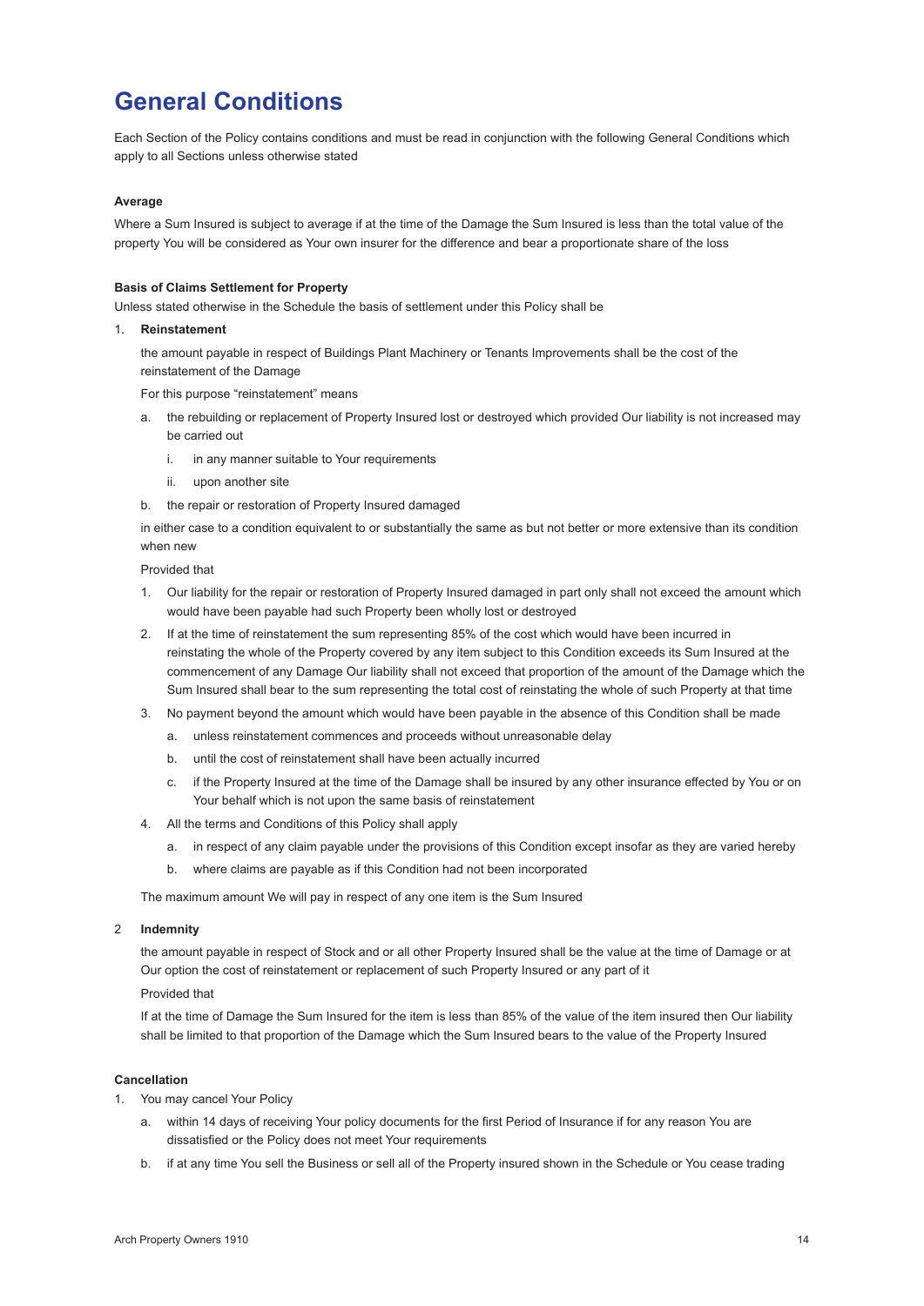# General Conditions

Each Section of the Policy contains conditions and must be read in conjunction with the following General Conditions which apply to all Sections unless otherwise stated

**Average**

Where a Sum Insured is subject to average if at the time of the Damage the Sum Insured is less than the total value of the property You will be considered as Your own insurer for the difference and bear a proportionate share of the loss

**Basis of Claims Settlement for Property**

Unless stated otherwise in the Schedule the basis of settlement under this Policy shall be

1. **Reinstatement**

   the amount payable in respect of Buildings Plant Machinery or Tenants Improvements shall be the cost of the reinstatement of the Damage

   For this purpose "reinstatement" means

   a. the rebuilding or replacement of Property Insured lost or destroyed which provided Our liability is not increased may be carried out

      i. in any manner suitable to Your requirements

      ii. upon another site

   b. the repair or restoration of Property Insured damaged

   in either case to a condition equivalent to or substantially the same as but not better or more extensive than its condition when new

   Provided that

   1. Our liability for the repair or restoration of Property Insured damaged in part only shall not exceed the amount which would have been payable had such Property been wholly lost or destroyed

   2. If at the time of reinstatement the sum representing 85% of the cost which would have been incurred in reinstating the whole of the Property covered by any item subject to this Condition exceeds its Sum Insured at the commencement of any Damage Our liability shall not exceed that proportion of the amount of the Damage which the Sum Insured shall bear to the sum representing the total cost of reinstating the whole of such Property at that time

   3. No payment beyond the amount which would have been payable in the absence of this Condition shall be made

      a. unless reinstatement commences and proceeds without unreasonable delay

      b. until the cost of reinstatement shall have been actually incurred

      c. if the Property Insured at the time of the Damage shall be insured by any other insurance effected by You or on Your behalf which is not upon the same basis of reinstatement

   4. All the terms and Conditions of this Policy shall apply

      a. in respect of any claim payable under the provisions of this Condition except insofar as they are varied hereby

      b. where claims are payable as if this Condition had not been incorporated

   The maximum amount We will pay in respect of any one item is the Sum Insured

2. **Indemnity**

   the amount payable in respect of Stock and or all other Property Insured shall be the value at the time of Damage or at Our option the cost of reinstatement or replacement of such Property Insured or any part of it

   Provided that

   If at the time of Damage the Sum Insured for the item is less than 85% of the value of the item insured then Our liability shall be limited to that proportion of the Damage which the Sum Insured bears to the value of the Property Insured

**Cancellation**

1. You may cancel Your Policy

   a. within 14 days of receiving Your policy documents for the first Period of Insurance if for any reason You are dissatisfied or the Policy does not meet Your requirements

   b. if at any time You sell the Business or sell all of the Property insured shown in the Schedule or You cease trading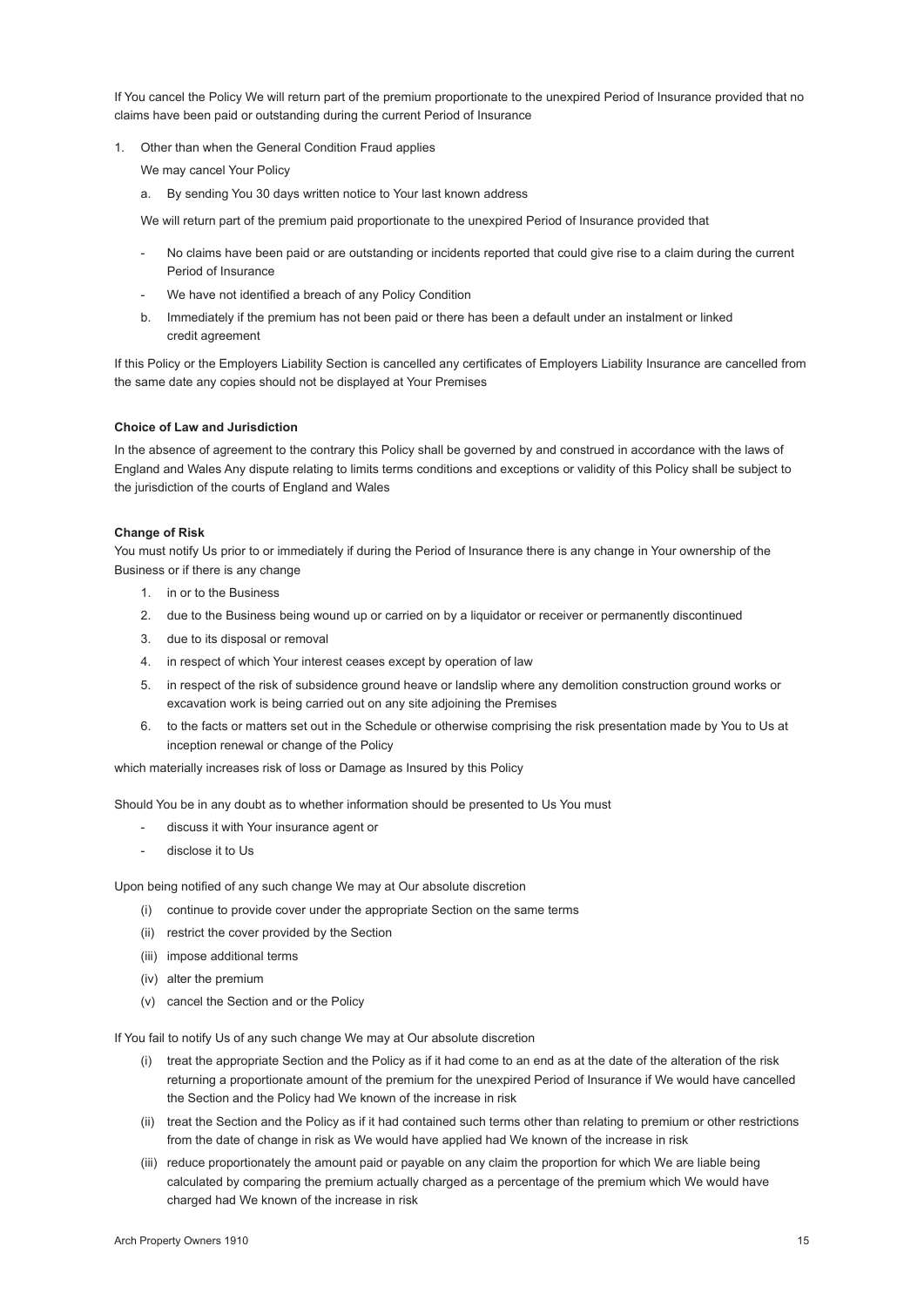If You cancel the Policy We will return part of the premium proportionate to the unexpired Period of Insurance provided that no claims have been paid or outstanding during the current Period of Insurance

1. Other than when the General Condition Fraud applies

   We may cancel Your Policy

   a. By sending You 30 days written notice to Your last known address

   We will return part of the premium paid proportionate to the unexpired Period of Insurance provided that

   - No claims have been paid or are outstanding or incidents reported that could give rise to a claim during the current Period of Insurance
   - We have not identified a breach of any Policy Condition

   b. Immediately if the premium has not been paid or there has been a default under an instalment or linked credit agreement

If this Policy or the Employers Liability Section is cancelled any certificates of Employers Liability Insurance are cancelled from the same date any copies should not be displayed at Your Premises

**Choice of Law and Jurisdiction**

In the absence of agreement to the contrary this Policy shall be governed by and construed in accordance with the laws of England and Wales Any dispute relating to limits terms conditions and exceptions or validity of this Policy shall be subject to the jurisdiction of the courts of England and Wales

**Change of Risk**

You must notify Us prior to or immediately if during the Period of Insurance there is any change in Your ownership of the Business or if there is any change

1. in or to the Business
2. due to the Business being wound up or carried on by a liquidator or receiver or permanently discontinued
3. due to its disposal or removal
4. in respect of which Your interest ceases except by operation of law
5. in respect of the risk of subsidence ground heave or landslip where any demolition construction ground works or excavation work is being carried out on any site adjoining the Premises
6. to the facts or matters set out in the Schedule or otherwise comprising the risk presentation made by You to Us at inception renewal or change of the Policy

which materially increases risk of loss or Damage as Insured by this Policy

Should You be in any doubt as to whether information should be presented to Us You must

- discuss it with Your insurance agent or
- disclose it to Us

Upon being notified of any such change We may at Our absolute discretion

(i) continue to provide cover under the appropriate Section on the same terms
(ii) restrict the cover provided by the Section
(iii) impose additional terms
(iv) alter the premium
(v) cancel the Section and or the Policy

If You fail to notify Us of any such change We may at Our absolute discretion

(i) treat the appropriate Section and the Policy as if it had come to an end as at the date of the alteration of the risk returning a proportionate amount of the premium for the unexpired Period of Insurance if We would have cancelled the Section and the Policy had We known of the increase in risk
(ii) treat the Section and the Policy as if it had contained such terms other than relating to premium or other restrictions from the date of change in risk as We would have applied had We known of the increase in risk
(iii) reduce proportionately the amount paid or payable on any claim the proportion for which We are liable being calculated by comparing the premium actually charged as a percentage of the premium which We would have charged had We known of the increase in risk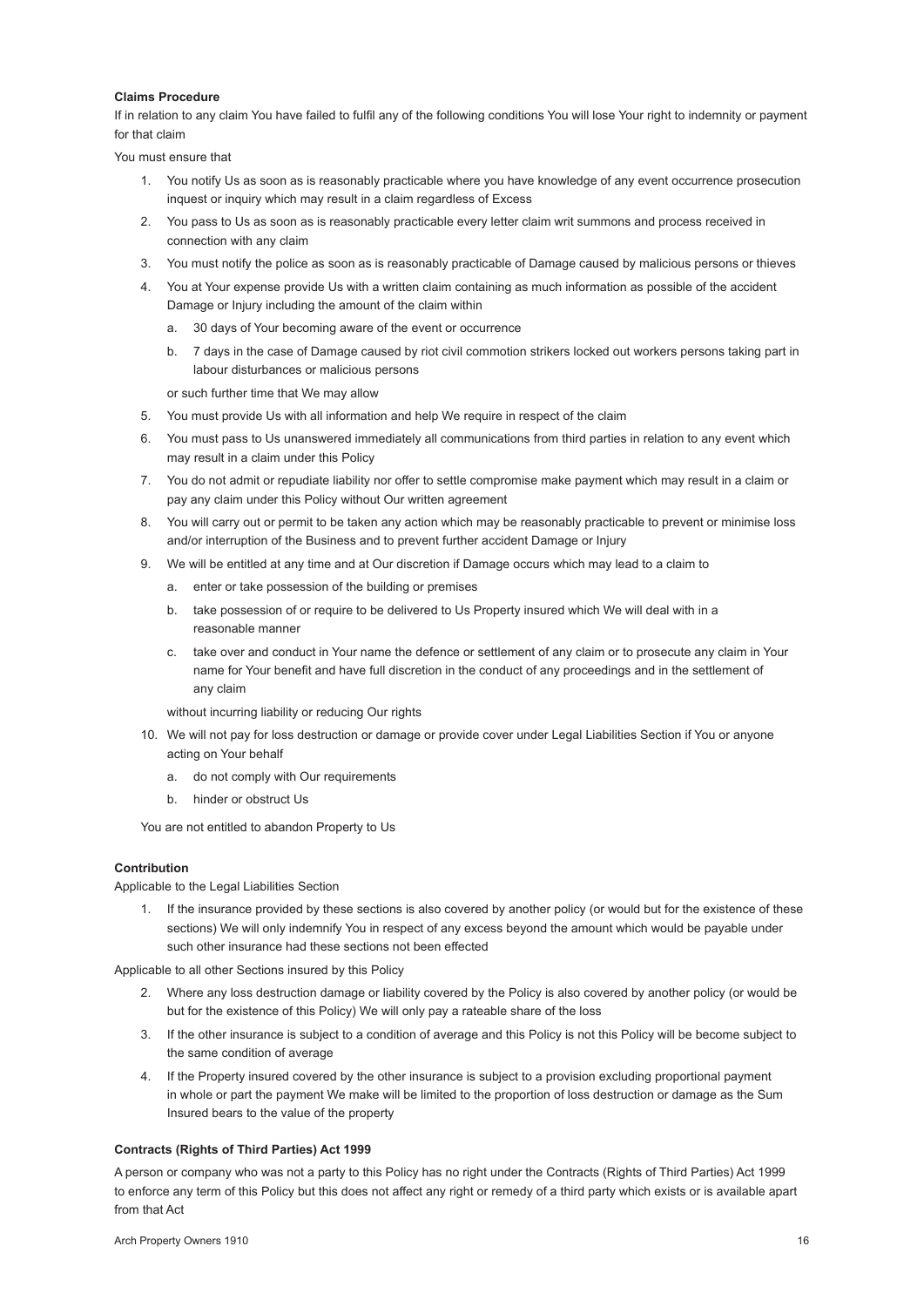**Claims Procedure**

If in relation to any claim You have failed to fulfil any of the following conditions You will lose Your right to indemnity or payment for that claim

You must ensure that

1. You notify Us as soon as is reasonably practicable where you have knowledge of any event occurrence prosecution inquest or inquiry which may result in a claim regardless of Excess
2. You pass to Us as soon as is reasonably practicable every letter claim writ summons and process received in connection with any claim
3. You must notify the police as soon as is reasonably practicable of Damage caused by malicious persons or thieves
4. You at Your expense provide Us with a written claim containing as much information as possible of the accident Damage or Injury including the amount of the claim within
   a. 30 days of Your becoming aware of the event or occurrence
   b. 7 days in the case of Damage caused by riot civil commotion strikers locked out workers persons taking part in labour disturbances or malicious persons

   or such further time that We may allow
5. You must provide Us with all information and help We require in respect of the claim
6. You must pass to Us unanswered immediately all communications from third parties in relation to any event which may result in a claim under this Policy
7. You do not admit or repudiate liability nor offer to settle compromise make payment which may result in a claim or pay any claim under this Policy without Our written agreement
8. You will carry out or permit to be taken any action which may be reasonably practicable to prevent or minimise loss and/or interruption of the Business and to prevent further accident Damage or Injury
9. We will be entitled at any time and at Our discretion if Damage occurs which may lead to a claim to
   a. enter or take possession of the building or premises
   b. take possession of or require to be delivered to Us Property insured which We will deal with in a reasonable manner
   c. take over and conduct in Your name the defence or settlement of any claim or to prosecute any claim in Your name for Your benefit and have full discretion in the conduct of any proceedings and in the settlement of any claim

   without incurring liability or reducing Our rights
10. We will not pay for loss destruction or damage or provide cover under Legal Liabilities Section if You or anyone acting on Your behalf
    a. do not comply with Our requirements
    b. hinder or obstruct Us

You are not entitled to abandon Property to Us

**Contribution**

Applicable to the Legal Liabilities Section

1. If the insurance provided by these sections is also covered by another policy (or would but for the existence of these sections) We will only indemnify You in respect of any excess beyond the amount which would be payable under such other insurance had these sections not been effected

Applicable to all other Sections insured by this Policy

2. Where any loss destruction damage or liability covered by the Policy is also covered by another policy (or would be but for the existence of this Policy) We will only pay a rateable share of the loss
3. If the other insurance is subject to a condition of average and this Policy is not this Policy will be become subject to the same condition of average
4. If the Property insured covered by the other insurance is subject to a provision excluding proportional payment in whole or part the payment We make will be limited to the proportion of loss destruction or damage as the Sum Insured bears to the value of the property

**Contracts (Rights of Third Parties) Act 1999**

A person or company who was not a party to this Policy has no right under the Contracts (Rights of Third Parties) Act 1999 to enforce any term of this Policy but this does not affect any right or remedy of a third party which exists or is available apart from that Act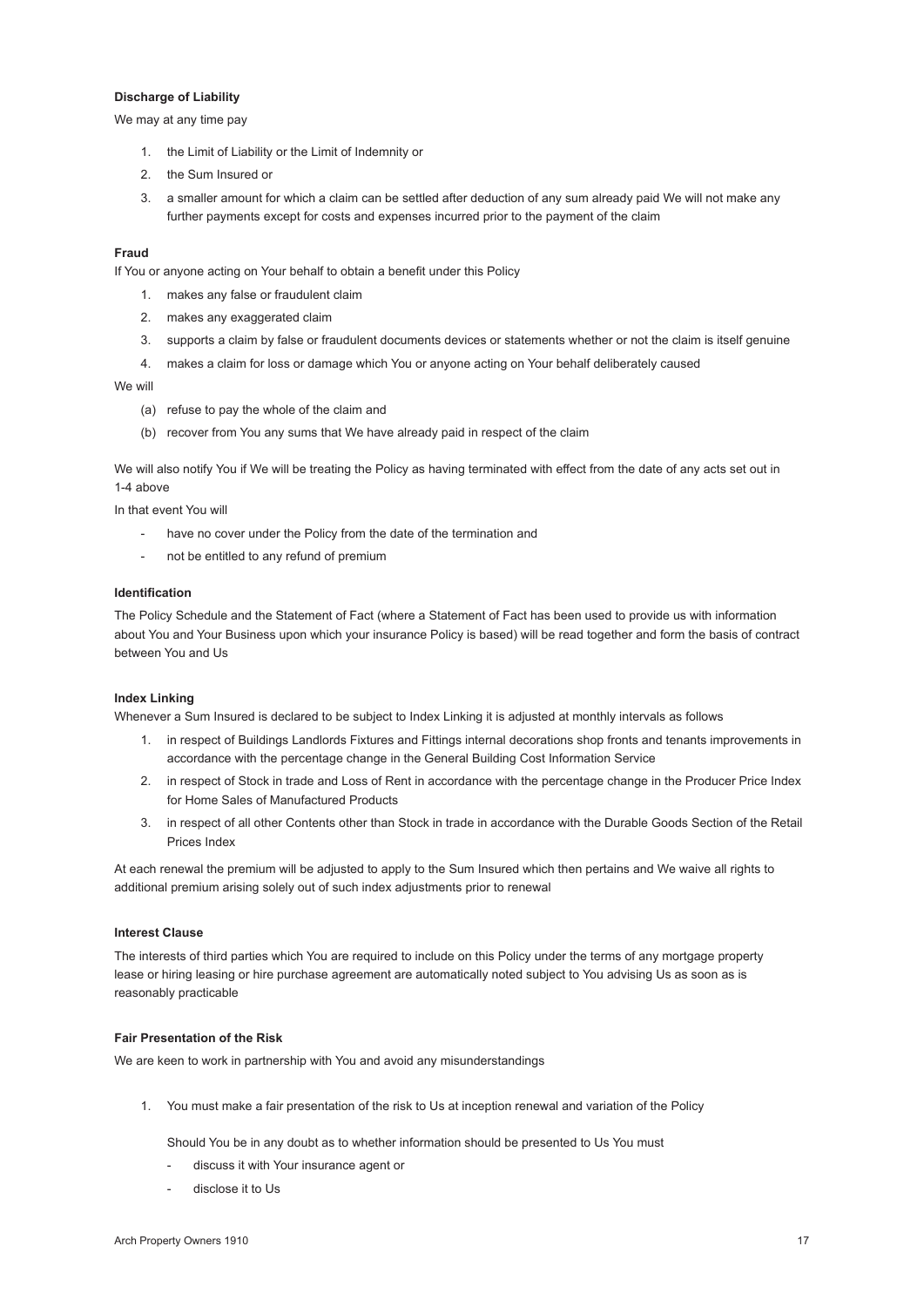**Discharge of Liability**

We may at any time pay

1. the Limit of Liability or the Limit of Indemnity or
2. the Sum Insured or
3. a smaller amount for which a claim can be settled after deduction of any sum already paid We will not make any further payments except for costs and expenses incurred prior to the payment of the claim

**Fraud**

If You or anyone acting on Your behalf to obtain a benefit under this Policy

1. makes any false or fraudulent claim
2. makes any exaggerated claim
3. supports a claim by false or fraudulent documents devices or statements whether or not the claim is itself genuine
4. makes a claim for loss or damage which You or anyone acting on Your behalf deliberately caused

We will

(a) refuse to pay the whole of the claim and

(b) recover from You any sums that We have already paid in respect of the claim

We will also notify You if We will be treating the Policy as having terminated with effect from the date of any acts set out in 1-4 above

In that event You will

- have no cover under the Policy from the date of the termination and
- not be entitled to any refund of premium

**Identification**

The Policy Schedule and the Statement of Fact (where a Statement of Fact has been used to provide us with information about You and Your Business upon which your insurance Policy is based) will be read together and form the basis of contract between You and Us

**Index Linking**

Whenever a Sum Insured is declared to be subject to Index Linking it is adjusted at monthly intervals as follows

1. in respect of Buildings Landlords Fixtures and Fittings internal decorations shop fronts and tenants improvements in accordance with the percentage change in the General Building Cost Information Service
2. in respect of Stock in trade and Loss of Rent in accordance with the percentage change in the Producer Price Index for Home Sales of Manufactured Products
3. in respect of all other Contents other than Stock in trade in accordance with the Durable Goods Section of the Retail Prices Index

At each renewal the premium will be adjusted to apply to the Sum Insured which then pertains and We waive all rights to additional premium arising solely out of such index adjustments prior to renewal

**Interest Clause**

The interests of third parties which You are required to include on this Policy under the terms of any mortgage property lease or hiring leasing or hire purchase agreement are automatically noted subject to You advising Us as soon as is reasonably practicable

**Fair Presentation of the Risk**

We are keen to work in partnership with You and avoid any misunderstandings

1. You must make a fair presentation of the risk to Us at inception renewal and variation of the Policy

   Should You be in any doubt as to whether information should be presented to Us You must

   - discuss it with Your insurance agent or
   - disclose it to Us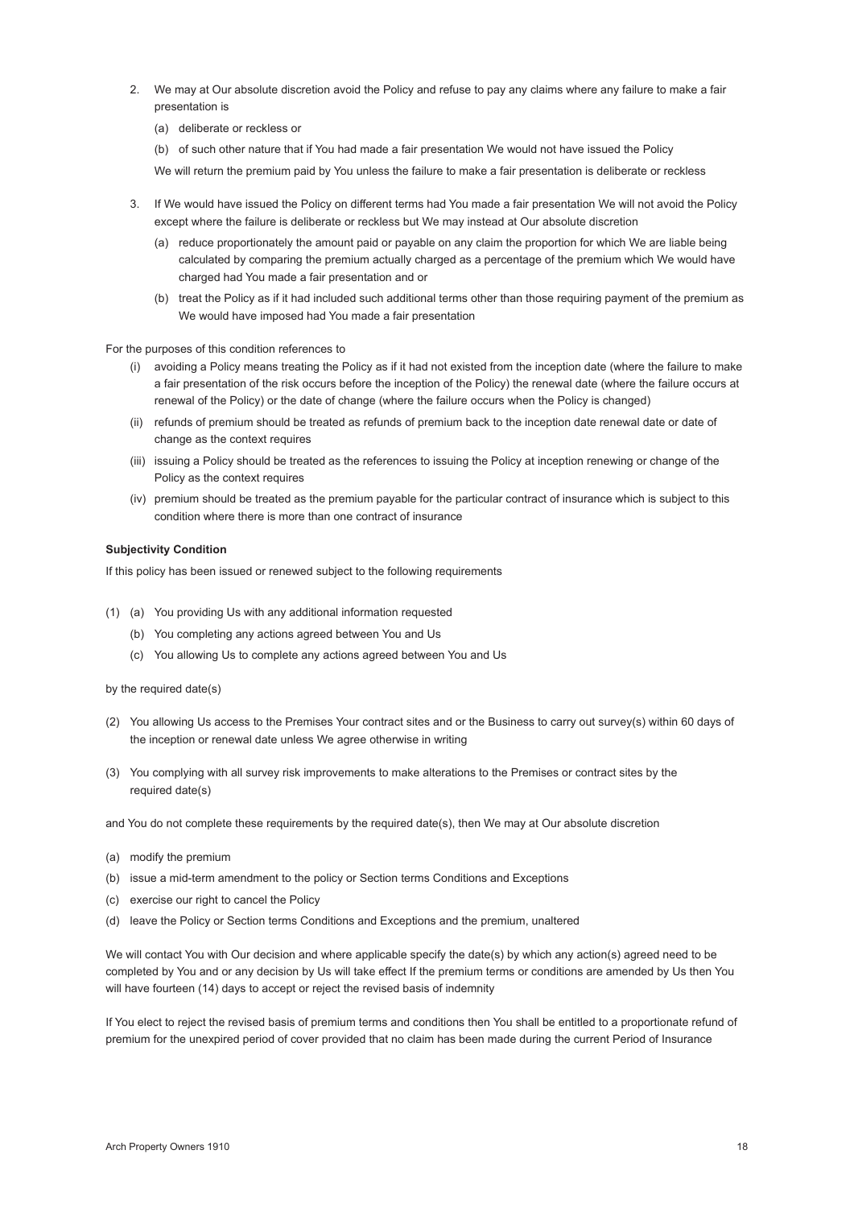2. We may at Our absolute discretion avoid the Policy and refuse to pay any claims where any failure to make a fair presentation is

   (a) deliberate or reckless or

   (b) of such other nature that if You had made a fair presentation We would not have issued the Policy

   We will return the premium paid by You unless the failure to make a fair presentation is deliberate or reckless

3. If We would have issued the Policy on different terms had You made a fair presentation We will not avoid the Policy except where the failure is deliberate or reckless but We may instead at Our absolute discretion

   (a) reduce proportionately the amount paid or payable on any claim the proportion for which We are liable being calculated by comparing the premium actually charged as a percentage of the premium which We would have charged had You made a fair presentation and or

   (b) treat the Policy as if it had included such additional terms other than those requiring payment of the premium as We would have imposed had You made a fair presentation

For the purposes of this condition references to

(i) avoiding a Policy means treating the Policy as if it had not existed from the inception date (where the failure to make a fair presentation of the risk occurs before the inception of the Policy) the renewal date (where the failure occurs at renewal of the Policy) or the date of change (where the failure occurs when the Policy is changed)

(ii) refunds of premium should be treated as refunds of premium back to the inception date renewal date or date of change as the context requires

(iii) issuing a Policy should be treated as the references to issuing the Policy at inception renewing or change of the Policy as the context requires

(iv) premium should be treated as the premium payable for the particular contract of insurance which is subject to this condition where there is more than one contract of insurance

**Subjectivity Condition**

If this policy has been issued or renewed subject to the following requirements

(1) (a) You providing Us with any additional information requested

   (b) You completing any actions agreed between You and Us

   (c) You allowing Us to complete any actions agreed between You and Us

by the required date(s)

(2) You allowing Us access to the Premises Your contract sites and or the Business to carry out survey(s) within 60 days of the inception or renewal date unless We agree otherwise in writing

(3) You complying with all survey risk improvements to make alterations to the Premises or contract sites by the required date(s)

and You do not complete these requirements by the required date(s), then We may at Our absolute discretion

(a) modify the premium

(b) issue a mid-term amendment to the policy or Section terms Conditions and Exceptions

(c) exercise our right to cancel the Policy

(d) leave the Policy or Section terms Conditions and Exceptions and the premium, unaltered

We will contact You with Our decision and where applicable specify the date(s) by which any action(s) agreed need to be completed by You and or any decision by Us will take effect If the premium terms or conditions are amended by Us then You will have fourteen (14) days to accept or reject the revised basis of indemnity

If You elect to reject the revised basis of premium terms and conditions then You shall be entitled to a proportionate refund of premium for the unexpired period of cover provided that no claim has been made during the current Period of Insurance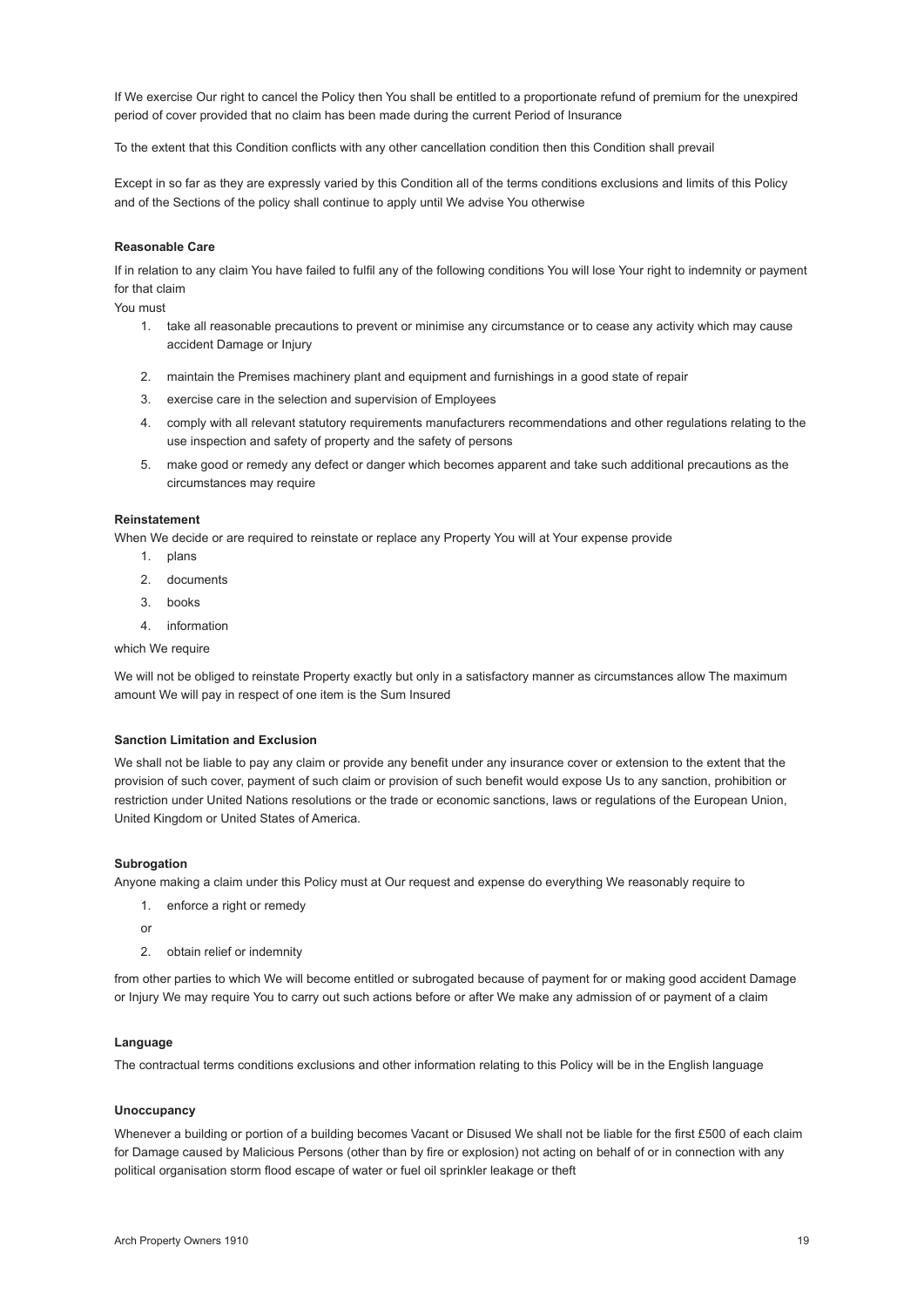If We exercise Our right to cancel the Policy then You shall be entitled to a proportionate refund of premium for the unexpired period of cover provided that no claim has been made during the current Period of Insurance

To the extent that this Condition conflicts with any other cancellation condition then this Condition shall prevail

Except in so far as they are expressly varied by this Condition all of the terms conditions exclusions and limits of this Policy and of the Sections of the policy shall continue to apply until We advise You otherwise

**Reasonable Care**

If in relation to any claim You have failed to fulfil any of the following conditions You will lose Your right to indemnity or payment for that claim

You must

1. take all reasonable precautions to prevent or minimise any circumstance or to cease any activity which may cause accident Damage or Injury
2. maintain the Premises machinery plant and equipment and furnishings in a good state of repair
3. exercise care in the selection and supervision of Employees
4. comply with all relevant statutory requirements manufacturers recommendations and other regulations relating to the use inspection and safety of property and the safety of persons
5. make good or remedy any defect or danger which becomes apparent and take such additional precautions as the circumstances may require

**Reinstatement**

When We decide or are required to reinstate or replace any Property You will at Your expense provide

1. plans
2. documents
3. books
4. information

which We require

We will not be obliged to reinstate Property exactly but only in a satisfactory manner as circumstances allow The maximum amount We will pay in respect of one item is the Sum Insured

**Sanction Limitation and Exclusion**

We shall not be liable to pay any claim or provide any benefit under any insurance cover or extension to the extent that the provision of such cover, payment of such claim or provision of such benefit would expose Us to any sanction, prohibition or restriction under United Nations resolutions or the trade or economic sanctions, laws or regulations of the European Union, United Kingdom or United States of America.

**Subrogation**

Anyone making a claim under this Policy must at Our request and expense do everything We reasonably require to

1. enforce a right or remedy

or

2. obtain relief or indemnity

from other parties to which We will become entitled or subrogated because of payment for or making good accident Damage or Injury We may require You to carry out such actions before or after We make any admission of or payment of a claim

**Language**

The contractual terms conditions exclusions and other information relating to this Policy will be in the English language

**Unoccupancy**

Whenever a building or portion of a building becomes Vacant or Disused We shall not be liable for the first £500 of each claim for Damage caused by Malicious Persons (other than by fire or explosion) not acting on behalf of or in connection with any political organisation storm flood escape of water or fuel oil sprinkler leakage or theft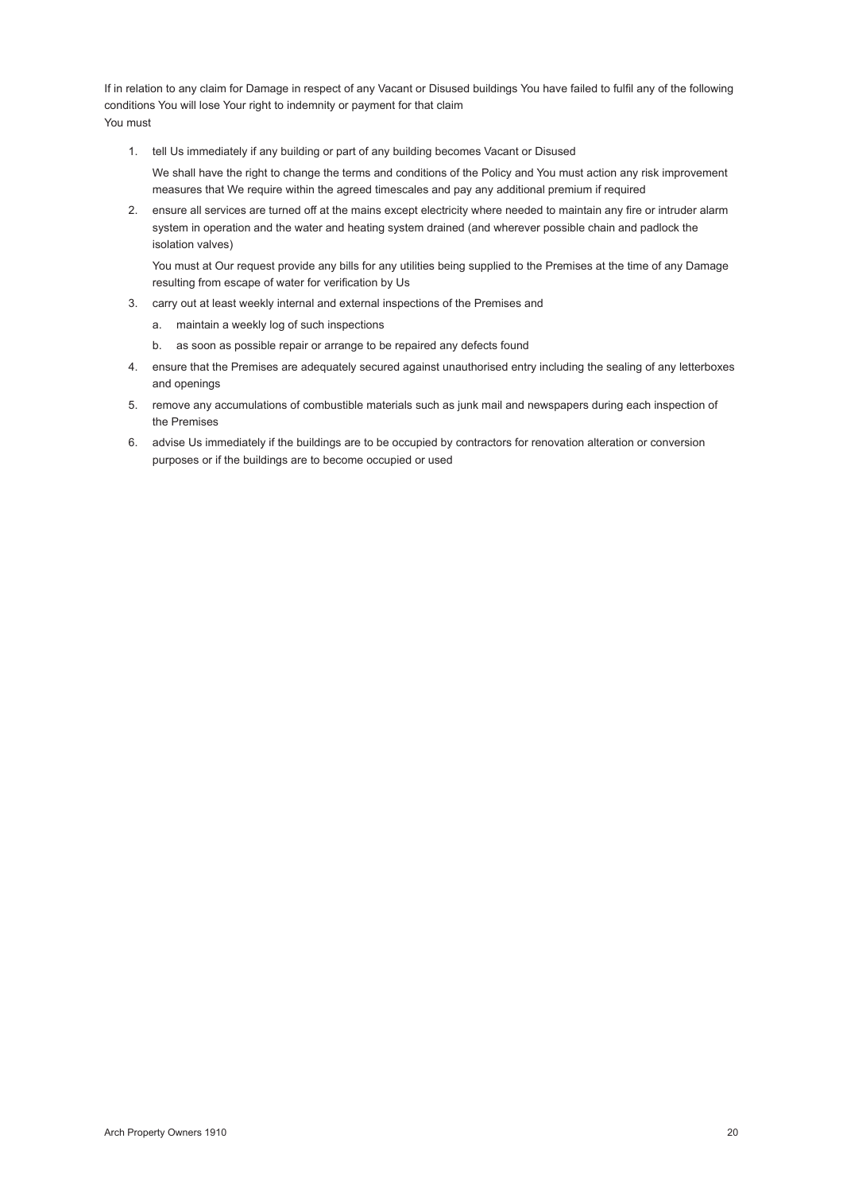If in relation to any claim for Damage in respect of any Vacant or Disused buildings You have failed to fulfil any of the following conditions You will lose Your right to indemnity or payment for that claim
You must

1. tell Us immediately if any building or part of any building becomes Vacant or Disused

   We shall have the right to change the terms and conditions of the Policy and You must action any risk improvement measures that We require within the agreed timescales and pay any additional premium if required

2. ensure all services are turned off at the mains except electricity where needed to maintain any fire or intruder alarm system in operation and the water and heating system drained (and wherever possible chain and padlock the isolation valves)

   You must at Our request provide any bills for any utilities being supplied to the Premises at the time of any Damage resulting from escape of water for verification by Us

3. carry out at least weekly internal and external inspections of the Premises and
   a. maintain a weekly log of such inspections
   b. as soon as possible repair or arrange to be repaired any defects found

4. ensure that the Premises are adequately secured against unauthorised entry including the sealing of any letterboxes and openings

5. remove any accumulations of combustible materials such as junk mail and newspapers during each inspection of the Premises

6. advise Us immediately if the buildings are to be occupied by contractors for renovation alteration or conversion purposes or if the buildings are to become occupied or used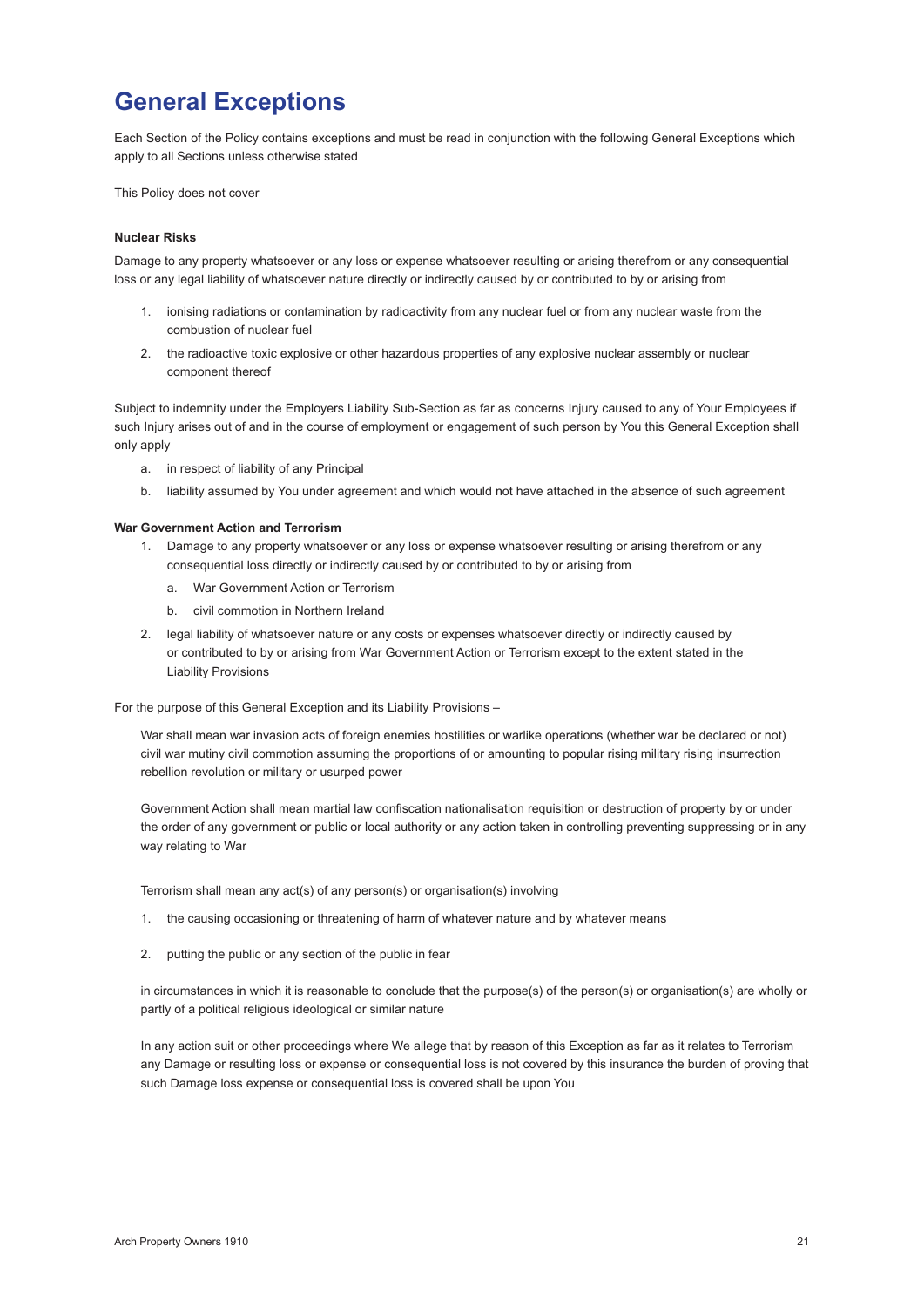# General Exceptions

Each Section of the Policy contains exceptions and must be read in conjunction with the following General Exceptions which apply to all Sections unless otherwise stated

This Policy does not cover

**Nuclear Risks**

Damage to any property whatsoever or any loss or expense whatsoever resulting or arising therefrom or any consequential loss or any legal liability of whatsoever nature directly or indirectly caused by or contributed to by or arising from

1. ionising radiations or contamination by radioactivity from any nuclear fuel or from any nuclear waste from the combustion of nuclear fuel
2. the radioactive toxic explosive or other hazardous properties of any explosive nuclear assembly or nuclear component thereof

Subject to indemnity under the Employers Liability Sub-Section as far as concerns Injury caused to any of Your Employees if such Injury arises out of and in the course of employment or engagement of such person by You this General Exception shall only apply

a. in respect of liability of any Principal
b. liability assumed by You under agreement and which would not have attached in the absence of such agreement

**War Government Action and Terrorism**

1. Damage to any property whatsoever or any loss or expense whatsoever resulting or arising therefrom or any consequential loss directly or indirectly caused by or contributed to by or arising from
   a. War Government Action or Terrorism
   b. civil commotion in Northern Ireland
2. legal liability of whatsoever nature or any costs or expenses whatsoever directly or indirectly caused by or contributed to by or arising from War Government Action or Terrorism except to the extent stated in the Liability Provisions

For the purpose of this General Exception and its Liability Provisions –

War shall mean war invasion acts of foreign enemies hostilities or warlike operations (whether war be declared or not) civil war mutiny civil commotion assuming the proportions of or amounting to popular rising military rising insurrection rebellion revolution or military or usurped power

Government Action shall mean martial law confiscation nationalisation requisition or destruction of property by or under the order of any government or public or local authority or any action taken in controlling preventing suppressing or in any way relating to War

Terrorism shall mean any act(s) of any person(s) or organisation(s) involving

1. the causing occasioning or threatening of harm of whatever nature and by whatever means
2. putting the public or any section of the public in fear

in circumstances in which it is reasonable to conclude that the purpose(s) of the person(s) or organisation(s) are wholly or partly of a political religious ideological or similar nature

In any action suit or other proceedings where We allege that by reason of this Exception as far as it relates to Terrorism any Damage or resulting loss or expense or consequential loss is not covered by this insurance the burden of proving that such Damage loss expense or consequential loss is covered shall be upon You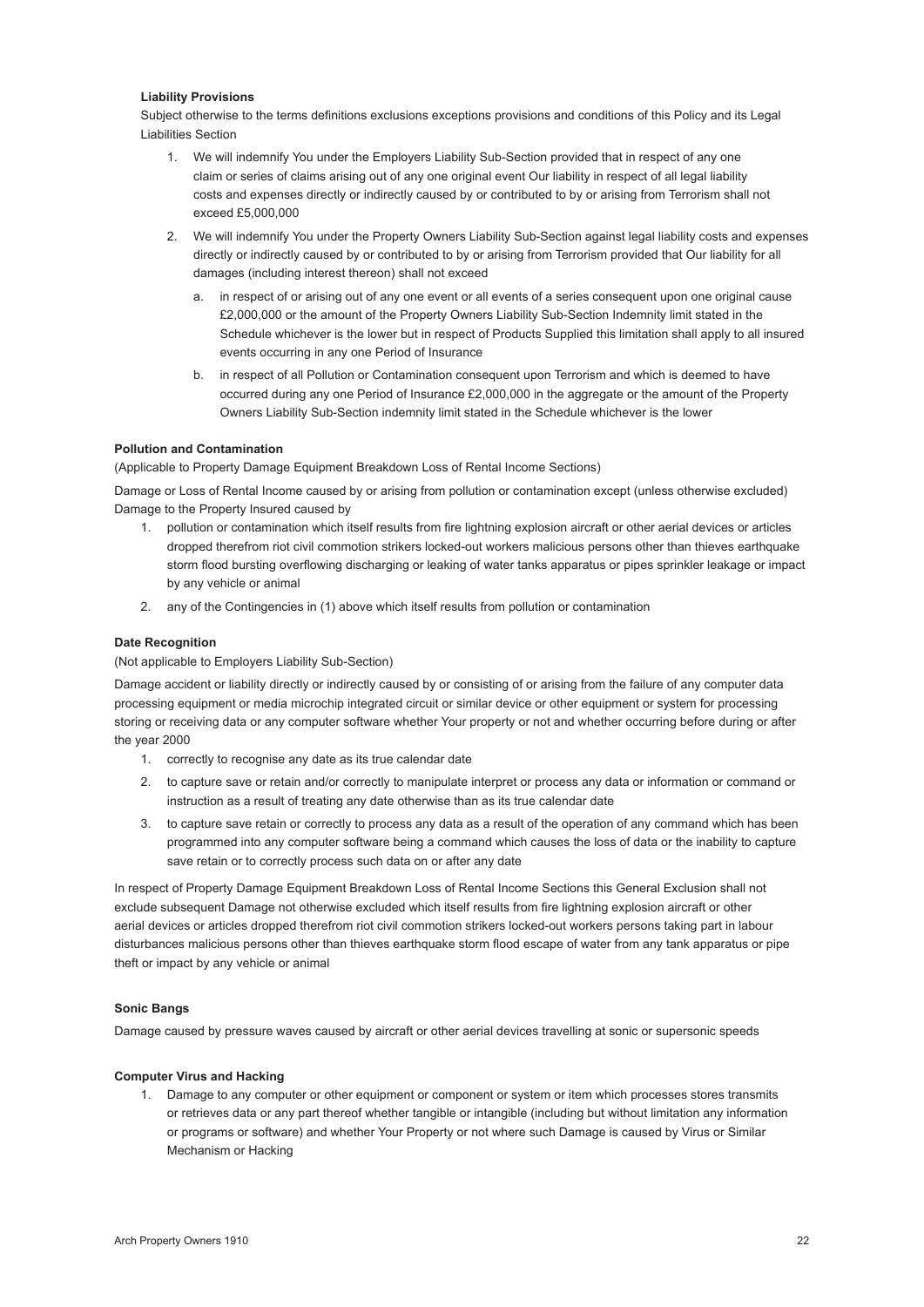**Liability Provisions**

Subject otherwise to the terms definitions exclusions exceptions provisions and conditions of this Policy and its Legal Liabilities Section

1. We will indemnify You under the Employers Liability Sub-Section provided that in respect of any one claim or series of claims arising out of any one original event Our liability in respect of all legal liability costs and expenses directly or indirectly caused by or contributed to by or arising from Terrorism shall not exceed £5,000,000
2. We will indemnify You under the Property Owners Liability Sub-Section against legal liability costs and expenses directly or indirectly caused by or contributed to by or arising from Terrorism provided that Our liability for all damages (including interest thereon) shall not exceed
   a. in respect of or arising out of any one event or all events of a series consequent upon one original cause £2,000,000 or the amount of the Property Owners Liability Sub-Section Indemnity limit stated in the Schedule whichever is the lower but in respect of Products Supplied this limitation shall apply to all insured events occurring in any one Period of Insurance
   b. in respect of all Pollution or Contamination consequent upon Terrorism and which is deemed to have occurred during any one Period of Insurance £2,000,000 in the aggregate or the amount of the Property Owners Liability Sub-Section indemnity limit stated in the Schedule whichever is the lower

**Pollution and Contamination**

(Applicable to Property Damage Equipment Breakdown Loss of Rental Income Sections)

Damage or Loss of Rental Income caused by or arising from pollution or contamination except (unless otherwise excluded) Damage to the Property Insured caused by

1. pollution or contamination which itself results from fire lightning explosion aircraft or other aerial devices or articles dropped therefrom riot civil commotion strikers locked-out workers malicious persons other than thieves earthquake storm flood bursting overflowing discharging or leaking of water tanks apparatus or pipes sprinkler leakage or impact by any vehicle or animal
2. any of the Contingencies in (1) above which itself results from pollution or contamination

**Date Recognition**

(Not applicable to Employers Liability Sub-Section)

Damage accident or liability directly or indirectly caused by or consisting of or arising from the failure of any computer data processing equipment or media microchip integrated circuit or similar device or other equipment or system for processing storing or receiving data or any computer software whether Your property or not and whether occurring before during or after the year 2000

1. correctly to recognise any date as its true calendar date
2. to capture save or retain and/or correctly to manipulate interpret or process any data or information or command or instruction as a result of treating any date otherwise than as its true calendar date
3. to capture save retain or correctly to process any data as a result of the operation of any command which has been programmed into any computer software being a command which causes the loss of data or the inability to capture save retain or to correctly process such data on or after any date

In respect of Property Damage Equipment Breakdown Loss of Rental Income Sections this General Exclusion shall not exclude subsequent Damage not otherwise excluded which itself results from fire lightning explosion aircraft or other aerial devices or articles dropped therefrom riot civil commotion strikers locked-out workers persons taking part in labour disturbances malicious persons other than thieves earthquake storm flood escape of water from any tank apparatus or pipe theft or impact by any vehicle or animal

**Sonic Bangs**

Damage caused by pressure waves caused by aircraft or other aerial devices travelling at sonic or supersonic speeds

**Computer Virus and Hacking**

1. Damage to any computer or other equipment or component or system or item which processes stores transmits or retrieves data or any part thereof whether tangible or intangible (including but without limitation any information or programs or software) and whether Your Property or not where such Damage is caused by Virus or Similar Mechanism or Hacking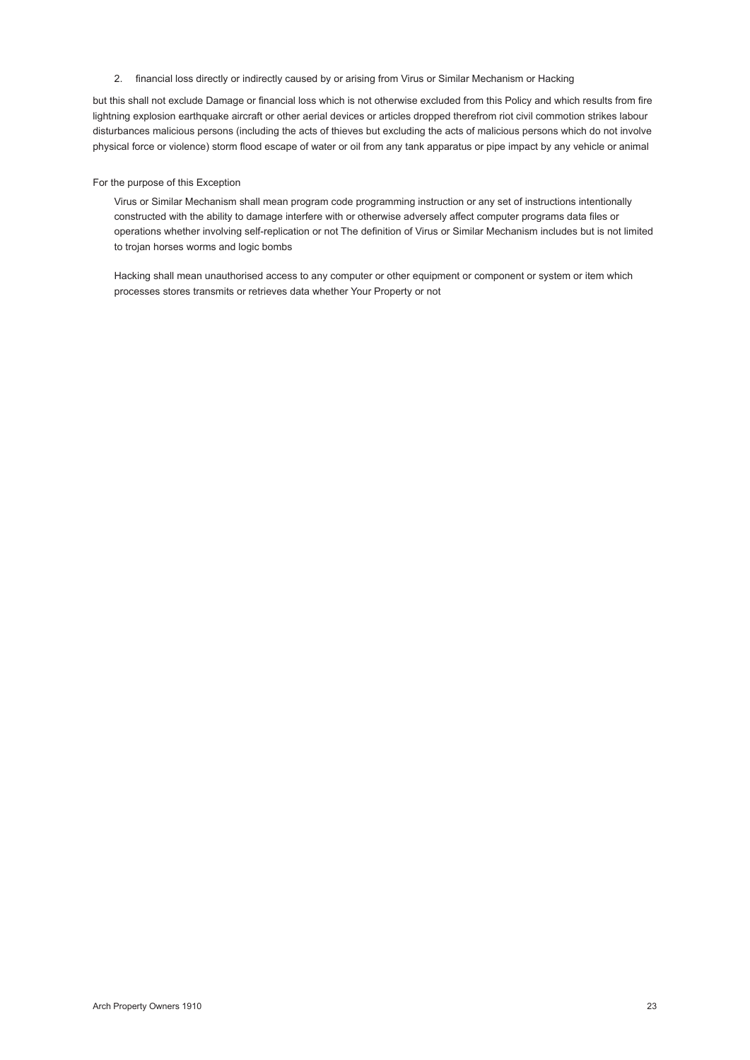2. financial loss directly or indirectly caused by or arising from Virus or Similar Mechanism or Hacking

but this shall not exclude Damage or financial loss which is not otherwise excluded from this Policy and which results from fire lightning explosion earthquake aircraft or other aerial devices or articles dropped therefrom riot civil commotion strikes labour disturbances malicious persons (including the acts of thieves but excluding the acts of malicious persons which do not involve physical force or violence) storm flood escape of water or oil from any tank apparatus or pipe impact by any vehicle or animal

For the purpose of this Exception

Virus or Similar Mechanism shall mean program code programming instruction or any set of instructions intentionally constructed with the ability to damage interfere with or otherwise adversely affect computer programs data files or operations whether involving self-replication or not The definition of Virus or Similar Mechanism includes but is not limited to trojan horses worms and logic bombs

Hacking shall mean unauthorised access to any computer or other equipment or component or system or item which processes stores transmits or retrieves data whether Your Property or not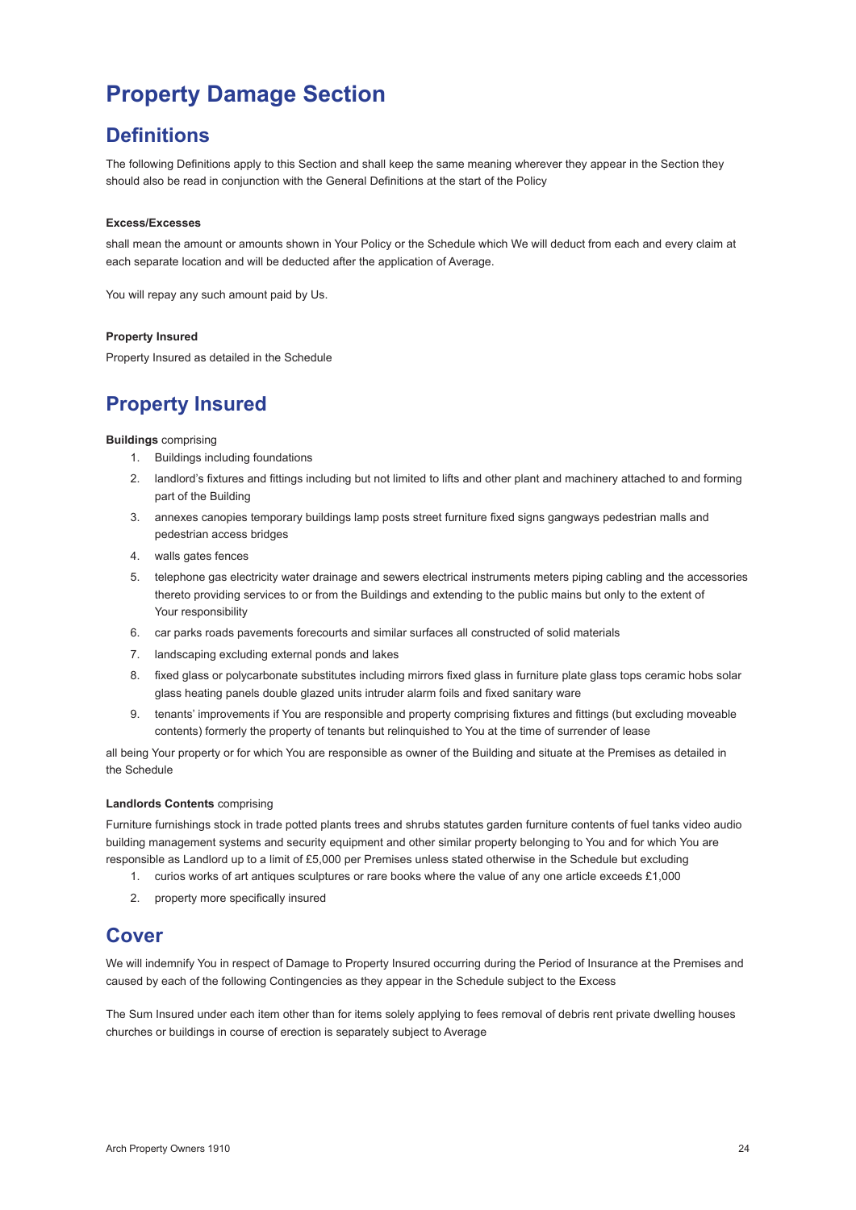# Property Damage Section

## Definitions

The following Definitions apply to this Section and shall keep the same meaning wherever they appear in the Section they should also be read in conjunction with the General Definitions at the start of the Policy

**Excess/Excesses**

shall mean the amount or amounts shown in Your Policy or the Schedule which We will deduct from each and every claim at each separate location and will be deducted after the application of Average.

You will repay any such amount paid by Us.

**Property Insured**

Property Insured as detailed in the Schedule

## Property Insured

**Buildings** comprising

1. Buildings including foundations
2. landlord's fixtures and fittings including but not limited to lifts and other plant and machinery attached to and forming part of the Building
3. annexes canopies temporary buildings lamp posts street furniture fixed signs gangways pedestrian malls and pedestrian access bridges
4. walls gates fences
5. telephone gas electricity water drainage and sewers electrical instruments meters piping cabling and the accessories thereto providing services to or from the Buildings and extending to the public mains but only to the extent of Your responsibility
6. car parks roads pavements forecourts and similar surfaces all constructed of solid materials
7. landscaping excluding external ponds and lakes
8. fixed glass or polycarbonate substitutes including mirrors fixed glass in furniture plate glass tops ceramic hobs solar glass heating panels double glazed units intruder alarm foils and fixed sanitary ware
9. tenants' improvements if You are responsible and property comprising fixtures and fittings (but excluding moveable contents) formerly the property of tenants but relinquished to You at the time of surrender of lease

all being Your property or for which You are responsible as owner of the Building and situate at the Premises as detailed in the Schedule

**Landlords Contents** comprising

Furniture furnishings stock in trade potted plants trees and shrubs statutes garden furniture contents of fuel tanks video audio building management systems and security equipment and other similar property belonging to You and for which You are responsible as Landlord up to a limit of £5,000 per Premises unless stated otherwise in the Schedule but excluding

1. curios works of art antiques sculptures or rare books where the value of any one article exceeds £1,000
2. property more specifically insured

## Cover

We will indemnify You in respect of Damage to Property Insured occurring during the Period of Insurance at the Premises and caused by each of the following Contingencies as they appear in the Schedule subject to the Excess

The Sum Insured under each item other than for items solely applying to fees removal of debris rent private dwelling houses churches or buildings in course of erection is separately subject to Average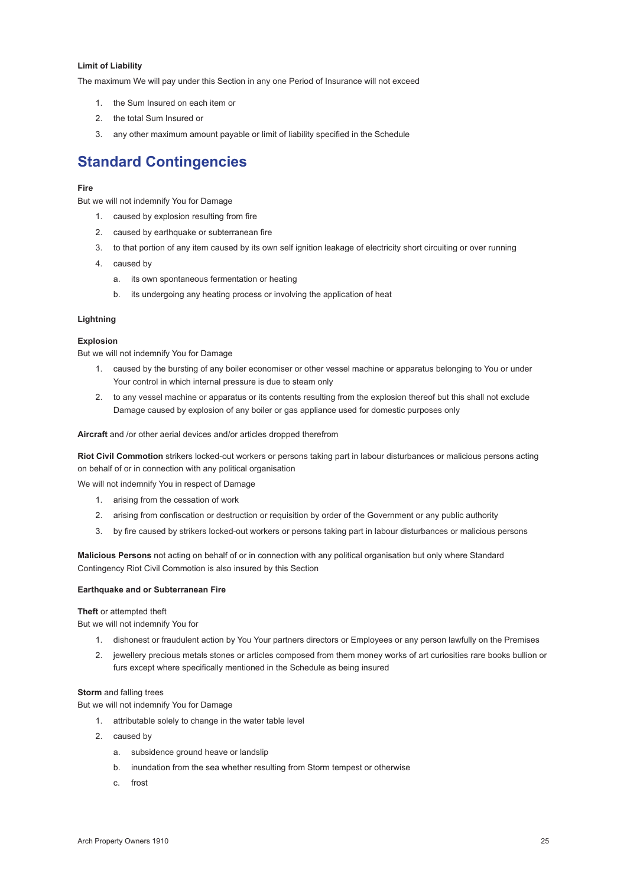**Limit of Liability**

The maximum We will pay under this Section in any one Period of Insurance will not exceed

1. the Sum Insured on each item or
2. the total Sum Insured or
3. any other maximum amount payable or limit of liability specified in the Schedule

## Standard Contingencies

**Fire**

But we will not indemnify You for Damage

1. caused by explosion resulting from fire
2. caused by earthquake or subterranean fire
3. to that portion of any item caused by its own self ignition leakage of electricity short circuiting or over running
4. caused by
   a. its own spontaneous fermentation or heating
   b. its undergoing any heating process or involving the application of heat

**Lightning**

**Explosion**

But we will not indemnify You for Damage

1. caused by the bursting of any boiler economiser or other vessel machine or apparatus belonging to You or under Your control in which internal pressure is due to steam only
2. to any vessel machine or apparatus or its contents resulting from the explosion thereof but this shall not exclude Damage caused by explosion of any boiler or gas appliance used for domestic purposes only

**Aircraft** and /or other aerial devices and/or articles dropped therefrom

**Riot Civil Commotion** strikers locked-out workers or persons taking part in labour disturbances or malicious persons acting on behalf of or in connection with any political organisation

We will not indemnify You in respect of Damage

1. arising from the cessation of work
2. arising from confiscation or destruction or requisition by order of the Government or any public authority
3. by fire caused by strikers locked-out workers or persons taking part in labour disturbances or malicious persons

**Malicious Persons** not acting on behalf of or in connection with any political organisation but only where Standard Contingency Riot Civil Commotion is also insured by this Section

**Earthquake and or Subterranean Fire**

**Theft** or attempted theft

But we will not indemnify You for

1. dishonest or fraudulent action by You Your partners directors or Employees or any person lawfully on the Premises
2. jewellery precious metals stones or articles composed from them money works of art curiosities rare books bullion or furs except where specifically mentioned in the Schedule as being insured

**Storm** and falling trees

But we will not indemnify You for Damage

1. attributable solely to change in the water table level
2. caused by
   a. subsidence ground heave or landslip
   b. inundation from the sea whether resulting from Storm tempest or otherwise
   c. frost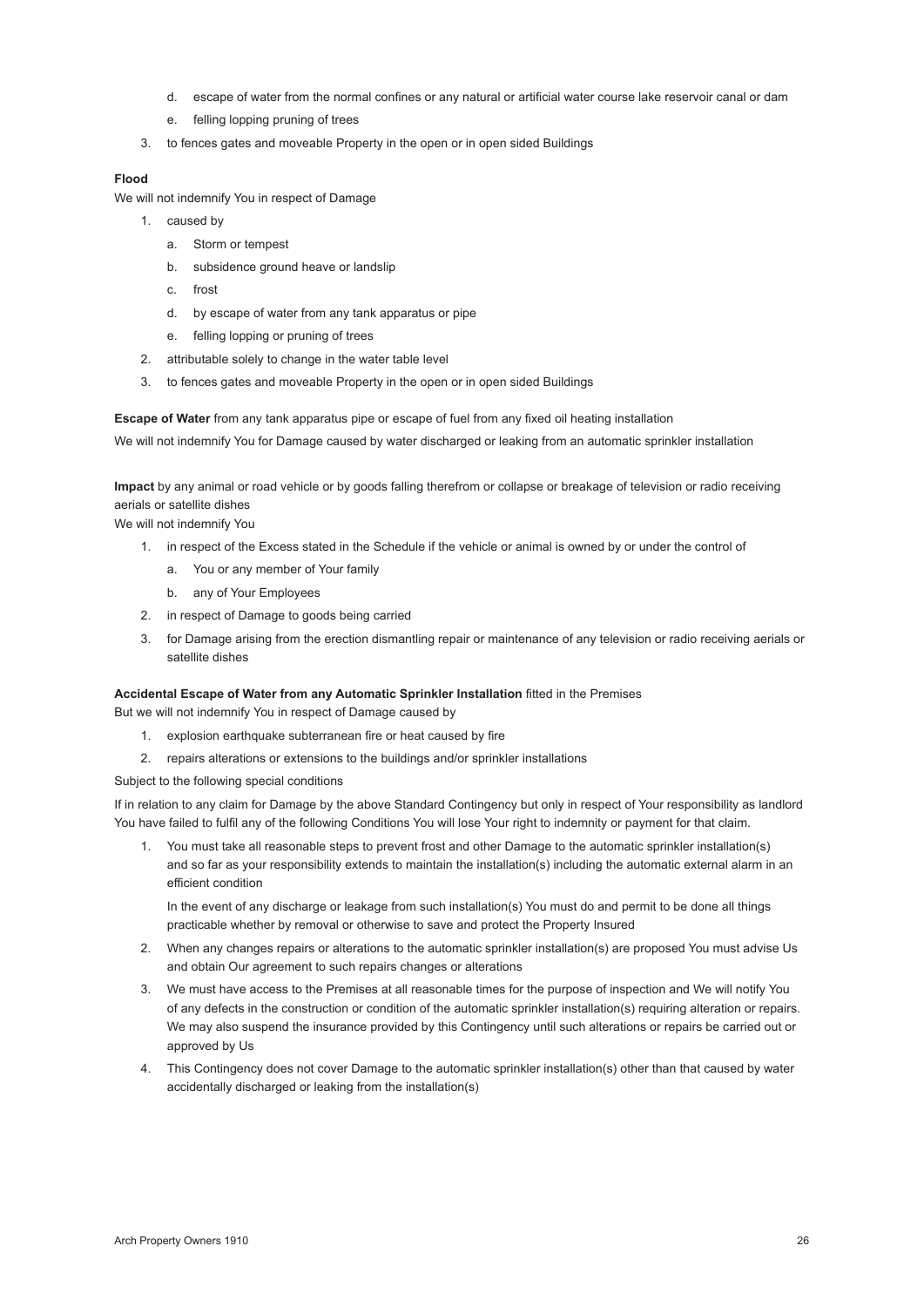d. escape of water from the normal confines or any natural or artificial water course lake reservoir canal or dam
   e. felling lopping pruning of trees
3. to fences gates and moveable Property in the open or in open sided Buildings

**Flood**

We will not indemnify You in respect of Damage

1. caused by
   a. Storm or tempest
   b. subsidence ground heave or landslip
   c. frost
   d. by escape of water from any tank apparatus or pipe
   e. felling lopping or pruning of trees
2. attributable solely to change in the water table level
3. to fences gates and moveable Property in the open or in open sided Buildings

**Escape of Water** from any tank apparatus pipe or escape of fuel from any fixed oil heating installation

We will not indemnify You for Damage caused by water discharged or leaking from an automatic sprinkler installation

**Impact** by any animal or road vehicle or by goods falling therefrom or collapse or breakage of television or radio receiving aerials or satellite dishes

We will not indemnify You

1. in respect of the Excess stated in the Schedule if the vehicle or animal is owned by or under the control of
   a. You or any member of Your family
   b. any of Your Employees
2. in respect of Damage to goods being carried
3. for Damage arising from the erection dismantling repair or maintenance of any television or radio receiving aerials or satellite dishes

**Accidental Escape of Water from any Automatic Sprinkler Installation** fitted in the Premises

But we will not indemnify You in respect of Damage caused by

1. explosion earthquake subterranean fire or heat caused by fire
2. repairs alterations or extensions to the buildings and/or sprinkler installations

Subject to the following special conditions

If in relation to any claim for Damage by the above Standard Contingency but only in respect of Your responsibility as landlord You have failed to fulfil any of the following Conditions You will lose Your right to indemnity or payment for that claim.

1. You must take all reasonable steps to prevent frost and other Damage to the automatic sprinkler installation(s) and so far as your responsibility extends to maintain the installation(s) including the automatic external alarm in an efficient condition

   In the event of any discharge or leakage from such installation(s) You must do and permit to be done all things practicable whether by removal or otherwise to save and protect the Property Insured
2. When any changes repairs or alterations to the automatic sprinkler installation(s) are proposed You must advise Us and obtain Our agreement to such repairs changes or alterations
3. We must have access to the Premises at all reasonable times for the purpose of inspection and We will notify You of any defects in the construction or condition of the automatic sprinkler installation(s) requiring alteration or repairs. We may also suspend the insurance provided by this Contingency until such alterations or repairs be carried out or approved by Us
4. This Contingency does not cover Damage to the automatic sprinkler installation(s) other than that caused by water accidentally discharged or leaking from the installation(s)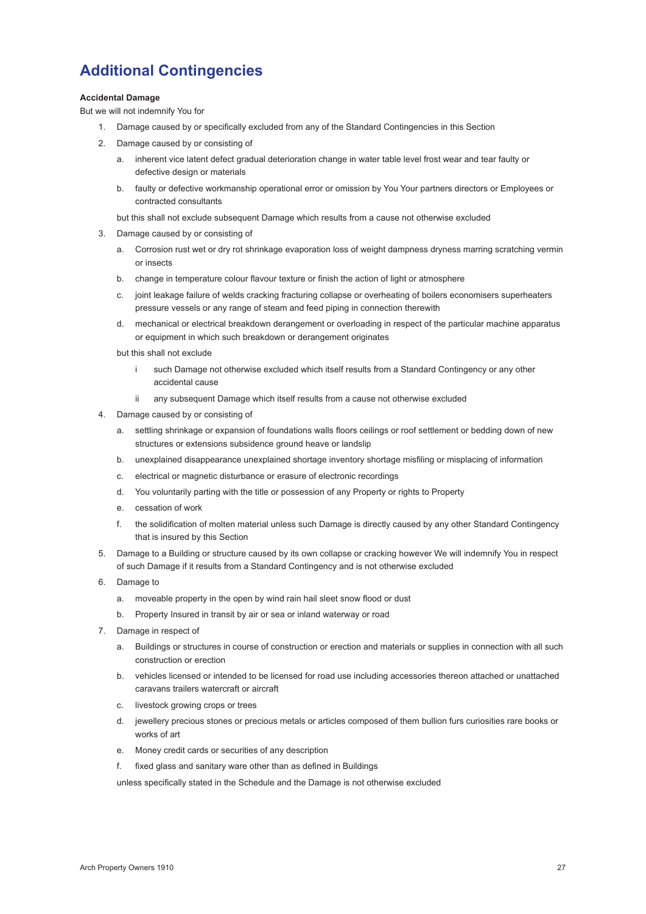# Additional Contingencies

**Accidental Damage**

But we will not indemnify You for

1. Damage caused by or specifically excluded from any of the Standard Contingencies in this Section
2. Damage caused by or consisting of
   a. inherent vice latent defect gradual deterioration change in water table level frost wear and tear faulty or defective design or materials
   b. faulty or defective workmanship operational error or omission by You Your partners directors or Employees or contracted consultants

   but this shall not exclude subsequent Damage which results from a cause not otherwise excluded
3. Damage caused by or consisting of
   a. Corrosion rust wet or dry rot shrinkage evaporation loss of weight dampness dryness marring scratching vermin or insects
   b. change in temperature colour flavour texture or finish the action of light or atmosphere
   c. joint leakage failure of welds cracking fracturing collapse or overheating of boilers economisers superheaters pressure vessels or any range of steam and feed piping in connection therewith
   d. mechanical or electrical breakdown derangement or overloading in respect of the particular machine apparatus or equipment in which such breakdown or derangement originates

   but this shall not exclude

   i such Damage not otherwise excluded which itself results from a Standard Contingency or any other accidental cause

   ii any subsequent Damage which itself results from a cause not otherwise excluded
4. Damage caused by or consisting of
   a. settling shrinkage or expansion of foundations walls floors ceilings or roof settlement or bedding down of new structures or extensions subsidence ground heave or landslip
   b. unexplained disappearance unexplained shortage inventory shortage misfiling or misplacing of information
   c. electrical or magnetic disturbance or erasure of electronic recordings
   d. You voluntarily parting with the title or possession of any Property or rights to Property
   e. cessation of work
   f. the solidification of molten material unless such Damage is directly caused by any other Standard Contingency that is insured by this Section
5. Damage to a Building or structure caused by its own collapse or cracking however We will indemnify You in respect of such Damage if it results from a Standard Contingency and is not otherwise excluded
6. Damage to
   a. moveable property in the open by wind rain hail sleet snow flood or dust
   b. Property Insured in transit by air or sea or inland waterway or road
7. Damage in respect of
   a. Buildings or structures in course of construction or erection and materials or supplies in connection with all such construction or erection
   b. vehicles licensed or intended to be licensed for road use including accessories thereon attached or unattached caravans trailers watercraft or aircraft
   c. livestock growing crops or trees
   d. jewellery precious stones or precious metals or articles composed of them bullion furs curiosities rare books or works of art
   e. Money credit cards or securities of any description
   f. fixed glass and sanitary ware other than as defined in Buildings

   unless specifically stated in the Schedule and the Damage is not otherwise excluded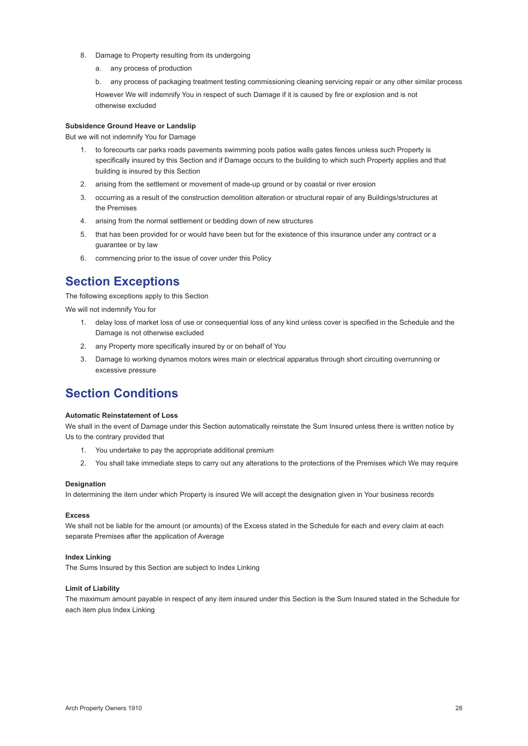8. Damage to Property resulting from its undergoing

    a. any process of production

    b. any process of packaging treatment testing commissioning cleaning servicing repair or any other similar process

    However We will indemnify You in respect of such Damage if it is caused by fire or explosion and is not otherwise excluded

**Subsidence Ground Heave or Landslip**

But we will not indemnify You for Damage

1. to forecourts car parks roads pavements swimming pools patios walls gates fences unless such Property is specifically insured by this Section and if Damage occurs to the building to which such Property applies and that building is insured by this Section
2. arising from the settlement or movement of made-up ground or by coastal or river erosion
3. occurring as a result of the construction demolition alteration or structural repair of any Buildings/structures at the Premises
4. arising from the normal settlement or bedding down of new structures
5. that has been provided for or would have been but for the existence of this insurance under any contract or a guarantee or by law
6. commencing prior to the issue of cover under this Policy

## Section Exceptions

The following exceptions apply to this Section

We will not indemnify You for

1. delay loss of market loss of use or consequential loss of any kind unless cover is specified in the Schedule and the Damage is not otherwise excluded
2. any Property more specifically insured by or on behalf of You
3. Damage to working dynamos motors wires main or electrical apparatus through short circuiting overrunning or excessive pressure

## Section Conditions

**Automatic Reinstatement of Loss**

We shall in the event of Damage under this Section automatically reinstate the Sum Insured unless there is written notice by Us to the contrary provided that

1. You undertake to pay the appropriate additional premium
2. You shall take immediate steps to carry out any alterations to the protections of the Premises which We may require

**Designation**

In determining the item under which Property is insured We will accept the designation given in Your business records

**Excess**

We shall not be liable for the amount (or amounts) of the Excess stated in the Schedule for each and every claim at each separate Premises after the application of Average

**Index Linking**

The Sums Insured by this Section are subject to Index Linking

**Limit of Liability**

The maximum amount payable in respect of any item insured under this Section is the Sum Insured stated in the Schedule for each item plus Index Linking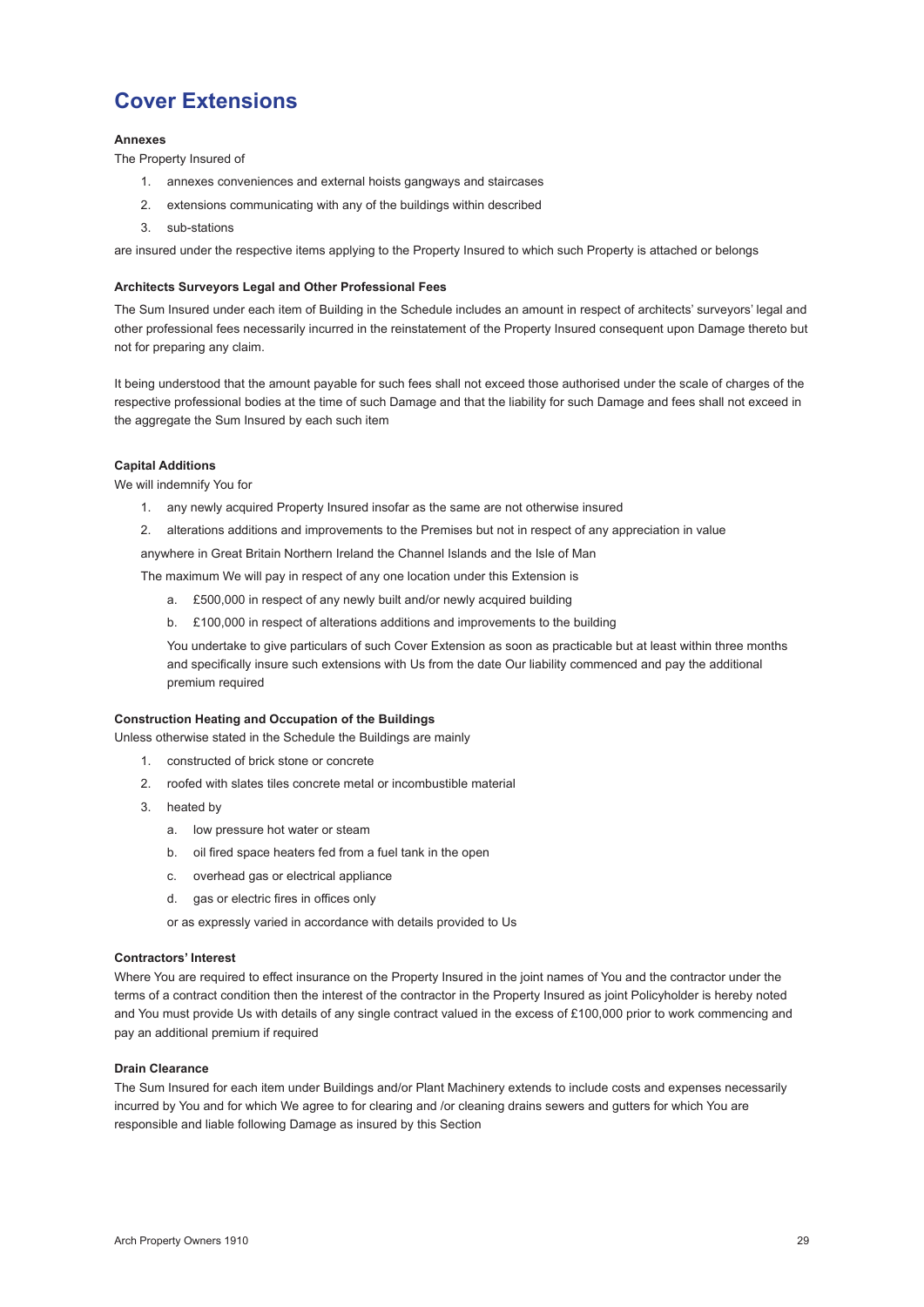# Cover Extensions

**Annexes**

The Property Insured of

1. annexes conveniences and external hoists gangways and staircases
2. extensions communicating with any of the buildings within described
3. sub-stations

are insured under the respective items applying to the Property Insured to which such Property is attached or belongs

**Architects Surveyors Legal and Other Professional Fees**

The Sum Insured under each item of Building in the Schedule includes an amount in respect of architects' surveyors' legal and other professional fees necessarily incurred in the reinstatement of the Property Insured consequent upon Damage thereto but not for preparing any claim.

It being understood that the amount payable for such fees shall not exceed those authorised under the scale of charges of the respective professional bodies at the time of such Damage and that the liability for such Damage and fees shall not exceed in the aggregate the Sum Insured by each such item

**Capital Additions**

We will indemnify You for

1. any newly acquired Property Insured insofar as the same are not otherwise insured
2. alterations additions and improvements to the Premises but not in respect of any appreciation in value

anywhere in Great Britain Northern Ireland the Channel Islands and the Isle of Man

The maximum We will pay in respect of any one location under this Extension is

a. £500,000 in respect of any newly built and/or newly acquired building
b. £100,000 in respect of alterations additions and improvements to the building

You undertake to give particulars of such Cover Extension as soon as practicable but at least within three months and specifically insure such extensions with Us from the date Our liability commenced and pay the additional premium required

**Construction Heating and Occupation of the Buildings**

Unless otherwise stated in the Schedule the Buildings are mainly

1. constructed of brick stone or concrete
2. roofed with slates tiles concrete metal or incombustible material
3. heated by
   a. low pressure hot water or steam
   b. oil fired space heaters fed from a fuel tank in the open
   c. overhead gas or electrical appliance
   d. gas or electric fires in offices only

   or as expressly varied in accordance with details provided to Us

**Contractors' Interest**

Where You are required to effect insurance on the Property Insured in the joint names of You and the contractor under the terms of a contract condition then the interest of the contractor in the Property Insured as joint Policyholder is hereby noted and You must provide Us with details of any single contract valued in the excess of £100,000 prior to work commencing and pay an additional premium if required

**Drain Clearance**

The Sum Insured for each item under Buildings and/or Plant Machinery extends to include costs and expenses necessarily incurred by You and for which We agree to for clearing and /or cleaning drains sewers and gutters for which You are responsible and liable following Damage as insured by this Section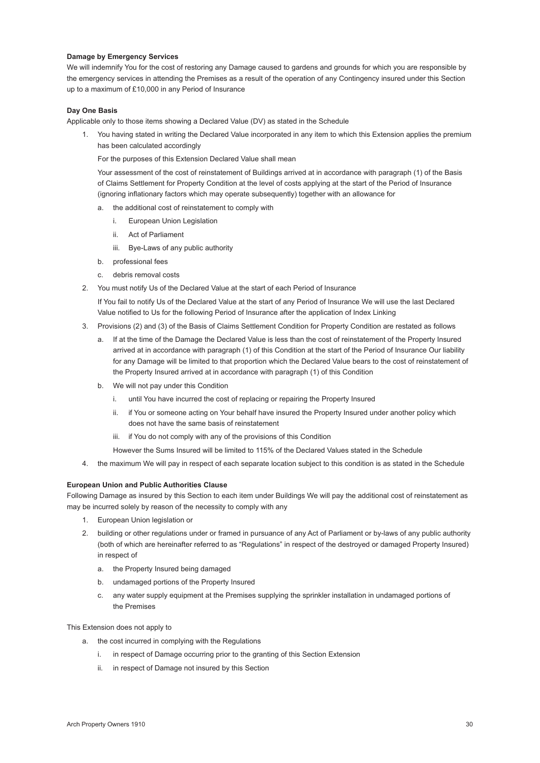**Damage by Emergency Services**

We will indemnify You for the cost of restoring any Damage caused to gardens and grounds for which you are responsible by the emergency services in attending the Premises as a result of the operation of any Contingency insured under this Section up to a maximum of £10,000 in any Period of Insurance

**Day One Basis**

Applicable only to those items showing a Declared Value (DV) as stated in the Schedule

1. You having stated in writing the Declared Value incorporated in any item to which this Extension applies the premium has been calculated accordingly

   For the purposes of this Extension Declared Value shall mean

   Your assessment of the cost of reinstatement of Buildings arrived at in accordance with paragraph (1) of the Basis of Claims Settlement for Property Condition at the level of costs applying at the start of the Period of Insurance (ignoring inflationary factors which may operate subsequently) together with an allowance for

   a. the additional cost of reinstatement to comply with
      i. European Union Legislation
      ii. Act of Parliament
      iii. Bye-Laws of any public authority
   b. professional fees
   c. debris removal costs

2. You must notify Us of the Declared Value at the start of each Period of Insurance

   If You fail to notify Us of the Declared Value at the start of any Period of Insurance We will use the last Declared Value notified to Us for the following Period of Insurance after the application of Index Linking

3. Provisions (2) and (3) of the Basis of Claims Settlement Condition for Property Condition are restated as follows

   a. If at the time of the Damage the Declared Value is less than the cost of reinstatement of the Property Insured arrived at in accordance with paragraph (1) of this Condition at the start of the Period of Insurance Our liability for any Damage will be limited to that proportion which the Declared Value bears to the cost of reinstatement of the Property Insured arrived at in accordance with paragraph (1) of this Condition
   b. We will not pay under this Condition
      i. until You have incurred the cost of replacing or repairing the Property Insured
      ii. if You or someone acting on Your behalf have insured the Property Insured under another policy which does not have the same basis of reinstatement
      iii. if You do not comply with any of the provisions of this Condition

   However the Sums Insured will be limited to 115% of the Declared Values stated in the Schedule

4. the maximum We will pay in respect of each separate location subject to this condition is as stated in the Schedule

**European Union and Public Authorities Clause**

Following Damage as insured by this Section to each item under Buildings We will pay the additional cost of reinstatement as may be incurred solely by reason of the necessity to comply with any

1. European Union legislation or
2. building or other regulations under or framed in pursuance of any Act of Parliament or by-laws of any public authority (both of which are hereinafter referred to as "Regulations" in respect of the destroyed or damaged Property Insured) in respect of
   a. the Property Insured being damaged
   b. undamaged portions of the Property Insured
   c. any water supply equipment at the Premises supplying the sprinkler installation in undamaged portions of the Premises

This Extension does not apply to

a. the cost incurred in complying with the Regulations
   i. in respect of Damage occurring prior to the granting of this Section Extension
   ii. in respect of Damage not insured by this Section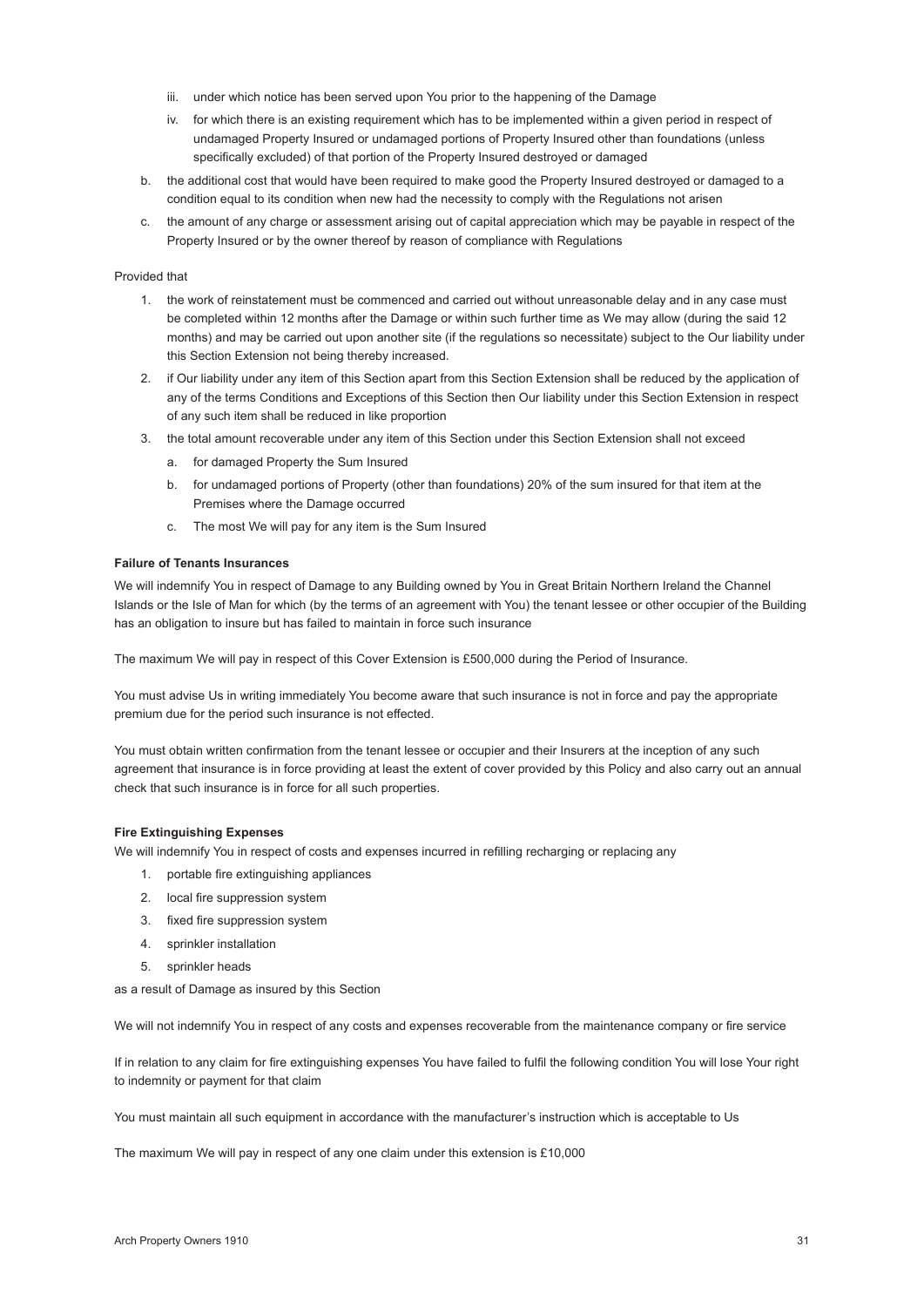iii. under which notice has been served upon You prior to the happening of the Damage

   iv. for which there is an existing requirement which has to be implemented within a given period in respect of undamaged Property Insured or undamaged portions of Property Insured other than foundations (unless specifically excluded) of that portion of the Property Insured destroyed or damaged

b. the additional cost that would have been required to make good the Property Insured destroyed or damaged to a condition equal to its condition when new had the necessity to comply with the Regulations not arisen

c. the amount of any charge or assessment arising out of capital appreciation which may be payable in respect of the Property Insured or by the owner thereof by reason of compliance with Regulations

Provided that

1. the work of reinstatement must be commenced and carried out without unreasonable delay and in any case must be completed within 12 months after the Damage or within such further time as We may allow (during the said 12 months) and may be carried out upon another site (if the regulations so necessitate) subject to the Our liability under this Section Extension not being thereby increased.
2. if Our liability under any item of this Section apart from this Section Extension shall be reduced by the application of any of the terms Conditions and Exceptions of this Section then Our liability under this Section Extension in respect of any such item shall be reduced in like proportion
3. the total amount recoverable under any item of this Section under this Section Extension shall not exceed
   a. for damaged Property the Sum Insured
   b. for undamaged portions of Property (other than foundations) 20% of the sum insured for that item at the Premises where the Damage occurred
   c. The most We will pay for any item is the Sum Insured

**Failure of Tenants Insurances**

We will indemnify You in respect of Damage to any Building owned by You in Great Britain Northern Ireland the Channel Islands or the Isle of Man for which (by the terms of an agreement with You) the tenant lessee or other occupier of the Building has an obligation to insure but has failed to maintain in force such insurance

The maximum We will pay in respect of this Cover Extension is £500,000 during the Period of Insurance.

You must advise Us in writing immediately You become aware that such insurance is not in force and pay the appropriate premium due for the period such insurance is not effected.

You must obtain written confirmation from the tenant lessee or occupier and their Insurers at the inception of any such agreement that insurance is in force providing at least the extent of cover provided by this Policy and also carry out an annual check that such insurance is in force for all such properties.

**Fire Extinguishing Expenses**

We will indemnify You in respect of costs and expenses incurred in refilling recharging or replacing any

1. portable fire extinguishing appliances
2. local fire suppression system
3. fixed fire suppression system
4. sprinkler installation
5. sprinkler heads

as a result of Damage as insured by this Section

We will not indemnify You in respect of any costs and expenses recoverable from the maintenance company or fire service

If in relation to any claim for fire extinguishing expenses You have failed to fulfil the following condition You will lose Your right to indemnity or payment for that claim

You must maintain all such equipment in accordance with the manufacturer's instruction which is acceptable to Us

The maximum We will pay in respect of any one claim under this extension is £10,000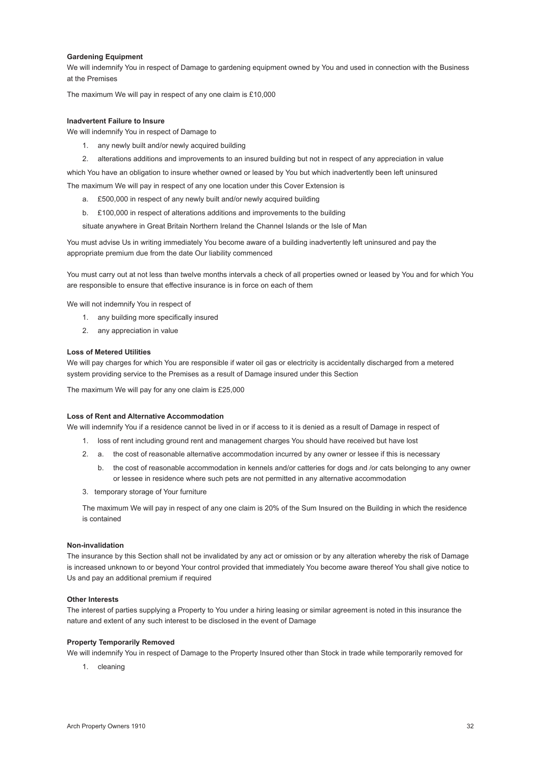**Gardening Equipment**

We will indemnify You in respect of Damage to gardening equipment owned by You and used in connection with the Business at the Premises

The maximum We will pay in respect of any one claim is £10,000

**Inadvertent Failure to Insure**

We will indemnify You in respect of Damage to

1. any newly built and/or newly acquired building
2. alterations additions and improvements to an insured building but not in respect of any appreciation in value

which You have an obligation to insure whether owned or leased by You but which inadvertently been left uninsured

The maximum We will pay in respect of any one location under this Cover Extension is

a. £500,000 in respect of any newly built and/or newly acquired building

b. £100,000 in respect of alterations additions and improvements to the building

situate anywhere in Great Britain Northern Ireland the Channel Islands or the Isle of Man

You must advise Us in writing immediately You become aware of a building inadvertently left uninsured and pay the appropriate premium due from the date Our liability commenced

You must carry out at not less than twelve months intervals a check of all properties owned or leased by You and for which You are responsible to ensure that effective insurance is in force on each of them

We will not indemnify You in respect of

1. any building more specifically insured
2. any appreciation in value

**Loss of Metered Utilities**

We will pay charges for which You are responsible if water oil gas or electricity is accidentally discharged from a metered system providing service to the Premises as a result of Damage insured under this Section

The maximum We will pay for any one claim is £25,000

**Loss of Rent and Alternative Accommodation**

We will indemnify You if a residence cannot be lived in or if access to it is denied as a result of Damage in respect of

1. loss of rent including ground rent and management charges You should have received but have lost
2. a. the cost of reasonable alternative accommodation incurred by any owner or lessee if this is necessary

   b. the cost of reasonable accommodation in kennels and/or catteries for dogs and /or cats belonging to any owner or lessee in residence where such pets are not permitted in any alternative accommodation
3. temporary storage of Your furniture

The maximum We will pay in respect of any one claim is 20% of the Sum Insured on the Building in which the residence is contained

**Non-invalidation**

The insurance by this Section shall not be invalidated by any act or omission or by any alteration whereby the risk of Damage is increased unknown to or beyond Your control provided that immediately You become aware thereof You shall give notice to Us and pay an additional premium if required

**Other Interests**

The interest of parties supplying a Property to You under a hiring leasing or similar agreement is noted in this insurance the nature and extent of any such interest to be disclosed in the event of Damage

**Property Temporarily Removed**

We will indemnify You in respect of Damage to the Property Insured other than Stock in trade while temporarily removed for

1. cleaning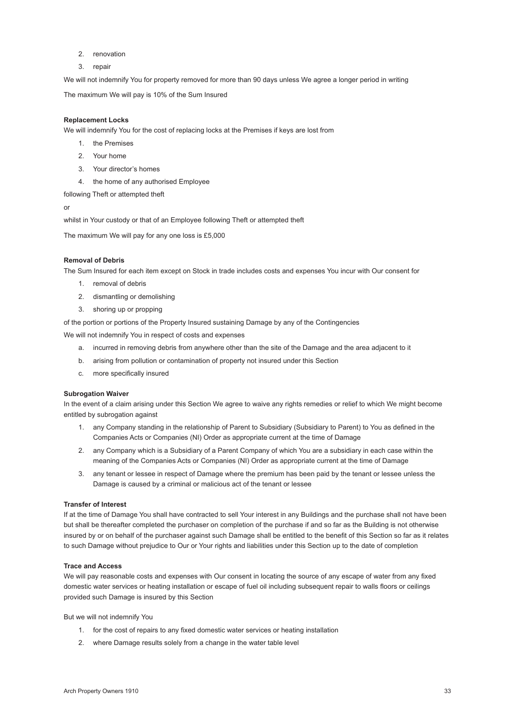2. renovation
3. repair

We will not indemnify You for property removed for more than 90 days unless We agree a longer period in writing

The maximum We will pay is 10% of the Sum Insured

**Replacement Locks**

We will indemnify You for the cost of replacing locks at the Premises if keys are lost from

1. the Premises
2. Your home
3. Your director's homes
4. the home of any authorised Employee

following Theft or attempted theft

or

whilst in Your custody or that of an Employee following Theft or attempted theft

The maximum We will pay for any one loss is £5,000

**Removal of Debris**

The Sum Insured for each item except on Stock in trade includes costs and expenses You incur with Our consent for

1. removal of debris
2. dismantling or demolishing
3. shoring up or propping

of the portion or portions of the Property Insured sustaining Damage by any of the Contingencies

We will not indemnify You in respect of costs and expenses

a. incurred in removing debris from anywhere other than the site of the Damage and the area adjacent to it
b. arising from pollution or contamination of property not insured under this Section
c. more specifically insured

**Subrogation Waiver**

In the event of a claim arising under this Section We agree to waive any rights remedies or relief to which We might become entitled by subrogation against

1. any Company standing in the relationship of Parent to Subsidiary (Subsidiary to Parent) to You as defined in the Companies Acts or Companies (NI) Order as appropriate current at the time of Damage
2. any Company which is a Subsidiary of a Parent Company of which You are a subsidiary in each case within the meaning of the Companies Acts or Companies (NI) Order as appropriate current at the time of Damage
3. any tenant or lessee in respect of Damage where the premium has been paid by the tenant or lessee unless the Damage is caused by a criminal or malicious act of the tenant or lessee

**Transfer of Interest**

If at the time of Damage You shall have contracted to sell Your interest in any Buildings and the purchase shall not have been but shall be thereafter completed the purchaser on completion of the purchase if and so far as the Building is not otherwise insured by or on behalf of the purchaser against such Damage shall be entitled to the benefit of this Section so far as it relates to such Damage without prejudice to Our or Your rights and liabilities under this Section up to the date of completion

**Trace and Access**

We will pay reasonable costs and expenses with Our consent in locating the source of any escape of water from any fixed domestic water services or heating installation or escape of fuel oil including subsequent repair to walls floors or ceilings provided such Damage is insured by this Section

But we will not indemnify You

1. for the cost of repairs to any fixed domestic water services or heating installation
2. where Damage results solely from a change in the water table level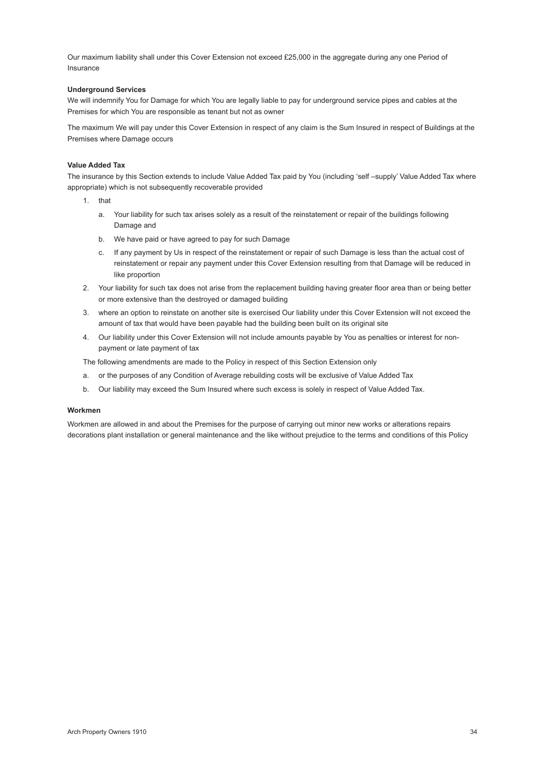Our maximum liability shall under this Cover Extension not exceed £25,000 in the aggregate during any one Period of Insurance

**Underground Services**

We will indemnify You for Damage for which You are legally liable to pay for underground service pipes and cables at the Premises for which You are responsible as tenant but not as owner

The maximum We will pay under this Cover Extension in respect of any claim is the Sum Insured in respect of Buildings at the Premises where Damage occurs

**Value Added Tax**

The insurance by this Section extends to include Value Added Tax paid by You (including 'self –supply' Value Added Tax where appropriate) which is not subsequently recoverable provided

1. that
   a. Your liability for such tax arises solely as a result of the reinstatement or repair of the buildings following Damage and
   b. We have paid or have agreed to pay for such Damage
   c. If any payment by Us in respect of the reinstatement or repair of such Damage is less than the actual cost of reinstatement or repair any payment under this Cover Extension resulting from that Damage will be reduced in like proportion
2. Your liability for such tax does not arise from the replacement building having greater floor area than or being better or more extensive than the destroyed or damaged building
3. where an option to reinstate on another site is exercised Our liability under this Cover Extension will not exceed the amount of tax that would have been payable had the building been built on its original site
4. Our liability under this Cover Extension will not include amounts payable by You as penalties or interest for non-payment or late payment of tax

The following amendments are made to the Policy in respect of this Section Extension only

a. or the purposes of any Condition of Average rebuilding costs will be exclusive of Value Added Tax
b. Our liability may exceed the Sum Insured where such excess is solely in respect of Value Added Tax.

**Workmen**

Workmen are allowed in and about the Premises for the purpose of carrying out minor new works or alterations repairs decorations plant installation or general maintenance and the like without prejudice to the terms and conditions of this Policy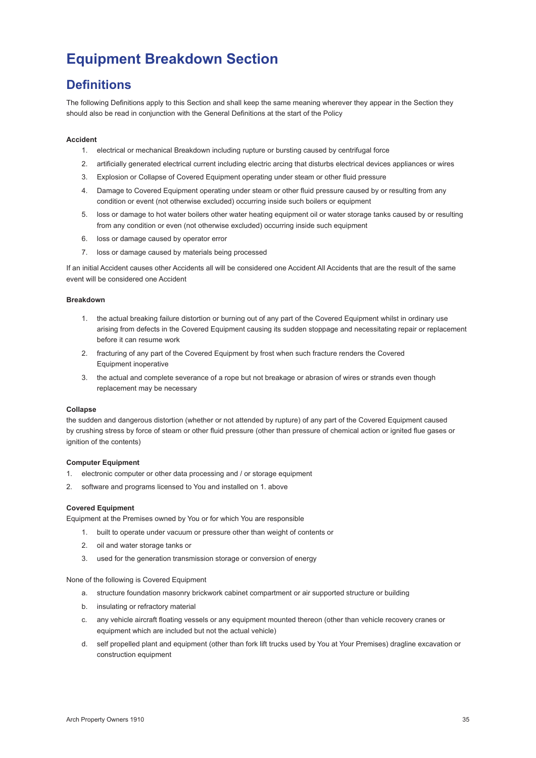# Equipment Breakdown Section

## Definitions

The following Definitions apply to this Section and shall keep the same meaning wherever they appear in the Section they should also be read in conjunction with the General Definitions at the start of the Policy

**Accident**

1. electrical or mechanical Breakdown including rupture or bursting caused by centrifugal force
2. artificially generated electrical current including electric arcing that disturbs electrical devices appliances or wires
3. Explosion or Collapse of Covered Equipment operating under steam or other fluid pressure
4. Damage to Covered Equipment operating under steam or other fluid pressure caused by or resulting from any condition or event (not otherwise excluded) occurring inside such boilers or equipment
5. loss or damage to hot water boilers other water heating equipment oil or water storage tanks caused by or resulting from any condition or even (not otherwise excluded) occurring inside such equipment
6. loss or damage caused by operator error
7. loss or damage caused by materials being processed

If an initial Accident causes other Accidents all will be considered one Accident All Accidents that are the result of the same event will be considered one Accident

**Breakdown**

1. the actual breaking failure distortion or burning out of any part of the Covered Equipment whilst in ordinary use arising from defects in the Covered Equipment causing its sudden stoppage and necessitating repair or replacement before it can resume work
2. fracturing of any part of the Covered Equipment by frost when such fracture renders the Covered Equipment inoperative
3. the actual and complete severance of a rope but not breakage or abrasion of wires or strands even though replacement may be necessary

**Collapse**

the sudden and dangerous distortion (whether or not attended by rupture) of any part of the Covered Equipment caused by crushing stress by force of steam or other fluid pressure (other than pressure of chemical action or ignited flue gases or ignition of the contents)

**Computer Equipment**

1. electronic computer or other data processing and / or storage equipment
2. software and programs licensed to You and installed on 1. above

**Covered Equipment**

Equipment at the Premises owned by You or for which You are responsible

1. built to operate under vacuum or pressure other than weight of contents or
2. oil and water storage tanks or
3. used for the generation transmission storage or conversion of energy

None of the following is Covered Equipment

a. structure foundation masonry brickwork cabinet compartment or air supported structure or building
b. insulating or refractory material
c. any vehicle aircraft floating vessels or any equipment mounted thereon (other than vehicle recovery cranes or equipment which are included but not the actual vehicle)
d. self propelled plant and equipment (other than fork lift trucks used by You at Your Premises) dragline excavation or construction equipment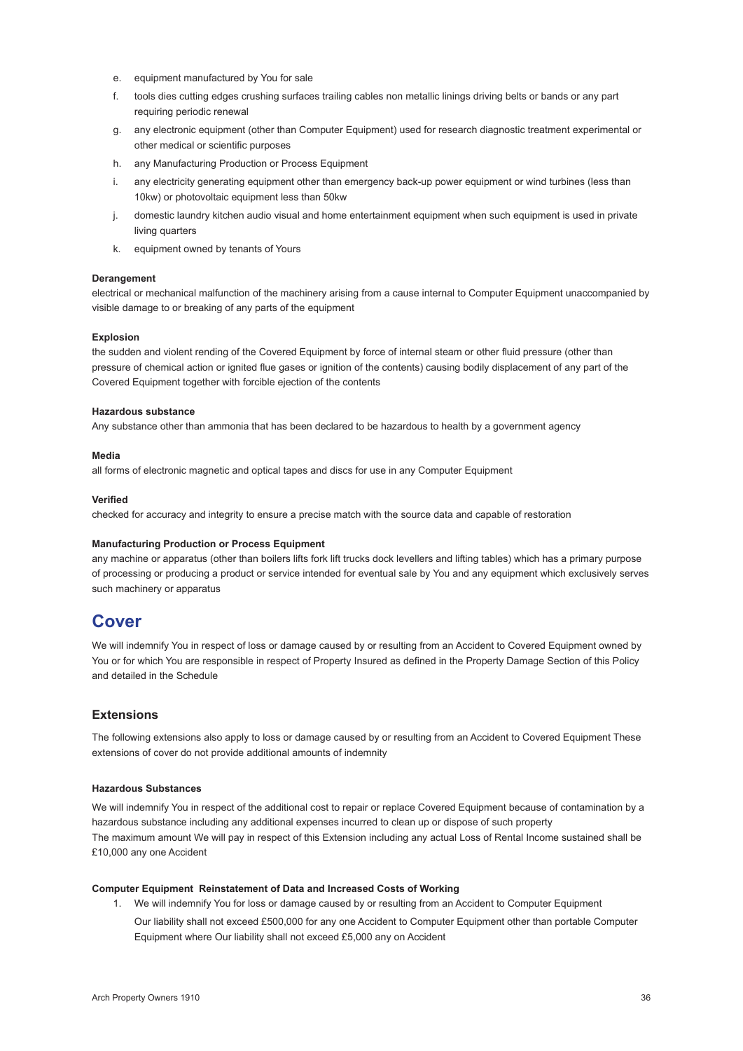e. equipment manufactured by You for sale
f. tools dies cutting edges crushing surfaces trailing cables non metallic linings driving belts or bands or any part requiring periodic renewal
g. any electronic equipment (other than Computer Equipment) used for research diagnostic treatment experimental or other medical or scientific purposes
h. any Manufacturing Production or Process Equipment
i. any electricity generating equipment other than emergency back-up power equipment or wind turbines (less than 10kw) or photovoltaic equipment less than 50kw
j. domestic laundry kitchen audio visual and home entertainment equipment when such equipment is used in private living quarters
k. equipment owned by tenants of Yours

**Derangement**
electrical or mechanical malfunction of the machinery arising from a cause internal to Computer Equipment unaccompanied by visible damage to or breaking of any parts of the equipment

**Explosion**
the sudden and violent rending of the Covered Equipment by force of internal steam or other fluid pressure (other than pressure of chemical action or ignited flue gases or ignition of the contents) causing bodily displacement of any part of the Covered Equipment together with forcible ejection of the contents

**Hazardous substance**
Any substance other than ammonia that has been declared to be hazardous to health by a government agency

**Media**
all forms of electronic magnetic and optical tapes and discs for use in any Computer Equipment

**Verified**
checked for accuracy and integrity to ensure a precise match with the source data and capable of restoration

**Manufacturing Production or Process Equipment**
any machine or apparatus (other than boilers lifts fork lift trucks dock levellers and lifting tables) which has a primary purpose of processing or producing a product or service intended for eventual sale by You and any equipment which exclusively serves such machinery or apparatus

## Cover

We will indemnify You in respect of loss or damage caused by or resulting from an Accident to Covered Equipment owned by You or for which You are responsible in respect of Property Insured as defined in the Property Damage Section of this Policy and detailed in the Schedule

### Extensions

The following extensions also apply to loss or damage caused by or resulting from an Accident to Covered Equipment These extensions of cover do not provide additional amounts of indemnity

**Hazardous Substances**

We will indemnify You in respect of the additional cost to repair or replace Covered Equipment because of contamination by a hazardous substance including any additional expenses incurred to clean up or dispose of such property
The maximum amount We will pay in respect of this Extension including any actual Loss of Rental Income sustained shall be £10,000 any one Accident

**Computer Equipment Reinstatement of Data and Increased Costs of Working**

1. We will indemnify You for loss or damage caused by or resulting from an Accident to Computer Equipment

   Our liability shall not exceed £500,000 for any one Accident to Computer Equipment other than portable Computer Equipment where Our liability shall not exceed £5,000 any on Accident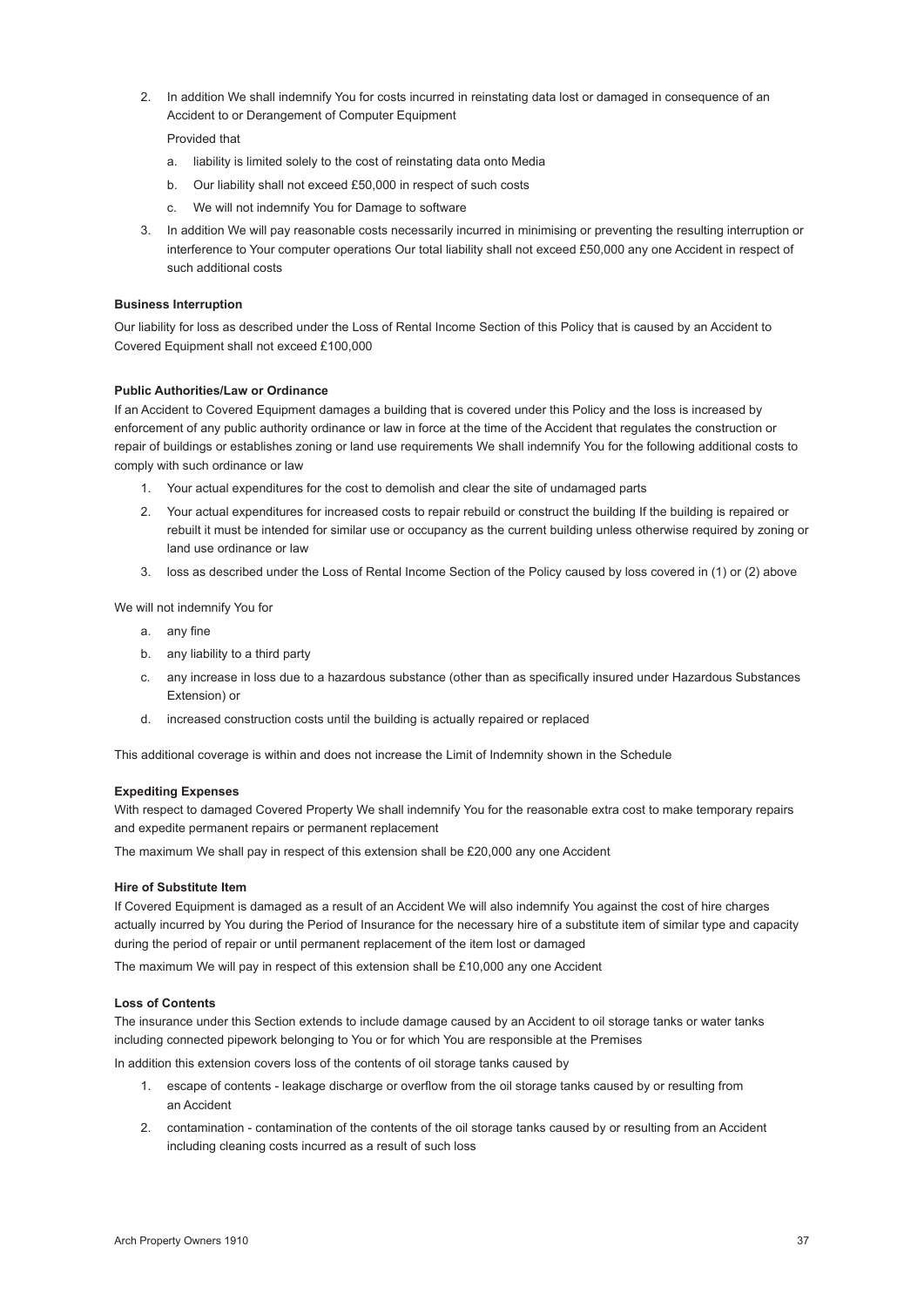2. In addition We shall indemnify You for costs incurred in reinstating data lost or damaged in consequence of an Accident to or Derangement of Computer Equipment

   Provided that

   a. liability is limited solely to the cost of reinstating data onto Media
   b. Our liability shall not exceed £50,000 in respect of such costs
   c. We will not indemnify You for Damage to software

3. In addition We will pay reasonable costs necessarily incurred in minimising or preventing the resulting interruption or interference to Your computer operations Our total liability shall not exceed £50,000 any one Accident in respect of such additional costs

**Business Interruption**

Our liability for loss as described under the Loss of Rental Income Section of this Policy that is caused by an Accident to Covered Equipment shall not exceed £100,000

**Public Authorities/Law or Ordinance**

If an Accident to Covered Equipment damages a building that is covered under this Policy and the loss is increased by enforcement of any public authority ordinance or law in force at the time of the Accident that regulates the construction or repair of buildings or establishes zoning or land use requirements We shall indemnify You for the following additional costs to comply with such ordinance or law

1. Your actual expenditures for the cost to demolish and clear the site of undamaged parts
2. Your actual expenditures for increased costs to repair rebuild or construct the building If the building is repaired or rebuilt it must be intended for similar use or occupancy as the current building unless otherwise required by zoning or land use ordinance or law
3. loss as described under the Loss of Rental Income Section of the Policy caused by loss covered in (1) or (2) above

We will not indemnify You for

a. any fine
b. any liability to a third party
c. any increase in loss due to a hazardous substance (other than as specifically insured under Hazardous Substances Extension) or
d. increased construction costs until the building is actually repaired or replaced

This additional coverage is within and does not increase the Limit of Indemnity shown in the Schedule

**Expediting Expenses**

With respect to damaged Covered Property We shall indemnify You for the reasonable extra cost to make temporary repairs and expedite permanent repairs or permanent replacement

The maximum We shall pay in respect of this extension shall be £20,000 any one Accident

**Hire of Substitute Item**

If Covered Equipment is damaged as a result of an Accident We will also indemnify You against the cost of hire charges actually incurred by You during the Period of Insurance for the necessary hire of a substitute item of similar type and capacity during the period of repair or until permanent replacement of the item lost or damaged

The maximum We will pay in respect of this extension shall be £10,000 any one Accident

**Loss of Contents**

The insurance under this Section extends to include damage caused by an Accident to oil storage tanks or water tanks including connected pipework belonging to You or for which You are responsible at the Premises

In addition this extension covers loss of the contents of oil storage tanks caused by

1. escape of contents - leakage discharge or overflow from the oil storage tanks caused by or resulting from an Accident
2. contamination - contamination of the contents of the oil storage tanks caused by or resulting from an Accident including cleaning costs incurred as a result of such loss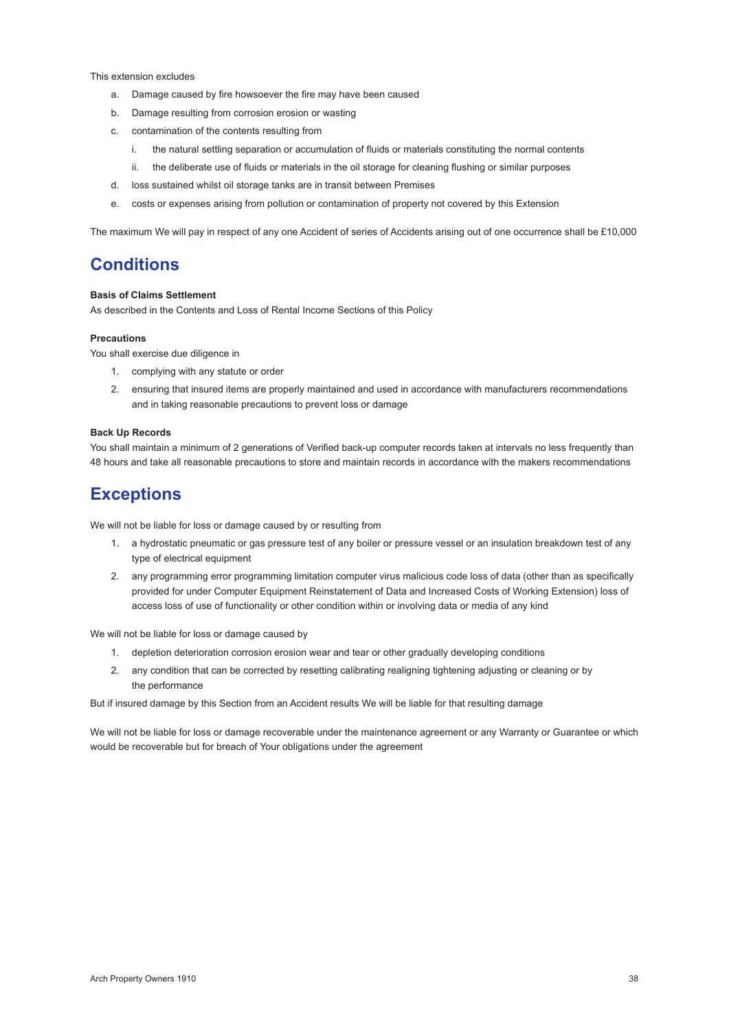This extension excludes

a. Damage caused by fire howsoever the fire may have been caused
b. Damage resulting from corrosion erosion or wasting
c. contamination of the contents resulting from
   i. the natural settling separation or accumulation of fluids or materials constituting the normal contents
   ii. the deliberate use of fluids or materials in the oil storage for cleaning flushing or similar purposes
d. loss sustained whilst oil storage tanks are in transit between Premises
e. costs or expenses arising from pollution or contamination of property not covered by this Extension

The maximum We will pay in respect of any one Accident of series of Accidents arising out of one occurrence shall be £10,000

## Conditions

**Basis of Claims Settlement**

As described in the Contents and Loss of Rental Income Sections of this Policy

**Precautions**

You shall exercise due diligence in

1. complying with any statute or order
2. ensuring that insured items are properly maintained and used in accordance with manufacturers recommendations and in taking reasonable precautions to prevent loss or damage

**Back Up Records**

You shall maintain a minimum of 2 generations of Verified back-up computer records taken at intervals no less frequently than 48 hours and take all reasonable precautions to store and maintain records in accordance with the makers recommendations

## Exceptions

We will not be liable for loss or damage caused by or resulting from

1. a hydrostatic pneumatic or gas pressure test of any boiler or pressure vessel or an insulation breakdown test of any type of electrical equipment
2. any programming error programming limitation computer virus malicious code loss of data (other than as specifically provided for under Computer Equipment Reinstatement of Data and Increased Costs of Working Extension) loss of access loss of use of functionality or other condition within or involving data or media of any kind

We will not be liable for loss or damage caused by

1. depletion deterioration corrosion erosion wear and tear or other gradually developing conditions
2. any condition that can be corrected by resetting calibrating realigning tightening adjusting or cleaning or by the performance

But if insured damage by this Section from an Accident results We will be liable for that resulting damage

We will not be liable for loss or damage recoverable under the maintenance agreement or any Warranty or Guarantee or which would be recoverable but for breach of Your obligations under the agreement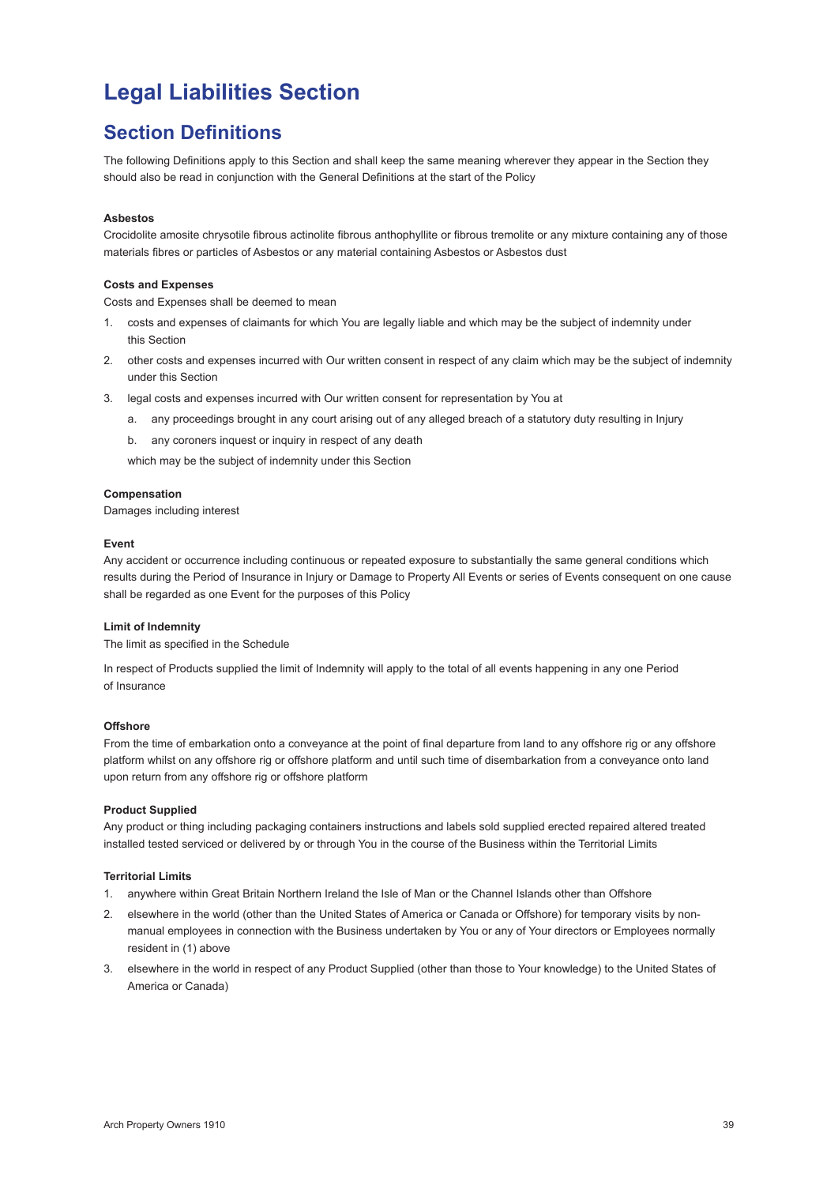# Legal Liabilities Section

## Section Definitions

The following Definitions apply to this Section and shall keep the same meaning wherever they appear in the Section they should also be read in conjunction with the General Definitions at the start of the Policy

**Asbestos**

Crocidolite amosite chrysotile fibrous actinolite fibrous anthophyllite or fibrous tremolite or any mixture containing any of those materials fibres or particles of Asbestos or any material containing Asbestos or Asbestos dust

**Costs and Expenses**

Costs and Expenses shall be deemed to mean

1. costs and expenses of claimants for which You are legally liable and which may be the subject of indemnity under this Section
2. other costs and expenses incurred with Our written consent in respect of any claim which may be the subject of indemnity under this Section
3. legal costs and expenses incurred with Our written consent for representation by You at
   a. any proceedings brought in any court arising out of any alleged breach of a statutory duty resulting in Injury
   b. any coroners inquest or inquiry in respect of any death

   which may be the subject of indemnity under this Section

**Compensation**

Damages including interest

**Event**

Any accident or occurrence including continuous or repeated exposure to substantially the same general conditions which results during the Period of Insurance in Injury or Damage to Property All Events or series of Events consequent on one cause shall be regarded as one Event for the purposes of this Policy

**Limit of Indemnity**

The limit as specified in the Schedule

In respect of Products supplied the limit of Indemnity will apply to the total of all events happening in any one Period of Insurance

**Offshore**

From the time of embarkation onto a conveyance at the point of final departure from land to any offshore rig or any offshore platform whilst on any offshore rig or offshore platform and until such time of disembarkation from a conveyance onto land upon return from any offshore rig or offshore platform

**Product Supplied**

Any product or thing including packaging containers instructions and labels sold supplied erected repaired altered treated installed tested serviced or delivered by or through You in the course of the Business within the Territorial Limits

**Territorial Limits**

1. anywhere within Great Britain Northern Ireland the Isle of Man or the Channel Islands other than Offshore
2. elsewhere in the world (other than the United States of America or Canada or Offshore) for temporary visits by non-manual employees in connection with the Business undertaken by You or any of Your directors or Employees normally resident in (1) above
3. elsewhere in the world in respect of any Product Supplied (other than those to Your knowledge) to the United States of America or Canada)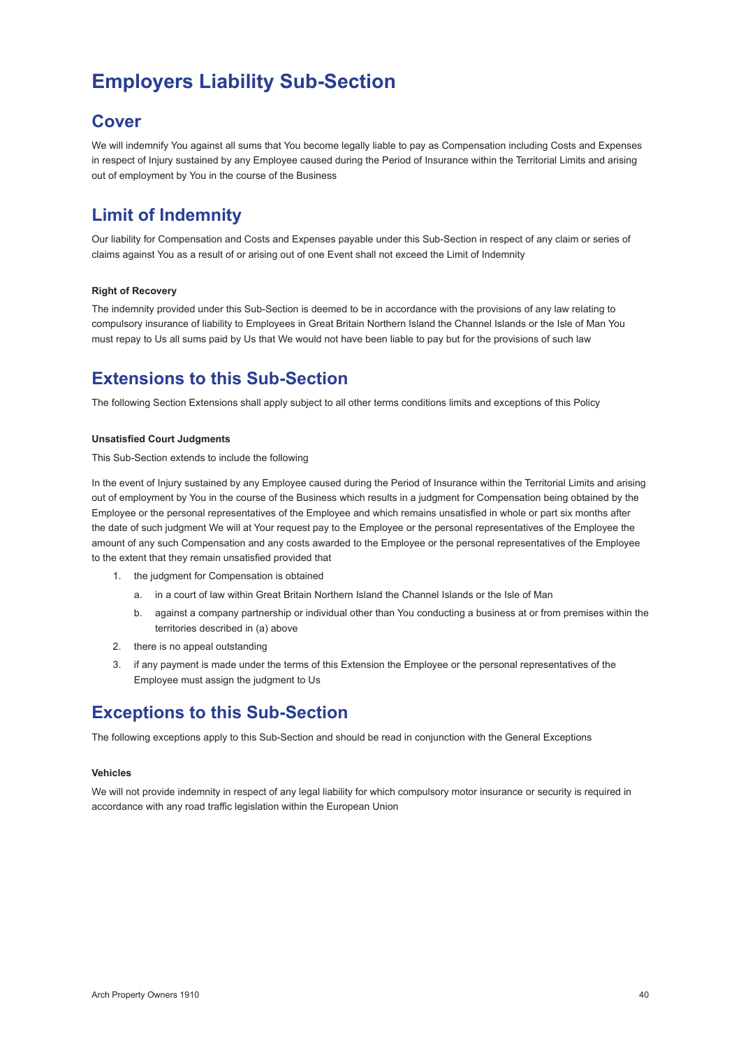# Employers Liability Sub-Section

## Cover

We will indemnify You against all sums that You become legally liable to pay as Compensation including Costs and Expenses in respect of Injury sustained by any Employee caused during the Period of Insurance within the Territorial Limits and arising out of employment by You in the course of the Business

## Limit of Indemnity

Our liability for Compensation and Costs and Expenses payable under this Sub-Section in respect of any claim or series of claims against You as a result of or arising out of one Event shall not exceed the Limit of Indemnity

#### Right of Recovery

The indemnity provided under this Sub-Section is deemed to be in accordance with the provisions of any law relating to compulsory insurance of liability to Employees in Great Britain Northern Island the Channel Islands or the Isle of Man You must repay to Us all sums paid by Us that We would not have been liable to pay but for the provisions of such law

## Extensions to this Sub-Section

The following Section Extensions shall apply subject to all other terms conditions limits and exceptions of this Policy

#### Unsatisfied Court Judgments

This Sub-Section extends to include the following

In the event of Injury sustained by any Employee caused during the Period of Insurance within the Territorial Limits and arising out of employment by You in the course of the Business which results in a judgment for Compensation being obtained by the Employee or the personal representatives of the Employee and which remains unsatisfied in whole or part six months after the date of such judgment We will at Your request pay to the Employee or the personal representatives of the Employee the amount of any such Compensation and any costs awarded to the Employee or the personal representatives of the Employee to the extent that they remain unsatisfied provided that

1. the judgment for Compensation is obtained
   a. in a court of law within Great Britain Northern Island the Channel Islands or the Isle of Man
   b. against a company partnership or individual other than You conducting a business at or from premises within the territories described in (a) above
2. there is no appeal outstanding
3. if any payment is made under the terms of this Extension the Employee or the personal representatives of the Employee must assign the judgment to Us

## Exceptions to this Sub-Section

The following exceptions apply to this Sub-Section and should be read in conjunction with the General Exceptions

#### Vehicles

We will not provide indemnity in respect of any legal liability for which compulsory motor insurance or security is required in accordance with any road traffic legislation within the European Union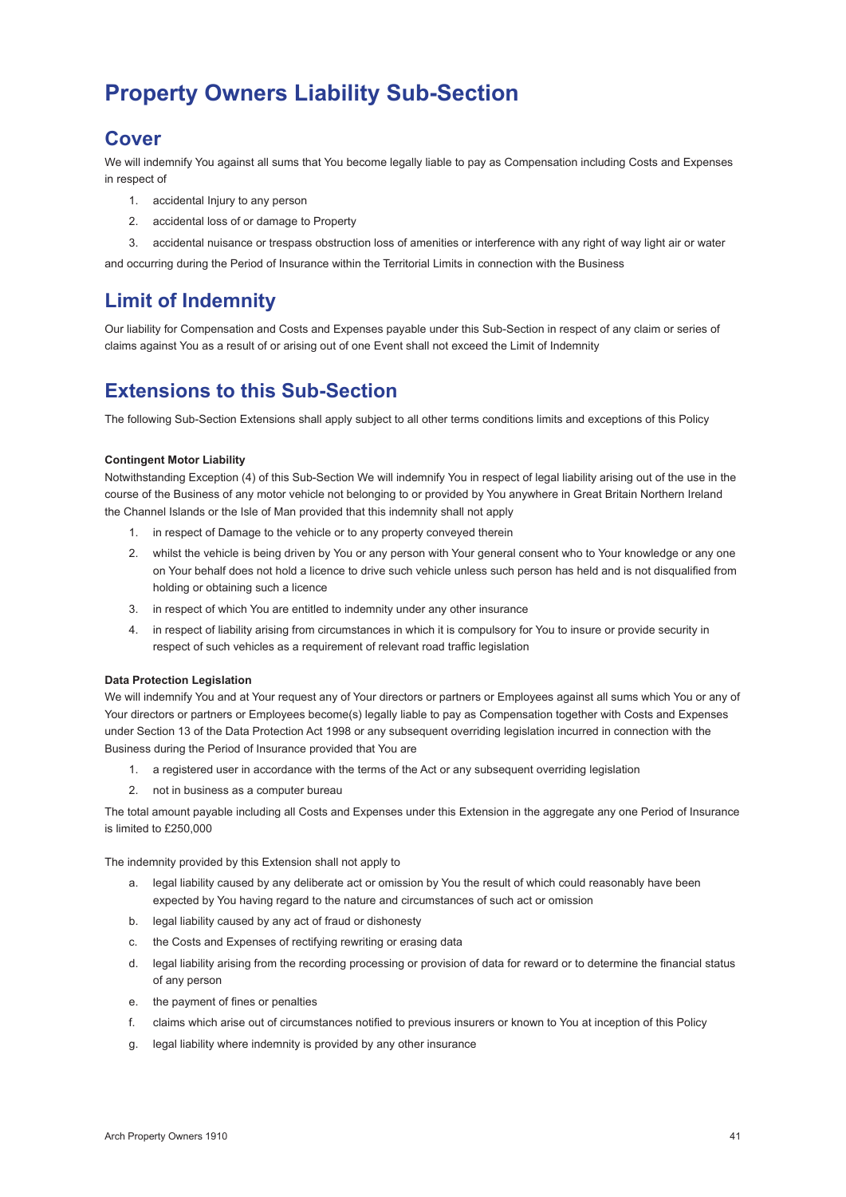# Property Owners Liability Sub-Section

## Cover

We will indemnify You against all sums that You become legally liable to pay as Compensation including Costs and Expenses in respect of

1. accidental Injury to any person
2. accidental loss of or damage to Property
3. accidental nuisance or trespass obstruction loss of amenities or interference with any right of way light air or water

and occurring during the Period of Insurance within the Territorial Limits in connection with the Business

## Limit of Indemnity

Our liability for Compensation and Costs and Expenses payable under this Sub-Section in respect of any claim or series of claims against You as a result of or arising out of one Event shall not exceed the Limit of Indemnity

## Extensions to this Sub-Section

The following Sub-Section Extensions shall apply subject to all other terms conditions limits and exceptions of this Policy

**Contingent Motor Liability**

Notwithstanding Exception (4) of this Sub-Section We will indemnify You in respect of legal liability arising out of the use in the course of the Business of any motor vehicle not belonging to or provided by You anywhere in Great Britain Northern Ireland the Channel Islands or the Isle of Man provided that this indemnity shall not apply

1. in respect of Damage to the vehicle or to any property conveyed therein
2. whilst the vehicle is being driven by You or any person with Your general consent who to Your knowledge or any one on Your behalf does not hold a licence to drive such vehicle unless such person has held and is not disqualified from holding or obtaining such a licence
3. in respect of which You are entitled to indemnity under any other insurance
4. in respect of liability arising from circumstances in which it is compulsory for You to insure or provide security in respect of such vehicles as a requirement of relevant road traffic legislation

**Data Protection Legislation**

We will indemnify You and at Your request any of Your directors or partners or Employees against all sums which You or any of Your directors or partners or Employees become(s) legally liable to pay as Compensation together with Costs and Expenses under Section 13 of the Data Protection Act 1998 or any subsequent overriding legislation incurred in connection with the Business during the Period of Insurance provided that You are

1. a registered user in accordance with the terms of the Act or any subsequent overriding legislation
2. not in business as a computer bureau

The total amount payable including all Costs and Expenses under this Extension in the aggregate any one Period of Insurance is limited to £250,000

The indemnity provided by this Extension shall not apply to

a. legal liability caused by any deliberate act or omission by You the result of which could reasonably have been expected by You having regard to the nature and circumstances of such act or omission
b. legal liability caused by any act of fraud or dishonesty
c. the Costs and Expenses of rectifying rewriting or erasing data
d. legal liability arising from the recording processing or provision of data for reward or to determine the financial status of any person
e. the payment of fines or penalties
f. claims which arise out of circumstances notified to previous insurers or known to You at inception of this Policy
g. legal liability where indemnity is provided by any other insurance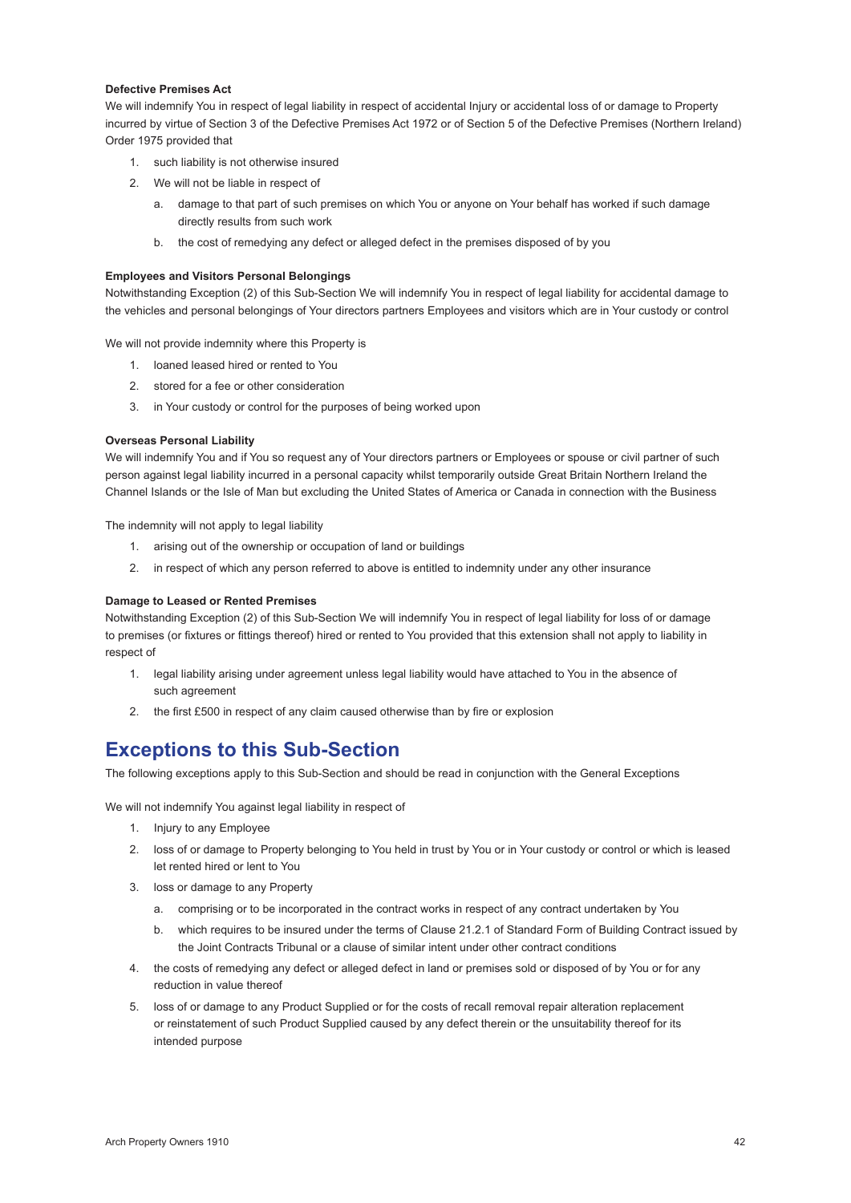**Defective Premises Act**

We will indemnify You in respect of legal liability in respect of accidental Injury or accidental loss of or damage to Property incurred by virtue of Section 3 of the Defective Premises Act 1972 or of Section 5 of the Defective Premises (Northern Ireland) Order 1975 provided that

1. such liability is not otherwise insured
2. We will not be liable in respect of
   a. damage to that part of such premises on which You or anyone on Your behalf has worked if such damage directly results from such work
   b. the cost of remedying any defect or alleged defect in the premises disposed of by you

**Employees and Visitors Personal Belongings**

Notwithstanding Exception (2) of this Sub-Section We will indemnify You in respect of legal liability for accidental damage to the vehicles and personal belongings of Your directors partners Employees and visitors which are in Your custody or control

We will not provide indemnity where this Property is

1. loaned leased hired or rented to You
2. stored for a fee or other consideration
3. in Your custody or control for the purposes of being worked upon

**Overseas Personal Liability**

We will indemnify You and if You so request any of Your directors partners or Employees or spouse or civil partner of such person against legal liability incurred in a personal capacity whilst temporarily outside Great Britain Northern Ireland the Channel Islands or the Isle of Man but excluding the United States of America or Canada in connection with the Business

The indemnity will not apply to legal liability

1. arising out of the ownership or occupation of land or buildings
2. in respect of which any person referred to above is entitled to indemnity under any other insurance

**Damage to Leased or Rented Premises**

Notwithstanding Exception (2) of this Sub-Section We will indemnify You in respect of legal liability for loss of or damage to premises (or fixtures or fittings thereof) hired or rented to You provided that this extension shall not apply to liability in respect of

1. legal liability arising under agreement unless legal liability would have attached to You in the absence of such agreement
2. the first £500 in respect of any claim caused otherwise than by fire or explosion

## Exceptions to this Sub-Section

The following exceptions apply to this Sub-Section and should be read in conjunction with the General Exceptions

We will not indemnify You against legal liability in respect of

1. Injury to any Employee
2. loss of or damage to Property belonging to You held in trust by You or in Your custody or control or which is leased let rented hired or lent to You
3. loss or damage to any Property
   a. comprising or to be incorporated in the contract works in respect of any contract undertaken by You
   b. which requires to be insured under the terms of Clause 21.2.1 of Standard Form of Building Contract issued by the Joint Contracts Tribunal or a clause of similar intent under other contract conditions
4. the costs of remedying any defect or alleged defect in land or premises sold or disposed of by You or for any reduction in value thereof
5. loss of or damage to any Product Supplied or for the costs of recall removal repair alteration replacement or reinstatement of such Product Supplied caused by any defect therein or the unsuitability thereof for its intended purpose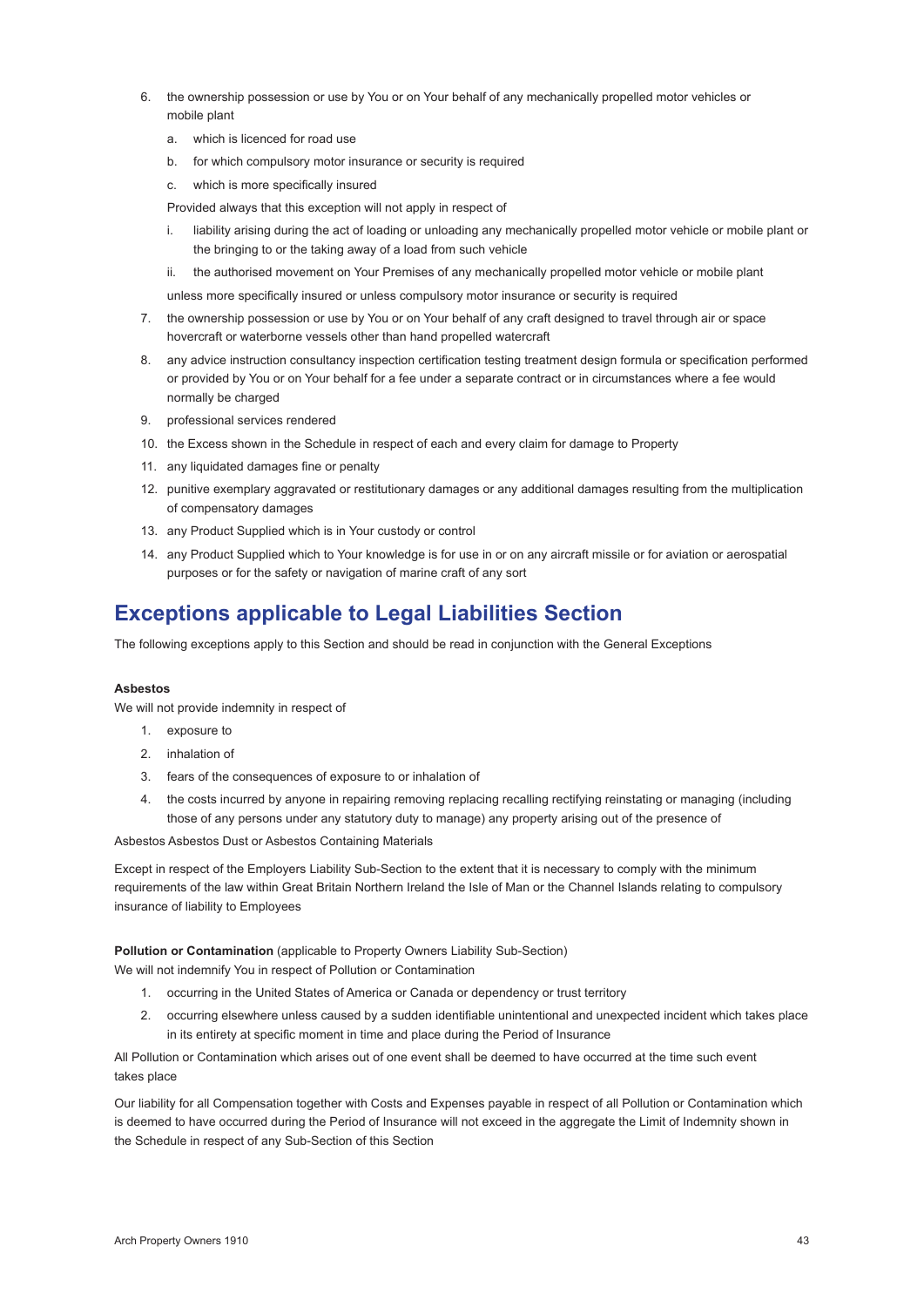6. the ownership possession or use by You or on Your behalf of any mechanically propelled motor vehicles or mobile plant
   a. which is licenced for road use
   b. for which compulsory motor insurance or security is required
   c. which is more specifically insured

   Provided always that this exception will not apply in respect of

   i. liability arising during the act of loading or unloading any mechanically propelled motor vehicle or mobile plant or the bringing to or the taking away of a load from such vehicle
   ii. the authorised movement on Your Premises of any mechanically propelled motor vehicle or mobile plant

   unless more specifically insured or unless compulsory motor insurance or security is required
7. the ownership possession or use by You or on Your behalf of any craft designed to travel through air or space hovercraft or waterborne vessels other than hand propelled watercraft
8. any advice instruction consultancy inspection certification testing treatment design formula or specification performed or provided by You or on Your behalf for a fee under a separate contract or in circumstances where a fee would normally be charged
9. professional services rendered
10. the Excess shown in the Schedule in respect of each and every claim for damage to Property
11. any liquidated damages fine or penalty
12. punitive exemplary aggravated or restitutionary damages or any additional damages resulting from the multiplication of compensatory damages
13. any Product Supplied which is in Your custody or control
14. any Product Supplied which to Your knowledge is for use in or on any aircraft missile or for aviation or aerospatial purposes or for the safety or navigation of marine craft of any sort

## Exceptions applicable to Legal Liabilities Section

The following exceptions apply to this Section and should be read in conjunction with the General Exceptions

**Asbestos**

We will not provide indemnity in respect of

1. exposure to
2. inhalation of
3. fears of the consequences of exposure to or inhalation of
4. the costs incurred by anyone in repairing removing replacing recalling rectifying reinstating or managing (including those of any persons under any statutory duty to manage) any property arising out of the presence of

Asbestos Asbestos Dust or Asbestos Containing Materials

Except in respect of the Employers Liability Sub-Section to the extent that it is necessary to comply with the minimum requirements of the law within Great Britain Northern Ireland the Isle of Man or the Channel Islands relating to compulsory insurance of liability to Employees

**Pollution or Contamination** (applicable to Property Owners Liability Sub-Section)

We will not indemnify You in respect of Pollution or Contamination

1. occurring in the United States of America or Canada or dependency or trust territory
2. occurring elsewhere unless caused by a sudden identifiable unintentional and unexpected incident which takes place in its entirety at specific moment in time and place during the Period of Insurance

All Pollution or Contamination which arises out of one event shall be deemed to have occurred at the time such event takes place

Our liability for all Compensation together with Costs and Expenses payable in respect of all Pollution or Contamination which is deemed to have occurred during the Period of Insurance will not exceed in the aggregate the Limit of Indemnity shown in the Schedule in respect of any Sub-Section of this Section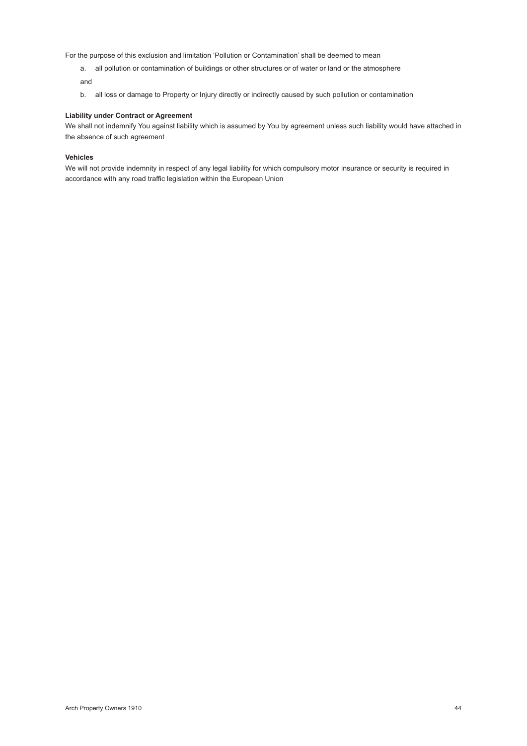For the purpose of this exclusion and limitation 'Pollution or Contamination' shall be deemed to mean

a. all pollution or contamination of buildings or other structures or of water or land or the atmosphere

and

b. all loss or damage to Property or Injury directly or indirectly caused by such pollution or contamination

**Liability under Contract or Agreement**

We shall not indemnify You against liability which is assumed by You by agreement unless such liability would have attached in the absence of such agreement

**Vehicles**

We will not provide indemnity in respect of any legal liability for which compulsory motor insurance or security is required in accordance with any road traffic legislation within the European Union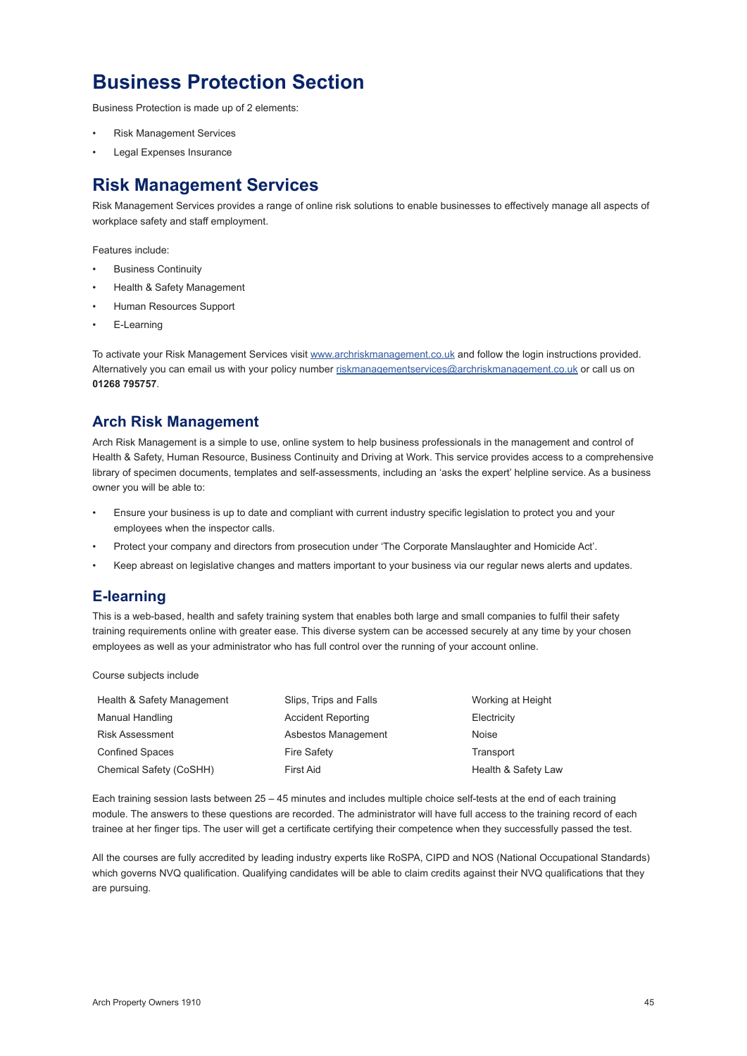# Business Protection Section

Business Protection is made up of 2 elements:

- Risk Management Services
- Legal Expenses Insurance

# Risk Management Services

Risk Management Services provides a range of online risk solutions to enable businesses to effectively manage all aspects of workplace safety and staff employment.

Features include:

- Business Continuity
- Health & Safety Management
- Human Resources Support
- E-Learning

To activate your Risk Management Services visit www.archriskmanagement.co.uk and follow the login instructions provided. Alternatively you can email us with your policy number riskmanagementservices@archriskmanagement.co.uk or call us on **01268 795757**.

## Arch Risk Management

Arch Risk Management is a simple to use, online system to help business professionals in the management and control of Health & Safety, Human Resource, Business Continuity and Driving at Work. This service provides access to a comprehensive library of specimen documents, templates and self-assessments, including an 'asks the expert' helpline service. As a business owner you will be able to:

- Ensure your business is up to date and compliant with current industry specific legislation to protect you and your employees when the inspector calls.
- Protect your company and directors from prosecution under 'The Corporate Manslaughter and Homicide Act'.
- Keep abreast on legislative changes and matters important to your business via our regular news alerts and updates.

## E-learning

This is a web-based, health and safety training system that enables both large and small companies to fulfil their safety training requirements online with greater ease. This diverse system can be accessed securely at any time by your chosen employees as well as your administrator who has full control over the running of your account online.

Course subjects include

| | | |
|---|---|---|
| Health & Safety Management | Slips, Trips and Falls | Working at Height |
| Manual Handling | Accident Reporting | Electricity |
| Risk Assessment | Asbestos Management | Noise |
| Confined Spaces | Fire Safety | Transport |
| Chemical Safety (CoSHH) | First Aid | Health & Safety Law |

Each training session lasts between 25 – 45 minutes and includes multiple choice self-tests at the end of each training module. The answers to these questions are recorded. The administrator will have full access to the training record of each trainee at her finger tips. The user will get a certificate certifying their competence when they successfully passed the test.

All the courses are fully accredited by leading industry experts like RoSPA, CIPD and NOS (National Occupational Standards) which governs NVQ qualification. Qualifying candidates will be able to claim credits against their NVQ qualifications that they are pursuing.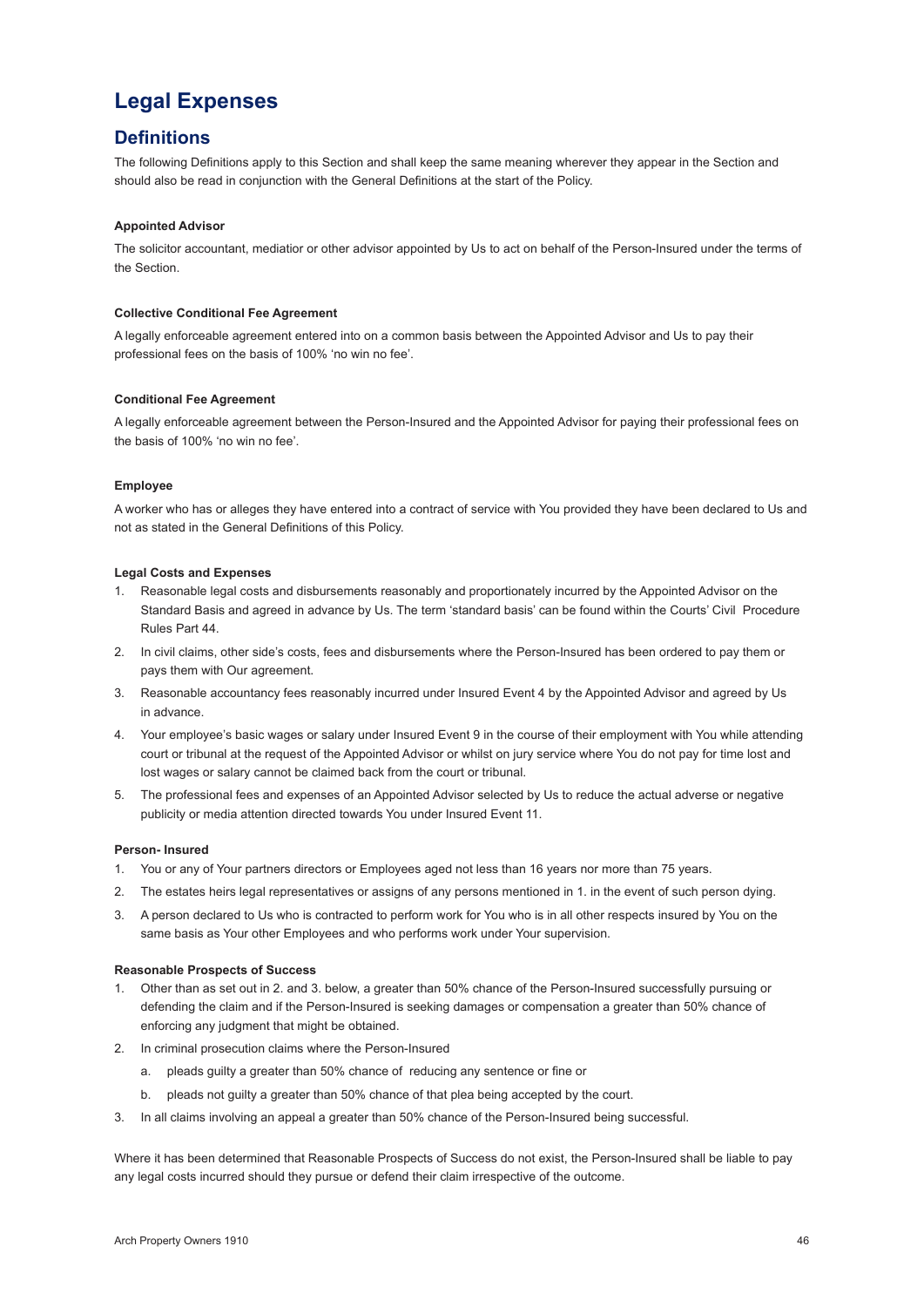# Legal Expenses

## Definitions

The following Definitions apply to this Section and shall keep the same meaning wherever they appear in the Section and should also be read in conjunction with the General Definitions at the start of the Policy.

**Appointed Advisor**

The solicitor accountant, mediatior or other advisor appointed by Us to act on behalf of the Person-Insured under the terms of the Section.

**Collective Conditional Fee Agreement**

A legally enforceable agreement entered into on a common basis between the Appointed Advisor and Us to pay their professional fees on the basis of 100% 'no win no fee'.

**Conditional Fee Agreement**

A legally enforceable agreement between the Person-Insured and the Appointed Advisor for paying their professional fees on the basis of 100% 'no win no fee'.

**Employee**

A worker who has or alleges they have entered into a contract of service with You provided they have been declared to Us and not as stated in the General Definitions of this Policy.

**Legal Costs and Expenses**

1. Reasonable legal costs and disbursements reasonably and proportionately incurred by the Appointed Advisor on the Standard Basis and agreed in advance by Us. The term 'standard basis' can be found within the Courts' Civil Procedure Rules Part 44.
2. In civil claims, other side's costs, fees and disbursements where the Person-Insured has been ordered to pay them or pays them with Our agreement.
3. Reasonable accountancy fees reasonably incurred under Insured Event 4 by the Appointed Advisor and agreed by Us in advance.
4. Your employee's basic wages or salary under Insured Event 9 in the course of their employment with You while attending court or tribunal at the request of the Appointed Advisor or whilst on jury service where You do not pay for time lost and lost wages or salary cannot be claimed back from the court or tribunal.
5. The professional fees and expenses of an Appointed Advisor selected by Us to reduce the actual adverse or negative publicity or media attention directed towards You under Insured Event 11.

**Person- Insured**

1. You or any of Your partners directors or Employees aged not less than 16 years nor more than 75 years.
2. The estates heirs legal representatives or assigns of any persons mentioned in 1. in the event of such person dying.
3. A person declared to Us who is contracted to perform work for You who is in all other respects insured by You on the same basis as Your other Employees and who performs work under Your supervision.

**Reasonable Prospects of Success**

1. Other than as set out in 2. and 3. below, a greater than 50% chance of the Person-Insured successfully pursuing or defending the claim and if the Person-Insured is seeking damages or compensation a greater than 50% chance of enforcing any judgment that might be obtained.
2. In criminal prosecution claims where the Person-Insured
   a. pleads guilty a greater than 50% chance of reducing any sentence or fine or
   b. pleads not guilty a greater than 50% chance of that plea being accepted by the court.
3. In all claims involving an appeal a greater than 50% chance of the Person-Insured being successful.

Where it has been determined that Reasonable Prospects of Success do not exist, the Person-Insured shall be liable to pay any legal costs incurred should they pursue or defend their claim irrespective of the outcome.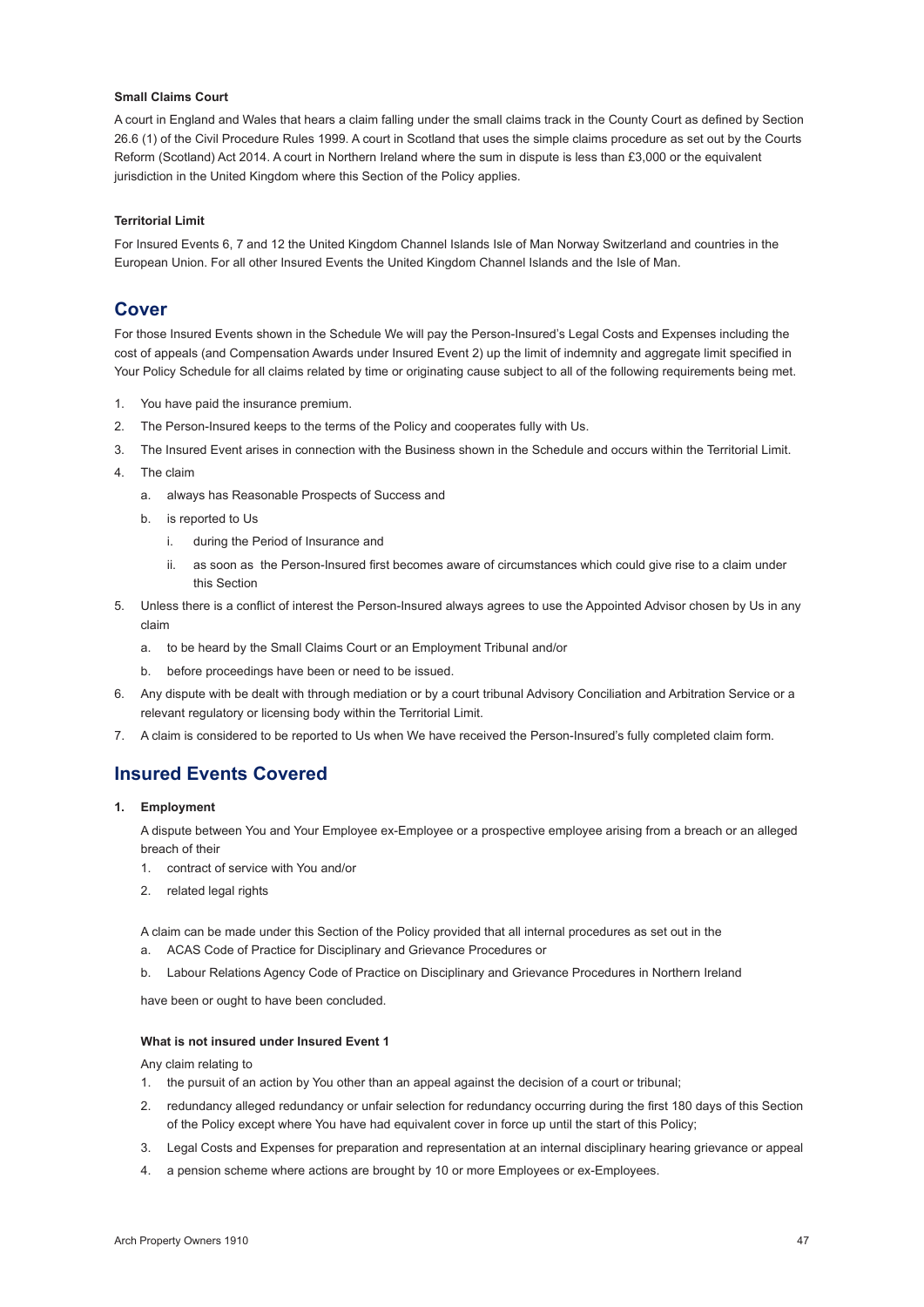**Small Claims Court**

A court in England and Wales that hears a claim falling under the small claims track in the County Court as defined by Section 26.6 (1) of the Civil Procedure Rules 1999. A court in Scotland that uses the simple claims procedure as set out by the Courts Reform (Scotland) Act 2014. A court in Northern Ireland where the sum in dispute is less than £3,000 or the equivalent jurisdiction in the United Kingdom where this Section of the Policy applies.

**Territorial Limit**

For Insured Events 6, 7 and 12 the United Kingdom Channel Islands Isle of Man Norway Switzerland and countries in the European Union. For all other Insured Events the United Kingdom Channel Islands and the Isle of Man.

## Cover

For those Insured Events shown in the Schedule We will pay the Person-Insured's Legal Costs and Expenses including the cost of appeals (and Compensation Awards under Insured Event 2) up the limit of indemnity and aggregate limit specified in Your Policy Schedule for all claims related by time or originating cause subject to all of the following requirements being met.

1. You have paid the insurance premium.
2. The Person-Insured keeps to the terms of the Policy and cooperates fully with Us.
3. The Insured Event arises in connection with the Business shown in the Schedule and occurs within the Territorial Limit.
4. The claim
   a. always has Reasonable Prospects of Success and
   b. is reported to Us
      i. during the Period of Insurance and
      ii. as soon as the Person-Insured first becomes aware of circumstances which could give rise to a claim under this Section
5. Unless there is a conflict of interest the Person-Insured always agrees to use the Appointed Advisor chosen by Us in any claim
   a. to be heard by the Small Claims Court or an Employment Tribunal and/or
   b. before proceedings have been or need to be issued.
6. Any dispute with be dealt with through mediation or by a court tribunal Advisory Conciliation and Arbitration Service or a relevant regulatory or licensing body within the Territorial Limit.
7. A claim is considered to be reported to Us when We have received the Person-Insured's fully completed claim form.

## Insured Events Covered

**1. Employment**

A dispute between You and Your Employee ex-Employee or a prospective employee arising from a breach or an alleged breach of their

1. contract of service with You and/or
2. related legal rights

A claim can be made under this Section of the Policy provided that all internal procedures as set out in the

a. ACAS Code of Practice for Disciplinary and Grievance Procedures or
b. Labour Relations Agency Code of Practice on Disciplinary and Grievance Procedures in Northern Ireland

have been or ought to have been concluded.

**What is not insured under Insured Event 1**

Any claim relating to

1. the pursuit of an action by You other than an appeal against the decision of a court or tribunal;
2. redundancy alleged redundancy or unfair selection for redundancy occurring during the first 180 days of this Section of the Policy except where You have had equivalent cover in force up until the start of this Policy;
3. Legal Costs and Expenses for preparation and representation at an internal disciplinary hearing grievance or appeal
4. a pension scheme where actions are brought by 10 or more Employees or ex-Employees.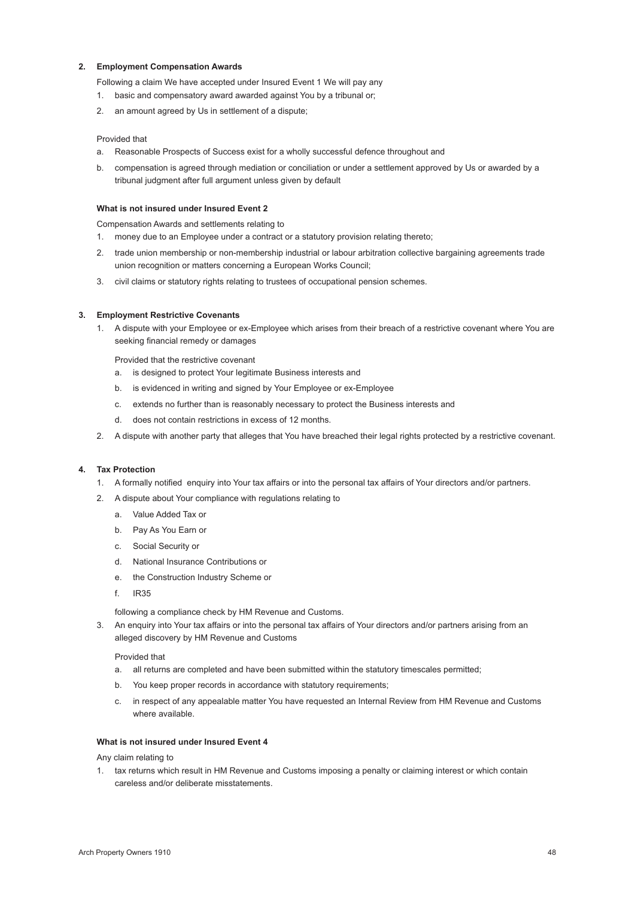**2. Employment Compensation Awards**

Following a claim We have accepted under Insured Event 1 We will pay any

1. basic and compensatory award awarded against You by a tribunal or;
2. an amount agreed by Us in settlement of a dispute;

Provided that

a. Reasonable Prospects of Success exist for a wholly successful defence throughout and
b. compensation is agreed through mediation or conciliation or under a settlement approved by Us or awarded by a tribunal judgment after full argument unless given by default

**What is not insured under Insured Event 2**

Compensation Awards and settlements relating to

1. money due to an Employee under a contract or a statutory provision relating thereto;
2. trade union membership or non-membership industrial or labour arbitration collective bargaining agreements trade union recognition or matters concerning a European Works Council;
3. civil claims or statutory rights relating to trustees of occupational pension schemes.

**3. Employment Restrictive Covenants**

1. A dispute with your Employee or ex-Employee which arises from their breach of a restrictive covenant where You are seeking financial remedy or damages

   Provided that the restrictive covenant

   a. is designed to protect Your legitimate Business interests and
   b. is evidenced in writing and signed by Your Employee or ex-Employee
   c. extends no further than is reasonably necessary to protect the Business interests and
   d. does not contain restrictions in excess of 12 months.

2. A dispute with another party that alleges that You have breached their legal rights protected by a restrictive covenant.

**4. Tax Protection**

1. A formally notified enquiry into Your tax affairs or into the personal tax affairs of Your directors and/or partners.
2. A dispute about Your compliance with regulations relating to

   a. Value Added Tax or
   b. Pay As You Earn or
   c. Social Security or
   d. National Insurance Contributions or
   e. the Construction Industry Scheme or
   f. IR35

   following a compliance check by HM Revenue and Customs.

3. An enquiry into Your tax affairs or into the personal tax affairs of Your directors and/or partners arising from an alleged discovery by HM Revenue and Customs

   Provided that

   a. all returns are completed and have been submitted within the statutory timescales permitted;
   b. You keep proper records in accordance with statutory requirements;
   c. in respect of any appealable matter You have requested an Internal Review from HM Revenue and Customs where available.

**What is not insured under Insured Event 4**

Any claim relating to

1. tax returns which result in HM Revenue and Customs imposing a penalty or claiming interest or which contain careless and/or deliberate misstatements.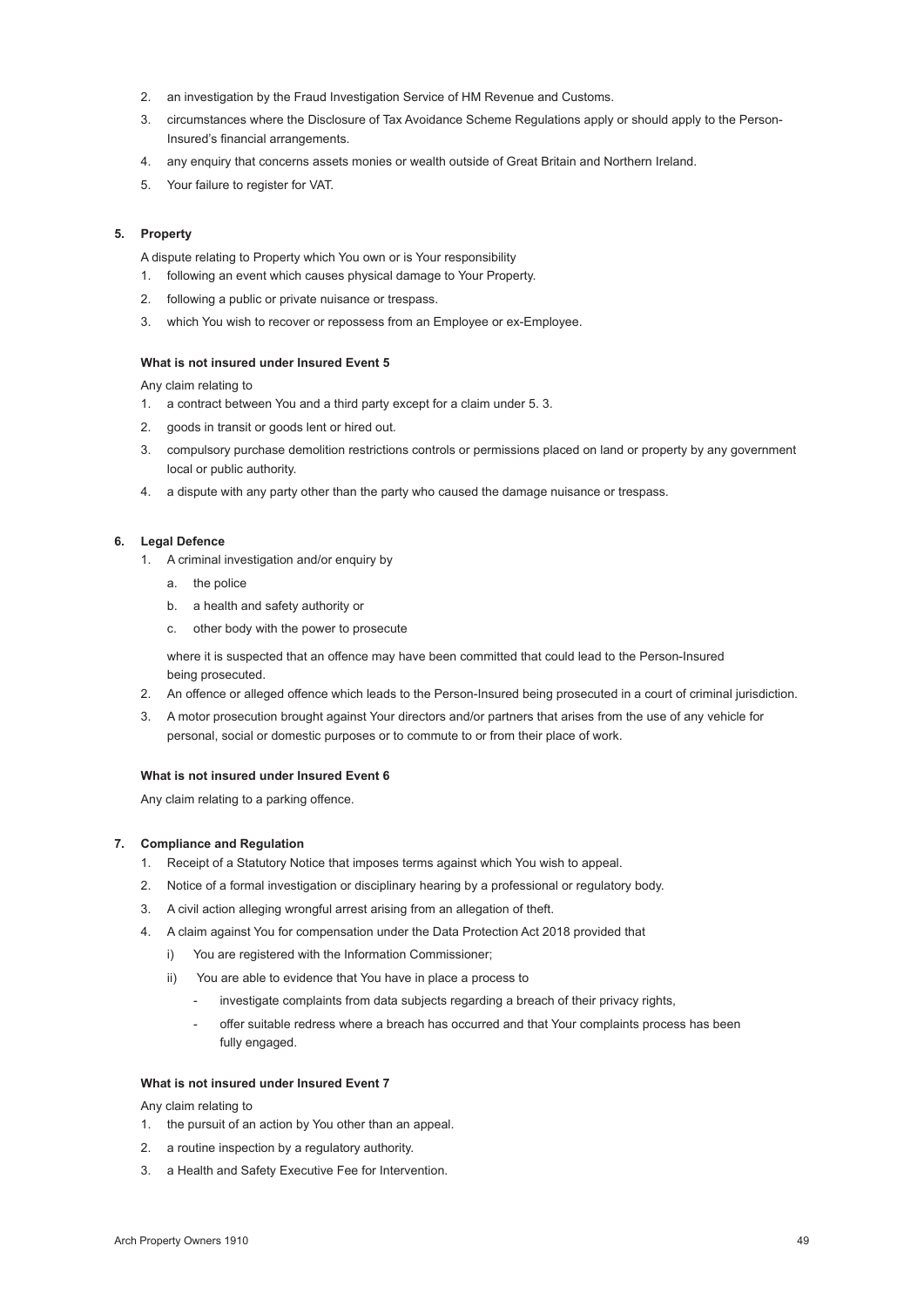2. an investigation by the Fraud Investigation Service of HM Revenue and Customs.
3. circumstances where the Disclosure of Tax Avoidance Scheme Regulations apply or should apply to the Person-Insured's financial arrangements.
4. any enquiry that concerns assets monies or wealth outside of Great Britain and Northern Ireland.
5. Your failure to register for VAT.

**5. Property**

A dispute relating to Property which You own or is Your responsibility

1. following an event which causes physical damage to Your Property.
2. following a public or private nuisance or trespass.
3. which You wish to recover or repossess from an Employee or ex-Employee.

**What is not insured under Insured Event 5**

Any claim relating to

1. a contract between You and a third party except for a claim under 5. 3.
2. goods in transit or goods lent or hired out.
3. compulsory purchase demolition restrictions controls or permissions placed on land or property by any government local or public authority.
4. a dispute with any party other than the party who caused the damage nuisance or trespass.

**6. Legal Defence**

1. A criminal investigation and/or enquiry by
   a. the police
   b. a health and safety authority or
   c. other body with the power to prosecute

   where it is suspected that an offence may have been committed that could lead to the Person-Insured being prosecuted.
2. An offence or alleged offence which leads to the Person-Insured being prosecuted in a court of criminal jurisdiction.
3. A motor prosecution brought against Your directors and/or partners that arises from the use of any vehicle for personal, social or domestic purposes or to commute to or from their place of work.

**What is not insured under Insured Event 6**

Any claim relating to a parking offence.

**7. Compliance and Regulation**

1. Receipt of a Statutory Notice that imposes terms against which You wish to appeal.
2. Notice of a formal investigation or disciplinary hearing by a professional or regulatory body.
3. A civil action alleging wrongful arrest arising from an allegation of theft.
4. A claim against You for compensation under the Data Protection Act 2018 provided that
   i) You are registered with the Information Commissioner;
   ii) You are able to evidence that You have in place a process to
      - investigate complaints from data subjects regarding a breach of their privacy rights,
      - offer suitable redress where a breach has occurred and that Your complaints process has been fully engaged.

**What is not insured under Insured Event 7**

Any claim relating to

1. the pursuit of an action by You other than an appeal.
2. a routine inspection by a regulatory authority.
3. a Health and Safety Executive Fee for Intervention.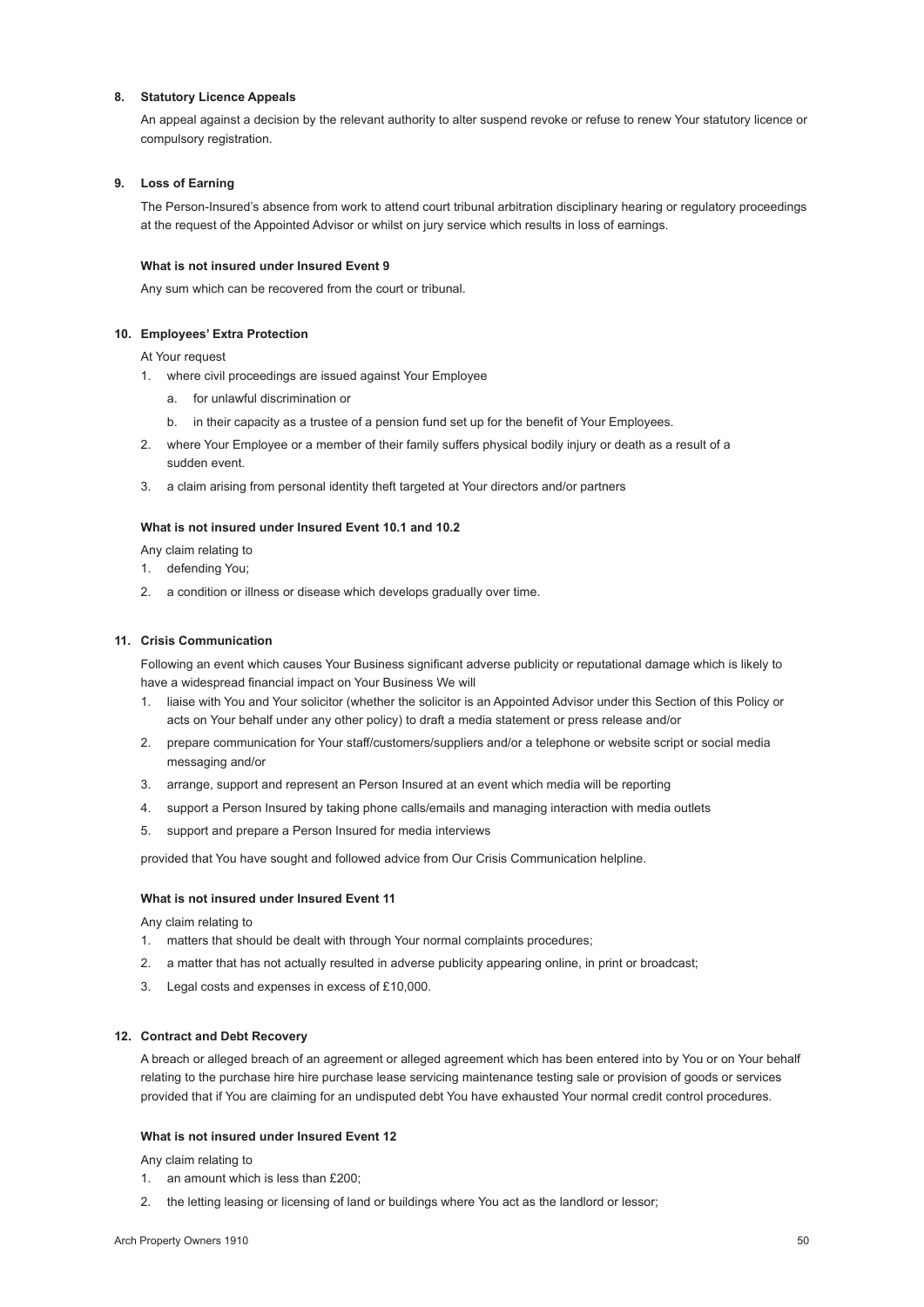**8. Statutory Licence Appeals**

An appeal against a decision by the relevant authority to alter suspend revoke or refuse to renew Your statutory licence or compulsory registration.

**9. Loss of Earning**

The Person-Insured's absence from work to attend court tribunal arbitration disciplinary hearing or regulatory proceedings at the request of the Appointed Advisor or whilst on jury service which results in loss of earnings.

**What is not insured under Insured Event 9**

Any sum which can be recovered from the court or tribunal.

**10. Employees' Extra Protection**

At Your request

1. where civil proceedings are issued against Your Employee
   a. for unlawful discrimination or
   b. in their capacity as a trustee of a pension fund set up for the benefit of Your Employees.
2. where Your Employee or a member of their family suffers physical bodily injury or death as a result of a sudden event.
3. a claim arising from personal identity theft targeted at Your directors and/or partners

**What is not insured under Insured Event 10.1 and 10.2**

Any claim relating to

1. defending You;
2. a condition or illness or disease which develops gradually over time.

**11. Crisis Communication**

Following an event which causes Your Business significant adverse publicity or reputational damage which is likely to have a widespread financial impact on Your Business We will

1. liaise with You and Your solicitor (whether the solicitor is an Appointed Advisor under this Section of this Policy or acts on Your behalf under any other policy) to draft a media statement or press release and/or
2. prepare communication for Your staff/customers/suppliers and/or a telephone or website script or social media messaging and/or
3. arrange, support and represent an Person Insured at an event which media will be reporting
4. support a Person Insured by taking phone calls/emails and managing interaction with media outlets
5. support and prepare a Person Insured for media interviews

provided that You have sought and followed advice from Our Crisis Communication helpline.

**What is not insured under Insured Event 11**

Any claim relating to

1. matters that should be dealt with through Your normal complaints procedures;
2. a matter that has not actually resulted in adverse publicity appearing online, in print or broadcast;
3. Legal costs and expenses in excess of £10,000.

**12. Contract and Debt Recovery**

A breach or alleged breach of an agreement or alleged agreement which has been entered into by You or on Your behalf relating to the purchase hire hire purchase lease servicing maintenance testing sale or provision of goods or services provided that if You are claiming for an undisputed debt You have exhausted Your normal credit control procedures.

**What is not insured under Insured Event 12**

Any claim relating to

1. an amount which is less than £200;
2. the letting leasing or licensing of land or buildings where You act as the landlord or lessor;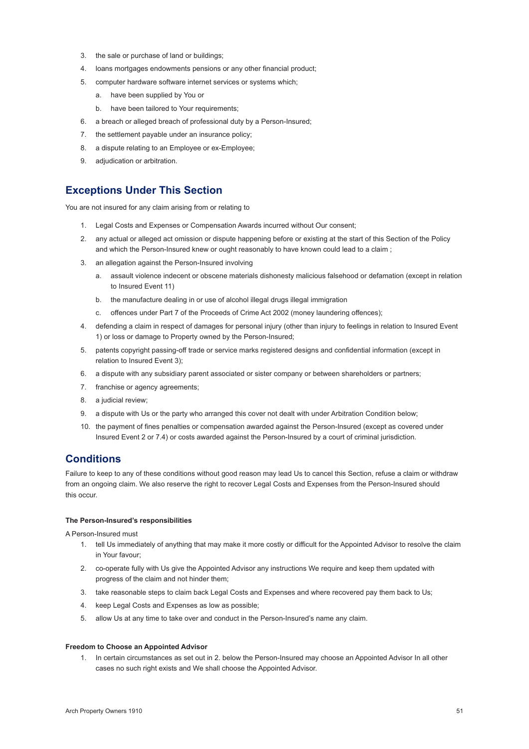3. the sale or purchase of land or buildings;
4. loans mortgages endowments pensions or any other financial product;
5. computer hardware software internet services or systems which;
    a. have been supplied by You or
    b. have been tailored to Your requirements;
6. a breach or alleged breach of professional duty by a Person-Insured;
7. the settlement payable under an insurance policy;
8. a dispute relating to an Employee or ex-Employee;
9. adjudication or arbitration.

## Exceptions Under This Section

You are not insured for any claim arising from or relating to

1. Legal Costs and Expenses or Compensation Awards incurred without Our consent;
2. any actual or alleged act omission or dispute happening before or existing at the start of this Section of the Policy and which the Person-Insured knew or ought reasonably to have known could lead to a claim ;
3. an allegation against the Person-Insured involving
    a. assault violence indecent or obscene materials dishonesty malicious falsehood or defamation (except in relation to Insured Event 11)
    b. the manufacture dealing in or use of alcohol illegal drugs illegal immigration
    c. offences under Part 7 of the Proceeds of Crime Act 2002 (money laundering offences);
4. defending a claim in respect of damages for personal injury (other than injury to feelings in relation to Insured Event 1) or loss or damage to Property owned by the Person-Insured;
5. patents copyright passing-off trade or service marks registered designs and confidential information (except in relation to Insured Event 3);
6. a dispute with any subsidiary parent associated or sister company or between shareholders or partners;
7. franchise or agency agreements;
8. a judicial review;
9. a dispute with Us or the party who arranged this cover not dealt with under Arbitration Condition below;
10. the payment of fines penalties or compensation awarded against the Person-Insured (except as covered under Insured Event 2 or 7.4) or costs awarded against the Person-Insured by a court of criminal jurisdiction.

## Conditions

Failure to keep to any of these conditions without good reason may lead Us to cancel this Section, refuse a claim or withdraw from an ongoing claim. We also reserve the right to recover Legal Costs and Expenses from the Person-Insured should this occur.

#### The Person-Insured's responsibilities

A Person-Insured must

1. tell Us immediately of anything that may make it more costly or difficult for the Appointed Advisor to resolve the claim in Your favour;
2. co-operate fully with Us give the Appointed Advisor any instructions We require and keep them updated with progress of the claim and not hinder them;
3. take reasonable steps to claim back Legal Costs and Expenses and where recovered pay them back to Us;
4. keep Legal Costs and Expenses as low as possible;
5. allow Us at any time to take over and conduct in the Person-Insured's name any claim.

#### Freedom to Choose an Appointed Advisor

1. In certain circumstances as set out in 2. below the Person-Insured may choose an Appointed Advisor In all other cases no such right exists and We shall choose the Appointed Advisor.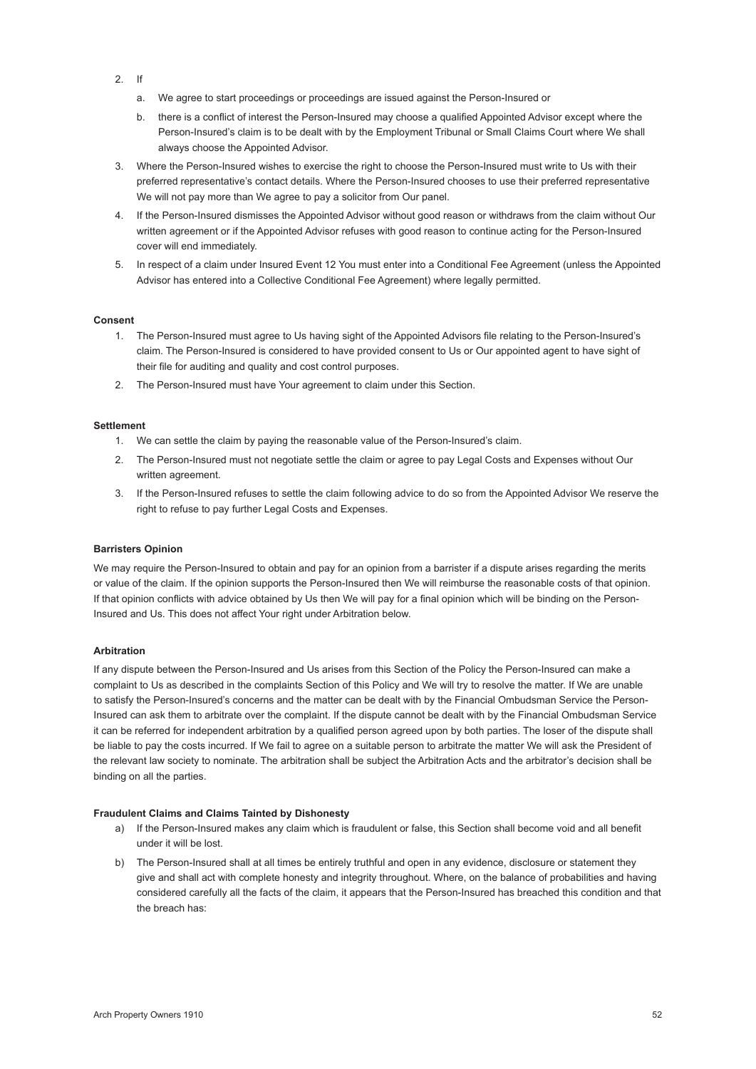2. If

   a. We agree to start proceedings or proceedings are issued against the Person-Insured or

   b. there is a conflict of interest the Person-Insured may choose a qualified Appointed Advisor except where the Person-Insured's claim is to be dealt with by the Employment Tribunal or Small Claims Court where We shall always choose the Appointed Advisor.

3. Where the Person-Insured wishes to exercise the right to choose the Person-Insured must write to Us with their preferred representative's contact details. Where the Person-Insured chooses to use their preferred representative We will not pay more than We agree to pay a solicitor from Our panel.

4. If the Person-Insured dismisses the Appointed Advisor without good reason or withdraws from the claim without Our written agreement or if the Appointed Advisor refuses with good reason to continue acting for the Person-Insured cover will end immediately.

5. In respect of a claim under Insured Event 12 You must enter into a Conditional Fee Agreement (unless the Appointed Advisor has entered into a Collective Conditional Fee Agreement) where legally permitted.

**Consent**

1. The Person-Insured must agree to Us having sight of the Appointed Advisors file relating to the Person-Insured's claim. The Person-Insured is considered to have provided consent to Us or Our appointed agent to have sight of their file for auditing and quality and cost control purposes.
2. The Person-Insured must have Your agreement to claim under this Section.

**Settlement**

1. We can settle the claim by paying the reasonable value of the Person-Insured's claim.
2. The Person-Insured must not negotiate settle the claim or agree to pay Legal Costs and Expenses without Our written agreement.
3. If the Person-Insured refuses to settle the claim following advice to do so from the Appointed Advisor We reserve the right to refuse to pay further Legal Costs and Expenses.

**Barristers Opinion**

We may require the Person-Insured to obtain and pay for an opinion from a barrister if a dispute arises regarding the merits or value of the claim. If the opinion supports the Person-Insured then We will reimburse the reasonable costs of that opinion. If that opinion conflicts with advice obtained by Us then We will pay for a final opinion which will be binding on the Person-Insured and Us. This does not affect Your right under Arbitration below.

**Arbitration**

If any dispute between the Person-Insured and Us arises from this Section of the Policy the Person-Insured can make a complaint to Us as described in the complaints Section of this Policy and We will try to resolve the matter. If We are unable to satisfy the Person-Insured's concerns and the matter can be dealt with by the Financial Ombudsman Service the Person-Insured can ask them to arbitrate over the complaint. If the dispute cannot be dealt with by the Financial Ombudsman Service it can be referred for independent arbitration by a qualified person agreed upon by both parties. The loser of the dispute shall be liable to pay the costs incurred. If We fail to agree on a suitable person to arbitrate the matter We will ask the President of the relevant law society to nominate. The arbitration shall be subject the Arbitration Acts and the arbitrator's decision shall be binding on all the parties.

**Fraudulent Claims and Claims Tainted by Dishonesty**

a) If the Person-Insured makes any claim which is fraudulent or false, this Section shall become void and all benefit under it will be lost.

b) The Person-Insured shall at all times be entirely truthful and open in any evidence, disclosure or statement they give and shall act with complete honesty and integrity throughout. Where, on the balance of probabilities and having considered carefully all the facts of the claim, it appears that the Person-Insured has breached this condition and that the breach has: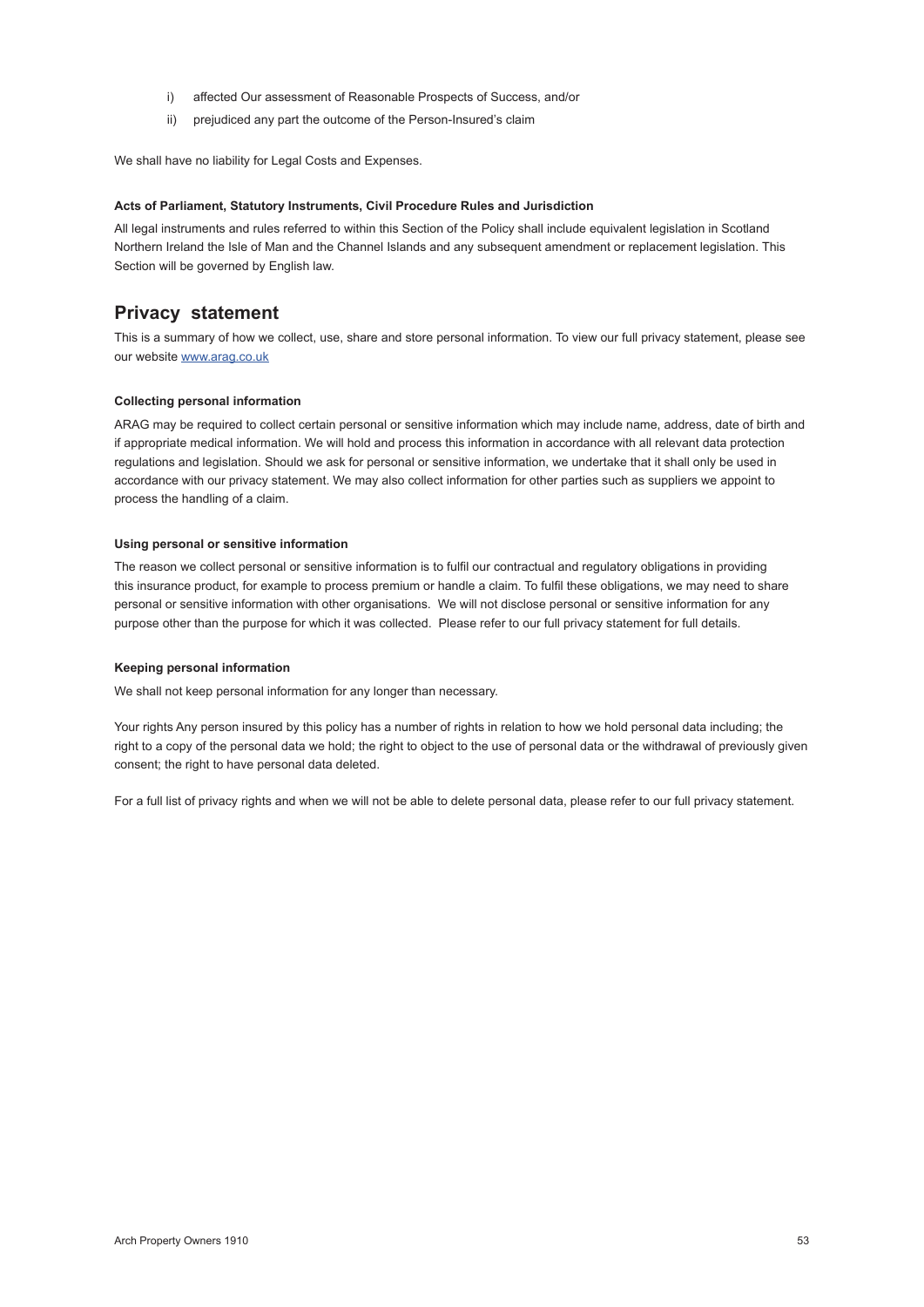i) affected Our assessment of Reasonable Prospects of Success, and/or

ii) prejudiced any part the outcome of the Person-Insured's claim

We shall have no liability for Legal Costs and Expenses.

**Acts of Parliament, Statutory Instruments, Civil Procedure Rules and Jurisdiction**

All legal instruments and rules referred to within this Section of the Policy shall include equivalent legislation in Scotland Northern Ireland the Isle of Man and the Channel Islands and any subsequent amendment or replacement legislation. This Section will be governed by English law.

## Privacy statement

This is a summary of how we collect, use, share and store personal information. To view our full privacy statement, please see our website www.arag.co.uk

**Collecting personal information**

ARAG may be required to collect certain personal or sensitive information which may include name, address, date of birth and if appropriate medical information. We will hold and process this information in accordance with all relevant data protection regulations and legislation. Should we ask for personal or sensitive information, we undertake that it shall only be used in accordance with our privacy statement. We may also collect information for other parties such as suppliers we appoint to process the handling of a claim.

**Using personal or sensitive information**

The reason we collect personal or sensitive information is to fulfil our contractual and regulatory obligations in providing this insurance product, for example to process premium or handle a claim. To fulfil these obligations, we may need to share personal or sensitive information with other organisations. We will not disclose personal or sensitive information for any purpose other than the purpose for which it was collected. Please refer to our full privacy statement for full details.

**Keeping personal information**

We shall not keep personal information for any longer than necessary.

Your rights Any person insured by this policy has a number of rights in relation to how we hold personal data including; the right to a copy of the personal data we hold; the right to object to the use of personal data or the withdrawal of previously given consent; the right to have personal data deleted.

For a full list of privacy rights and when we will not be able to delete personal data, please refer to our full privacy statement.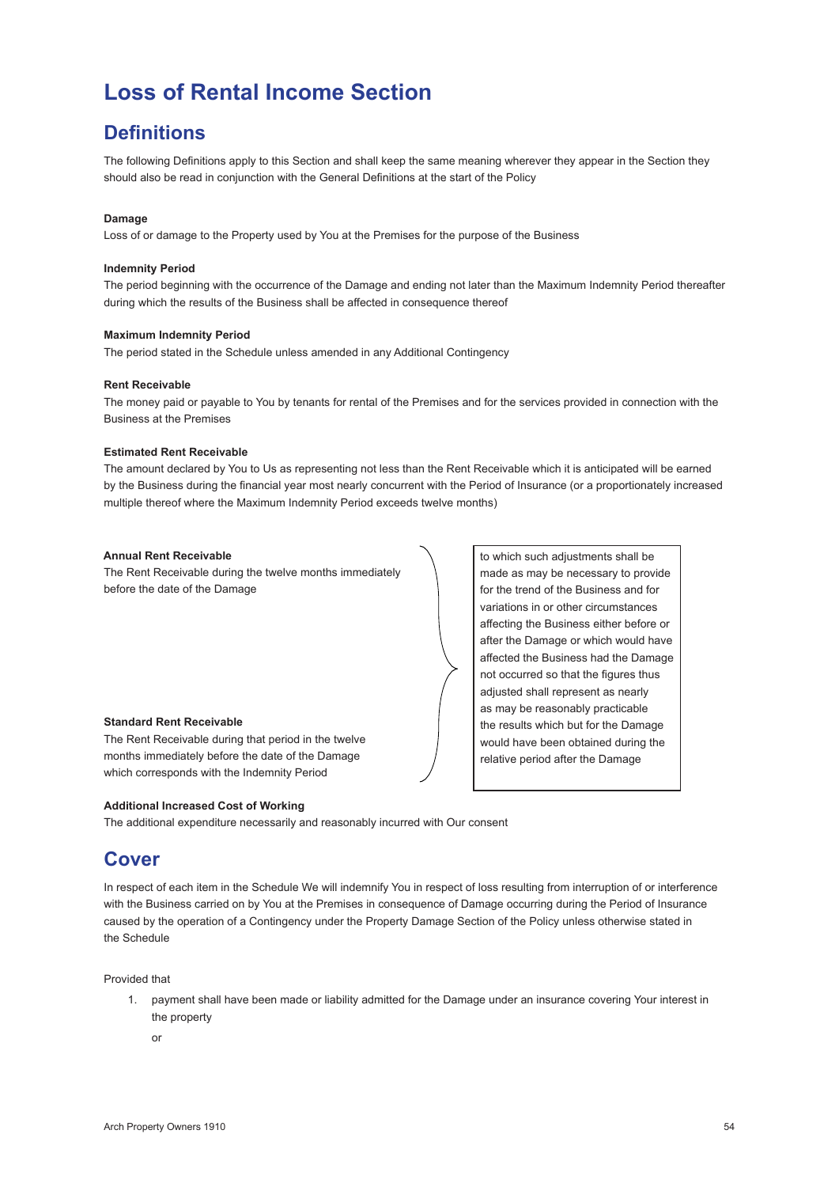# Loss of Rental Income Section

## Definitions

The following Definitions apply to this Section and shall keep the same meaning wherever they appear in the Section they should also be read in conjunction with the General Definitions at the start of the Policy

**Damage**

Loss of or damage to the Property used by You at the Premises for the purpose of the Business

**Indemnity Period**

The period beginning with the occurrence of the Damage and ending not later than the Maximum Indemnity Period thereafter during which the results of the Business shall be affected in consequence thereof

**Maximum Indemnity Period**

The period stated in the Schedule unless amended in any Additional Contingency

**Rent Receivable**

The money paid or payable to You by tenants for rental of the Premises and for the services provided in connection with the Business at the Premises

**Estimated Rent Receivable**

The amount declared by You to Us as representing not less than the Rent Receivable which it is anticipated will be earned by the Business during the financial year most nearly concurrent with the Period of Insurance (or a proportionately increased multiple thereof where the Maximum Indemnity Period exceeds twelve months)

**Annual Rent Receivable**

The Rent Receivable during the twelve months immediately before the date of the Damage

**Standard Rent Receivable**

The Rent Receivable during that period in the twelve months immediately before the date of the Damage which corresponds with the Indemnity Period

(Applying to Annual Rent Receivable and Standard Rent Receivable:) to which such adjustments shall be made as may be necessary to provide for the trend of the Business and for variations in or other circumstances affecting the Business either before or after the Damage or which would have affected the Business had the Damage not occurred so that the figures thus adjusted shall represent as nearly as may be reasonably practicable the results which but for the Damage would have been obtained during the relative period after the Damage

**Additional Increased Cost of Working**

The additional expenditure necessarily and reasonably incurred with Our consent

## Cover

In respect of each item in the Schedule We will indemnify You in respect of loss resulting from interruption of or interference with the Business carried on by You at the Premises in consequence of Damage occurring during the Period of Insurance caused by the operation of a Contingency under the Property Damage Section of the Policy unless otherwise stated in the Schedule

Provided that

1. payment shall have been made or liability admitted for the Damage under an insurance covering Your interest in the property

   or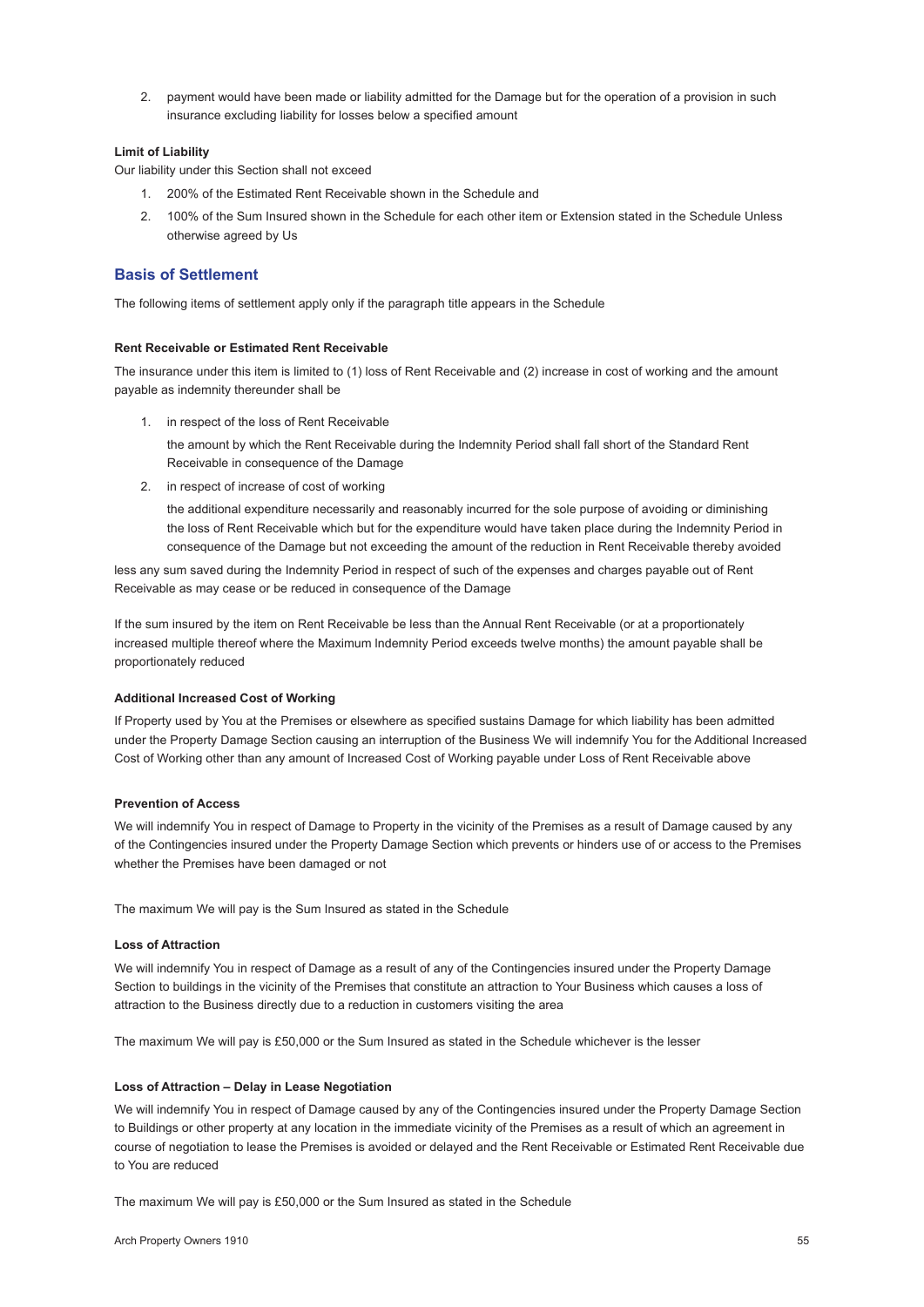2. payment would have been made or liability admitted for the Damage but for the operation of a provision in such insurance excluding liability for losses below a specified amount

**Limit of Liability**

Our liability under this Section shall not exceed

1. 200% of the Estimated Rent Receivable shown in the Schedule and
2. 100% of the Sum Insured shown in the Schedule for each other item or Extension stated in the Schedule Unless otherwise agreed by Us

## Basis of Settlement

The following items of settlement apply only if the paragraph title appears in the Schedule

**Rent Receivable or Estimated Rent Receivable**

The insurance under this item is limited to (1) loss of Rent Receivable and (2) increase in cost of working and the amount payable as indemnity thereunder shall be

1. in respect of the loss of Rent Receivable

   the amount by which the Rent Receivable during the Indemnity Period shall fall short of the Standard Rent Receivable in consequence of the Damage

2. in respect of increase of cost of working

   the additional expenditure necessarily and reasonably incurred for the sole purpose of avoiding or diminishing the loss of Rent Receivable which but for the expenditure would have taken place during the Indemnity Period in consequence of the Damage but not exceeding the amount of the reduction in Rent Receivable thereby avoided

less any sum saved during the Indemnity Period in respect of such of the expenses and charges payable out of Rent Receivable as may cease or be reduced in consequence of the Damage

If the sum insured by the item on Rent Receivable be less than the Annual Rent Receivable (or at a proportionately increased multiple thereof where the Maximum Indemnity Period exceeds twelve months) the amount payable shall be proportionately reduced

**Additional Increased Cost of Working**

If Property used by You at the Premises or elsewhere as specified sustains Damage for which liability has been admitted under the Property Damage Section causing an interruption of the Business We will indemnify You for the Additional Increased Cost of Working other than any amount of Increased Cost of Working payable under Loss of Rent Receivable above

**Prevention of Access**

We will indemnify You in respect of Damage to Property in the vicinity of the Premises as a result of Damage caused by any of the Contingencies insured under the Property Damage Section which prevents or hinders use of or access to the Premises whether the Premises have been damaged or not

The maximum We will pay is the Sum Insured as stated in the Schedule

**Loss of Attraction**

We will indemnify You in respect of Damage as a result of any of the Contingencies insured under the Property Damage Section to buildings in the vicinity of the Premises that constitute an attraction to Your Business which causes a loss of attraction to the Business directly due to a reduction in customers visiting the area

The maximum We will pay is £50,000 or the Sum Insured as stated in the Schedule whichever is the lesser

**Loss of Attraction – Delay in Lease Negotiation**

We will indemnify You in respect of Damage caused by any of the Contingencies insured under the Property Damage Section to Buildings or other property at any location in the immediate vicinity of the Premises as a result of which an agreement in course of negotiation to lease the Premises is avoided or delayed and the Rent Receivable or Estimated Rent Receivable due to You are reduced

The maximum We will pay is £50,000 or the Sum Insured as stated in the Schedule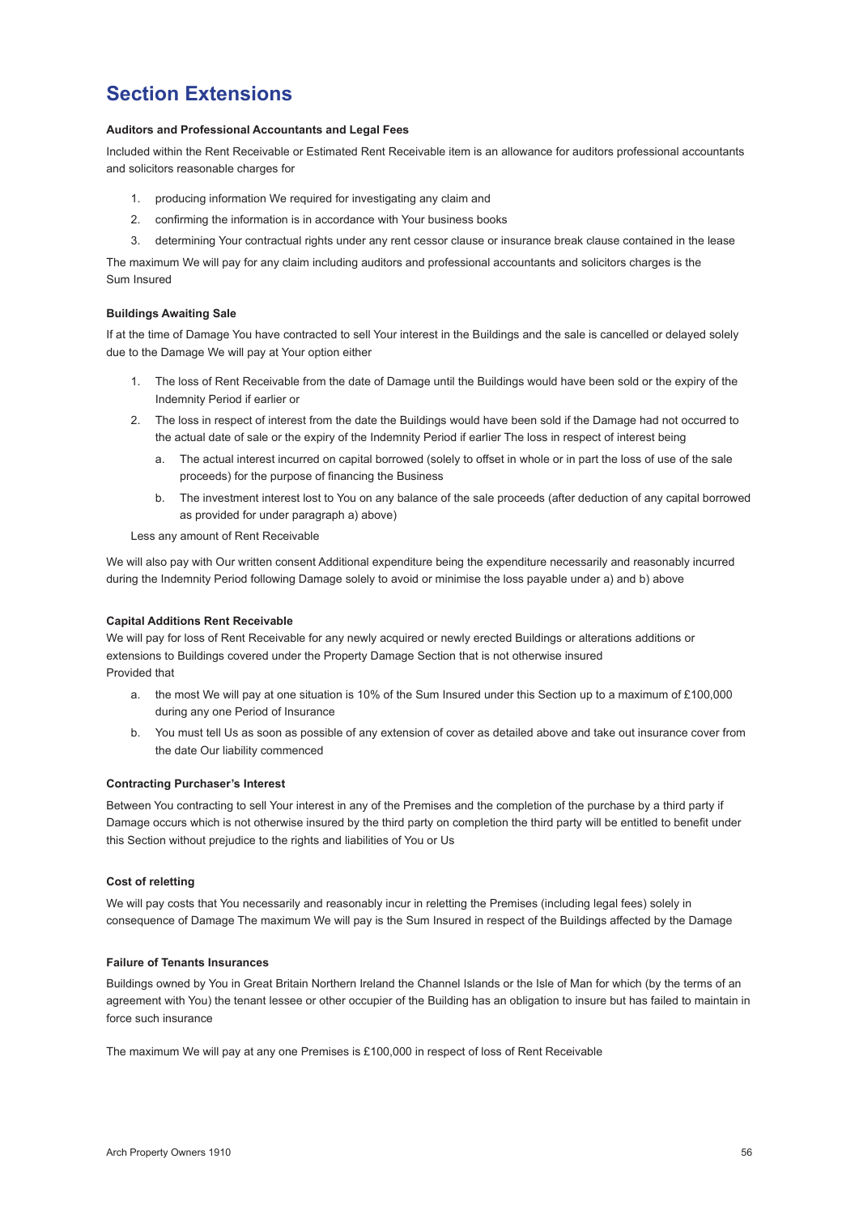# Section Extensions

**Auditors and Professional Accountants and Legal Fees**

Included within the Rent Receivable or Estimated Rent Receivable item is an allowance for auditors professional accountants and solicitors reasonable charges for

1. producing information We required for investigating any claim and
2. confirming the information is in accordance with Your business books
3. determining Your contractual rights under any rent cessor clause or insurance break clause contained in the lease

The maximum We will pay for any claim including auditors and professional accountants and solicitors charges is the Sum Insured

**Buildings Awaiting Sale**

If at the time of Damage You have contracted to sell Your interest in the Buildings and the sale is cancelled or delayed solely due to the Damage We will pay at Your option either

1. The loss of Rent Receivable from the date of Damage until the Buildings would have been sold or the expiry of the Indemnity Period if earlier or
2. The loss in respect of interest from the date the Buildings would have been sold if the Damage had not occurred to the actual date of sale or the expiry of the Indemnity Period if earlier The loss in respect of interest being
   a. The actual interest incurred on capital borrowed (solely to offset in whole or in part the loss of use of the sale proceeds) for the purpose of financing the Business
   b. The investment interest lost to You on any balance of the sale proceeds (after deduction of any capital borrowed as provided for under paragraph a) above)

   Less any amount of Rent Receivable

We will also pay with Our written consent Additional expenditure being the expenditure necessarily and reasonably incurred during the Indemnity Period following Damage solely to avoid or minimise the loss payable under a) and b) above

**Capital Additions Rent Receivable**

We will pay for loss of Rent Receivable for any newly acquired or newly erected Buildings or alterations additions or extensions to Buildings covered under the Property Damage Section that is not otherwise insured
Provided that

a. the most We will pay at one situation is 10% of the Sum Insured under this Section up to a maximum of £100,000 during any one Period of Insurance
b. You must tell Us as soon as possible of any extension of cover as detailed above and take out insurance cover from the date Our liability commenced

**Contracting Purchaser's Interest**

Between You contracting to sell Your interest in any of the Premises and the completion of the purchase by a third party if Damage occurs which is not otherwise insured by the third party on completion the third party will be entitled to benefit under this Section without prejudice to the rights and liabilities of You or Us

**Cost of reletting**

We will pay costs that You necessarily and reasonably incur in reletting the Premises (including legal fees) solely in consequence of Damage The maximum We will pay is the Sum Insured in respect of the Buildings affected by the Damage

**Failure of Tenants Insurances**

Buildings owned by You in Great Britain Northern Ireland the Channel Islands or the Isle of Man for which (by the terms of an agreement with You) the tenant lessee or other occupier of the Building has an obligation to insure but has failed to maintain in force such insurance

The maximum We will pay at any one Premises is £100,000 in respect of loss of Rent Receivable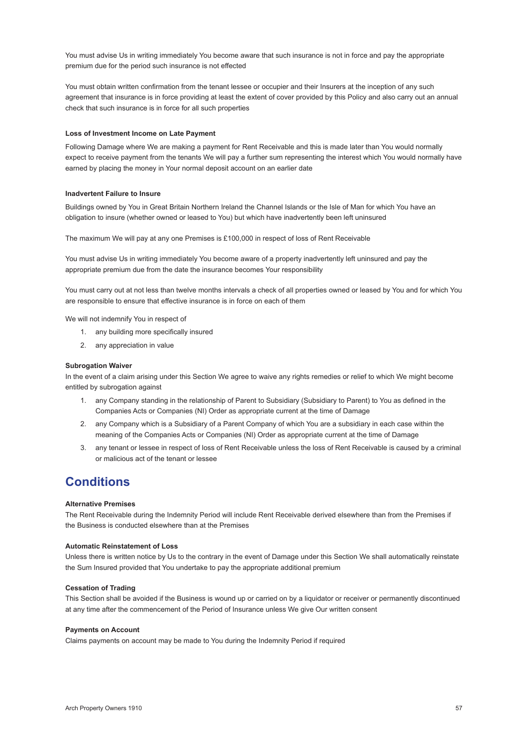You must advise Us in writing immediately You become aware that such insurance is not in force and pay the appropriate premium due for the period such insurance is not effected

You must obtain written confirmation from the tenant lessee or occupier and their Insurers at the inception of any such agreement that insurance is in force providing at least the extent of cover provided by this Policy and also carry out an annual check that such insurance is in force for all such properties

**Loss of Investment Income on Late Payment**

Following Damage where We are making a payment for Rent Receivable and this is made later than You would normally expect to receive payment from the tenants We will pay a further sum representing the interest which You would normally have earned by placing the money in Your normal deposit account on an earlier date

**Inadvertent Failure to Insure**

Buildings owned by You in Great Britain Northern Ireland the Channel Islands or the Isle of Man for which You have an obligation to insure (whether owned or leased to You) but which have inadvertently been left uninsured

The maximum We will pay at any one Premises is £100,000 in respect of loss of Rent Receivable

You must advise Us in writing immediately You become aware of a property inadvertently left uninsured and pay the appropriate premium due from the date the insurance becomes Your responsibility

You must carry out at not less than twelve months intervals a check of all properties owned or leased by You and for which You are responsible to ensure that effective insurance is in force on each of them

We will not indemnify You in respect of

1. any building more specifically insured
2. any appreciation in value

**Subrogation Waiver**

In the event of a claim arising under this Section We agree to waive any rights remedies or relief to which We might become entitled by subrogation against

1. any Company standing in the relationship of Parent to Subsidiary (Subsidiary to Parent) to You as defined in the Companies Acts or Companies (NI) Order as appropriate current at the time of Damage
2. any Company which is a Subsidiary of a Parent Company of which You are a subsidiary in each case within the meaning of the Companies Acts or Companies (NI) Order as appropriate current at the time of Damage
3. any tenant or lessee in respect of loss of Rent Receivable unless the loss of Rent Receivable is caused by a criminal or malicious act of the tenant or lessee

## Conditions

**Alternative Premises**

The Rent Receivable during the Indemnity Period will include Rent Receivable derived elsewhere than from the Premises if the Business is conducted elsewhere than at the Premises

**Automatic Reinstatement of Loss**

Unless there is written notice by Us to the contrary in the event of Damage under this Section We shall automatically reinstate the Sum Insured provided that You undertake to pay the appropriate additional premium

**Cessation of Trading**

This Section shall be avoided if the Business is wound up or carried on by a liquidator or receiver or permanently discontinued at any time after the commencement of the Period of Insurance unless We give Our written consent

**Payments on Account**

Claims payments on account may be made to You during the Indemnity Period if required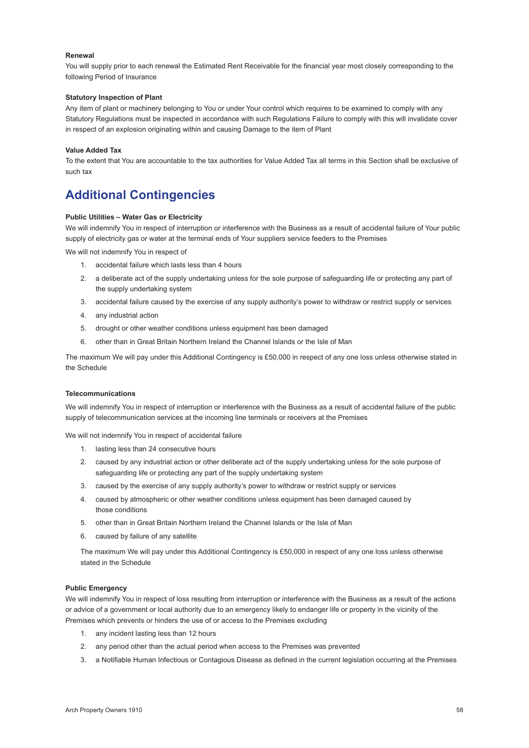**Renewal**

You will supply prior to each renewal the Estimated Rent Receivable for the financial year most closely corresponding to the following Period of Insurance

**Statutory Inspection of Plant**

Any item of plant or machinery belonging to You or under Your control which requires to be examined to comply with any Statutory Regulations must be inspected in accordance with such Regulations Failure to comply with this will invalidate cover in respect of an explosion originating within and causing Damage to the item of Plant

**Value Added Tax**

To the extent that You are accountable to the tax authorities for Value Added Tax all terms in this Section shall be exclusive of such tax

## Additional Contingencies

**Public Utilities – Water Gas or Electricity**

We will indemnify You in respect of interruption or interference with the Business as a result of accidental failure of Your public supply of electricity gas or water at the terminal ends of Your suppliers service feeders to the Premises

We will not indemnify You in respect of

1. accidental failure which lasts less than 4 hours
2. a deliberate act of the supply undertaking unless for the sole purpose of safeguarding life or protecting any part of the supply undertaking system
3. accidental failure caused by the exercise of any supply authority's power to withdraw or restrict supply or services
4. any industrial action
5. drought or other weather conditions unless equipment has been damaged
6. other than in Great Britain Northern Ireland the Channel Islands or the Isle of Man

The maximum We will pay under this Additional Contingency is £50,000 in respect of any one loss unless otherwise stated in the Schedule

**Telecommunications**

We will indemnify You in respect of interruption or interference with the Business as a result of accidental failure of the public supply of telecommunication services at the incoming line terminals or receivers at the Premises

We will not indemnify You in respect of accidental failure

1. lasting less than 24 consecutive hours
2. caused by any industrial action or other deliberate act of the supply undertaking unless for the sole purpose of safeguarding life or protecting any part of the supply undertaking system
3. caused by the exercise of any supply authority's power to withdraw or restrict supply or services
4. caused by atmospheric or other weather conditions unless equipment has been damaged caused by those conditions
5. other than in Great Britain Northern Ireland the Channel Islands or the Isle of Man
6. caused by failure of any satellite

The maximum We will pay under this Additional Contingency is £50,000 in respect of any one loss unless otherwise stated in the Schedule

**Public Emergency**

We will indemnify You in respect of loss resulting from interruption or interference with the Business as a result of the actions or advice of a government or local authority due to an emergency likely to endanger life or property in the vicinity of the Premises which prevents or hinders the use of or access to the Premises excluding

1. any incident lasting less than 12 hours
2. any period other than the actual period when access to the Premises was prevented
3. a Notifiable Human Infectious or Contagious Disease as defined in the current legislation occurring at the Premises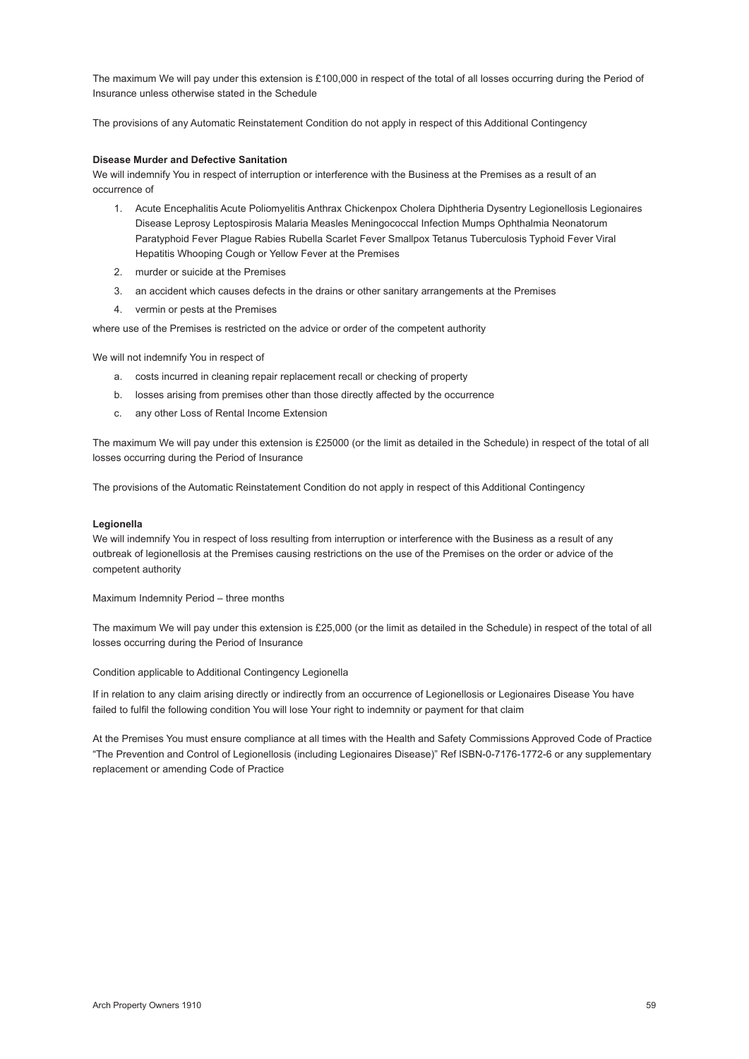The maximum We will pay under this extension is £100,000 in respect of the total of all losses occurring during the Period of Insurance unless otherwise stated in the Schedule

The provisions of any Automatic Reinstatement Condition do not apply in respect of this Additional Contingency

**Disease Murder and Defective Sanitation**

We will indemnify You in respect of interruption or interference with the Business at the Premises as a result of an occurrence of

1. Acute Encephalitis Acute Poliomyelitis Anthrax Chickenpox Cholera Diphtheria Dysentry Legionellosis Legionaires Disease Leprosy Leptospirosis Malaria Measles Meningococcal Infection Mumps Ophthalmia Neonatorum Paratyphoid Fever Plague Rabies Rubella Scarlet Fever Smallpox Tetanus Tuberculosis Typhoid Fever Viral Hepatitis Whooping Cough or Yellow Fever at the Premises
2. murder or suicide at the Premises
3. an accident which causes defects in the drains or other sanitary arrangements at the Premises
4. vermin or pests at the Premises

where use of the Premises is restricted on the advice or order of the competent authority

We will not indemnify You in respect of

a. costs incurred in cleaning repair replacement recall or checking of property
b. losses arising from premises other than those directly affected by the occurrence
c. any other Loss of Rental Income Extension

The maximum We will pay under this extension is £25000 (or the limit as detailed in the Schedule) in respect of the total of all losses occurring during the Period of Insurance

The provisions of the Automatic Reinstatement Condition do not apply in respect of this Additional Contingency

**Legionella**

We will indemnify You in respect of loss resulting from interruption or interference with the Business as a result of any outbreak of legionellosis at the Premises causing restrictions on the use of the Premises on the order or advice of the competent authority

Maximum Indemnity Period – three months

The maximum We will pay under this extension is £25,000 (or the limit as detailed in the Schedule) in respect of the total of all losses occurring during the Period of Insurance

Condition applicable to Additional Contingency Legionella

If in relation to any claim arising directly or indirectly from an occurrence of Legionellosis or Legionaires Disease You have failed to fulfil the following condition You will lose Your right to indemnity or payment for that claim

At the Premises You must ensure compliance at all times with the Health and Safety Commissions Approved Code of Practice "The Prevention and Control of Legionellosis (including Legionaires Disease)" Ref ISBN-0-7176-1772-6 or any supplementary replacement or amending Code of Practice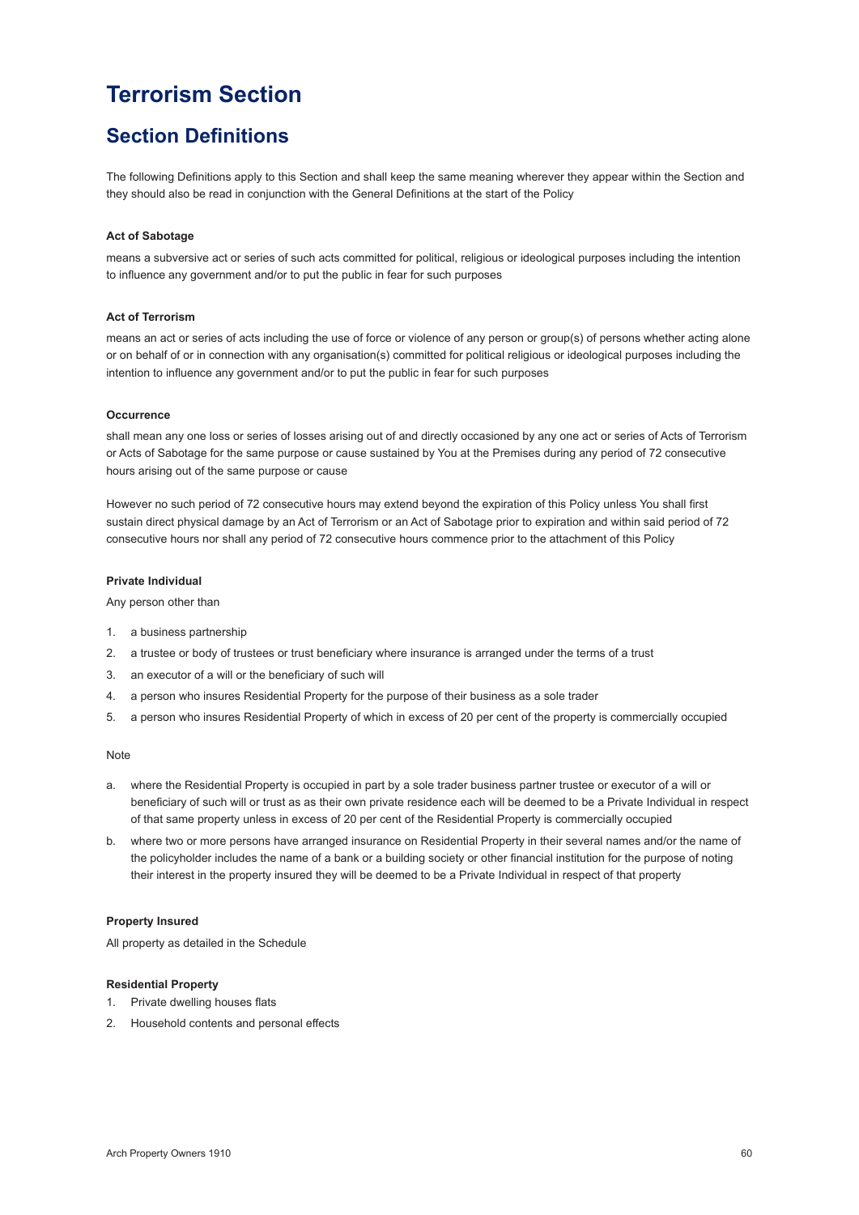# Terrorism Section

## Section Definitions

The following Definitions apply to this Section and shall keep the same meaning wherever they appear within the Section and they should also be read in conjunction with the General Definitions at the start of the Policy

**Act of Sabotage**

means a subversive act or series of such acts committed for political, religious or ideological purposes including the intention to influence any government and/or to put the public in fear for such purposes

**Act of Terrorism**

means an act or series of acts including the use of force or violence of any person or group(s) of persons whether acting alone or on behalf of or in connection with any organisation(s) committed for political religious or ideological purposes including the intention to influence any government and/or to put the public in fear for such purposes

**Occurrence**

shall mean any one loss or series of losses arising out of and directly occasioned by any one act or series of Acts of Terrorism or Acts of Sabotage for the same purpose or cause sustained by You at the Premises during any period of 72 consecutive hours arising out of the same purpose or cause

However no such period of 72 consecutive hours may extend beyond the expiration of this Policy unless You shall first sustain direct physical damage by an Act of Terrorism or an Act of Sabotage prior to expiration and within said period of 72 consecutive hours nor shall any period of 72 consecutive hours commence prior to the attachment of this Policy

**Private Individual**

Any person other than

1. a business partnership
2. a trustee or body of trustees or trust beneficiary where insurance is arranged under the terms of a trust
3. an executor of a will or the beneficiary of such will
4. a person who insures Residential Property for the purpose of their business as a sole trader
5. a person who insures Residential Property of which in excess of 20 per cent of the property is commercially occupied

Note

a. where the Residential Property is occupied in part by a sole trader business partner trustee or executor of a will or beneficiary of such will or trust as as their own private residence each will be deemed to be a Private Individual in respect of that same property unless in excess of 20 per cent of the Residential Property is commercially occupied
b. where two or more persons have arranged insurance on Residential Property in their several names and/or the name of the policyholder includes the name of a bank or a building society or other financial institution for the purpose of noting their interest in the property insured they will be deemed to be a Private Individual in respect of that property

**Property Insured**

All property as detailed in the Schedule

**Residential Property**

1. Private dwelling houses flats
2. Household contents and personal effects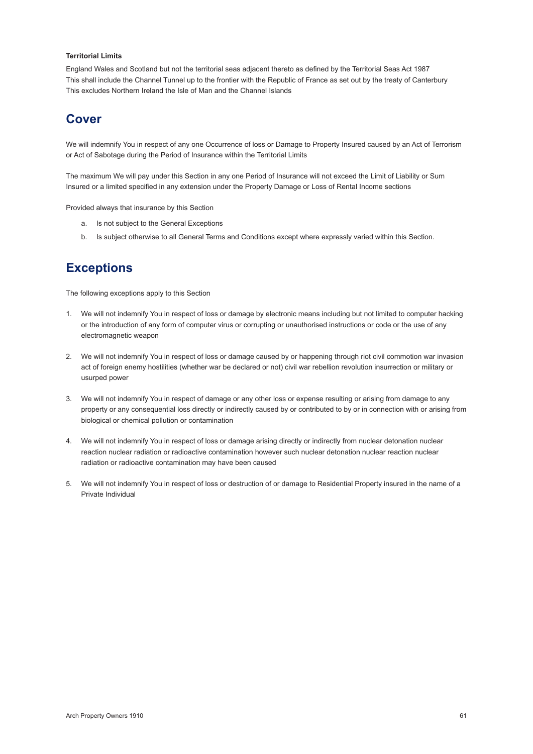**Territorial Limits**

England Wales and Scotland but not the territorial seas adjacent thereto as defined by the Territorial Seas Act 1987
This shall include the Channel Tunnel up to the frontier with the Republic of France as set out by the treaty of Canterbury
This excludes Northern Ireland the Isle of Man and the Channel Islands

## Cover

We will indemnify You in respect of any one Occurrence of loss or Damage to Property Insured caused by an Act of Terrorism or Act of Sabotage during the Period of Insurance within the Territorial Limits

The maximum We will pay under this Section in any one Period of Insurance will not exceed the Limit of Liability or Sum Insured or a limited specified in any extension under the Property Damage or Loss of Rental Income sections

Provided always that insurance by this Section

a. Is not subject to the General Exceptions
b. Is subject otherwise to all General Terms and Conditions except where expressly varied within this Section.

## Exceptions

The following exceptions apply to this Section

1. We will not indemnify You in respect of loss or damage by electronic means including but not limited to computer hacking or the introduction of any form of computer virus or corrupting or unauthorised instructions or code or the use of any electromagnetic weapon

2. We will not indemnify You in respect of loss or damage caused by or happening through riot civil commotion war invasion act of foreign enemy hostilities (whether war be declared or not) civil war rebellion revolution insurrection or military or usurped power

3. We will not indemnify You in respect of damage or any other loss or expense resulting or arising from damage to any property or any consequential loss directly or indirectly caused by or contributed to by or in connection with or arising from biological or chemical pollution or contamination

4. We will not indemnify You in respect of loss or damage arising directly or indirectly from nuclear detonation nuclear reaction nuclear radiation or radioactive contamination however such nuclear detonation nuclear reaction nuclear radiation or radioactive contamination may have been caused

5. We will not indemnify You in respect of loss or destruction of or damage to Residential Property insured in the name of a Private Individual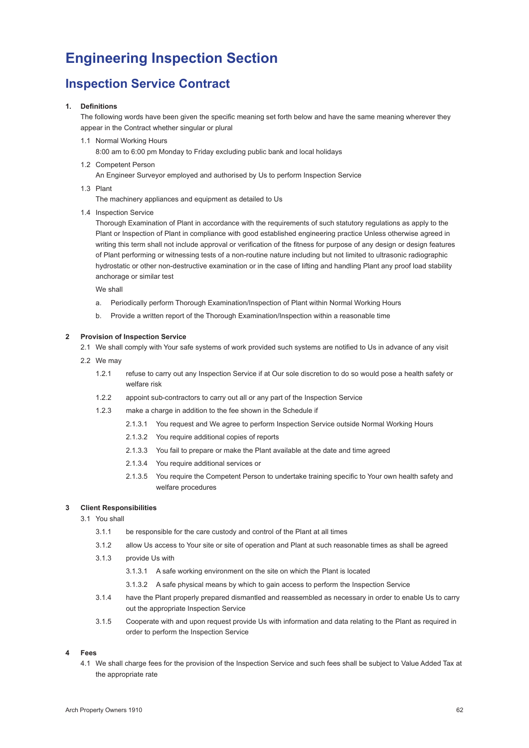# Engineering Inspection Section

## Inspection Service Contract

**1. Definitions**

The following words have been given the specific meaning set forth below and have the same meaning wherever they appear in the Contract whether singular or plural

1.1 Normal Working Hours

8:00 am to 6:00 pm Monday to Friday excluding public bank and local holidays

1.2 Competent Person

An Engineer Surveyor employed and authorised by Us to perform Inspection Service

1.3 Plant

The machinery appliances and equipment as detailed to Us

1.4 Inspection Service

Thorough Examination of Plant in accordance with the requirements of such statutory regulations as apply to the Plant or Inspection of Plant in compliance with good established engineering practice Unless otherwise agreed in writing this term shall not include approval or verification of the fitness for purpose of any design or design features of Plant performing or witnessing tests of a non-routine nature including but not limited to ultrasonic radiographic hydrostatic or other non-destructive examination or in the case of lifting and handling Plant any proof load stability anchorage or similar test

We shall

a. Periodically perform Thorough Examination/Inspection of Plant within Normal Working Hours

b. Provide a written report of the Thorough Examination/Inspection within a reasonable time

**2 Provision of Inspection Service**

2.1 We shall comply with Your safe systems of work provided such systems are notified to Us in advance of any visit

2.2 We may

1.2.1 refuse to carry out any Inspection Service if at Our sole discretion to do so would pose a health safety or welfare risk

1.2.2 appoint sub-contractors to carry out all or any part of the Inspection Service

1.2.3 make a charge in addition to the fee shown in the Schedule if

2.1.3.1 You request and We agree to perform Inspection Service outside Normal Working Hours

2.1.3.2 You require additional copies of reports

2.1.3.3 You fail to prepare or make the Plant available at the date and time agreed

2.1.3.4 You require additional services or

2.1.3.5 You require the Competent Person to undertake training specific to Your own health safety and welfare procedures

**3 Client Responsibilities**

3.1 You shall

3.1.1 be responsible for the care custody and control of the Plant at all times

3.1.2 allow Us access to Your site or site of operation and Plant at such reasonable times as shall be agreed

3.1.3 provide Us with

3.1.3.1 A safe working environment on the site on which the Plant is located

3.1.3.2 A safe physical means by which to gain access to perform the Inspection Service

3.1.4 have the Plant properly prepared dismantled and reassembled as necessary in order to enable Us to carry out the appropriate Inspection Service

3.1.5 Cooperate with and upon request provide Us with information and data relating to the Plant as required in order to perform the Inspection Service

**4 Fees**

4.1 We shall charge fees for the provision of the Inspection Service and such fees shall be subject to Value Added Tax at the appropriate rate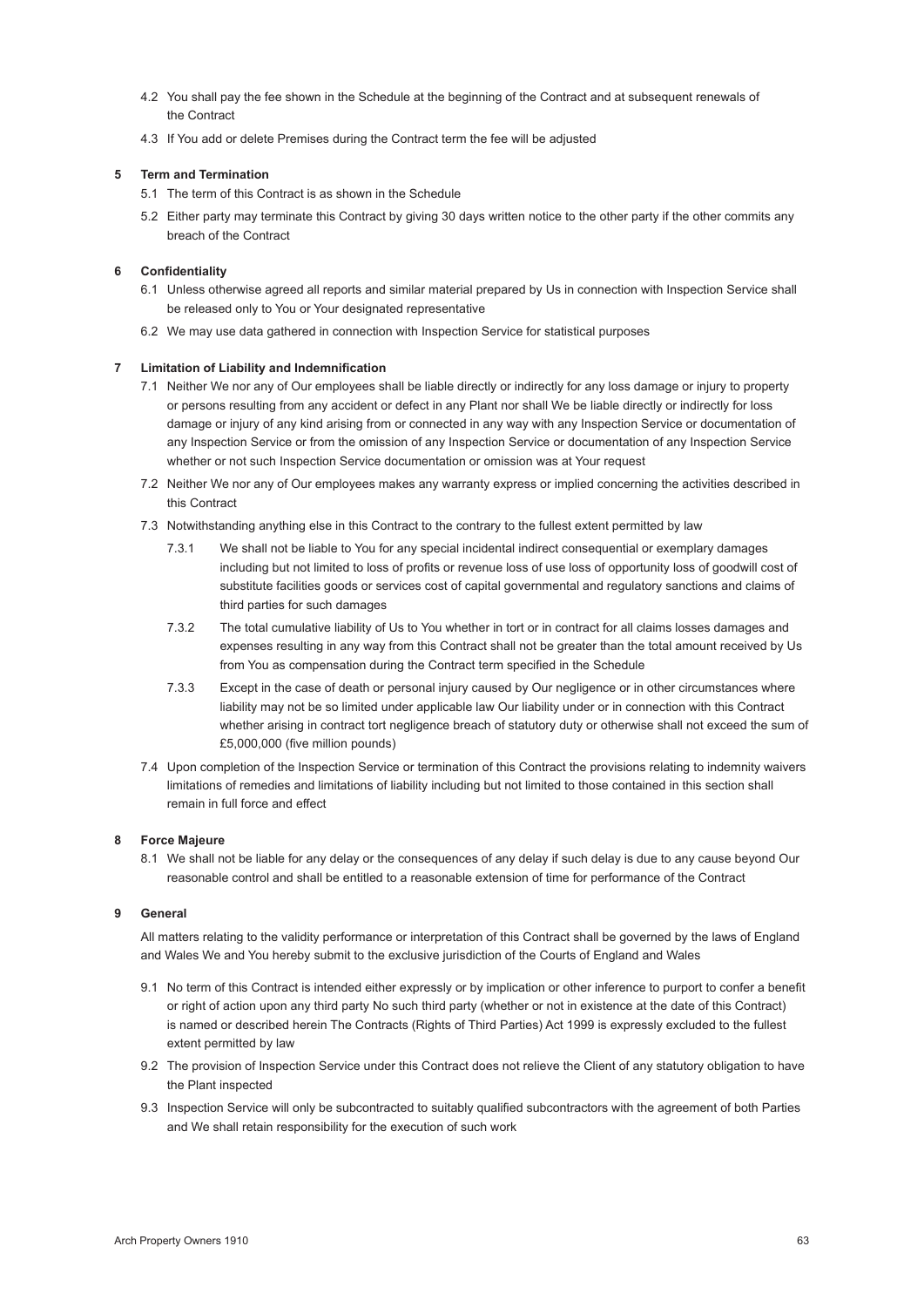4.2 You shall pay the fee shown in the Schedule at the beginning of the Contract and at subsequent renewals of the Contract

4.3 If You add or delete Premises during the Contract term the fee will be adjusted

**5 Term and Termination**

5.1 The term of this Contract is as shown in the Schedule

5.2 Either party may terminate this Contract by giving 30 days written notice to the other party if the other commits any breach of the Contract

**6 Confidentiality**

6.1 Unless otherwise agreed all reports and similar material prepared by Us in connection with Inspection Service shall be released only to You or Your designated representative

6.2 We may use data gathered in connection with Inspection Service for statistical purposes

**7 Limitation of Liability and Indemnification**

7.1 Neither We nor any of Our employees shall be liable directly or indirectly for any loss damage or injury to property or persons resulting from any accident or defect in any Plant nor shall We be liable directly or indirectly for loss damage or injury of any kind arising from or connected in any way with any Inspection Service or documentation of any Inspection Service or from the omission of any Inspection Service or documentation of any Inspection Service whether or not such Inspection Service documentation or omission was at Your request

7.2 Neither We nor any of Our employees makes any warranty express or implied concerning the activities described in this Contract

7.3 Notwithstanding anything else in this Contract to the contrary to the fullest extent permitted by law

7.3.1 We shall not be liable to You for any special incidental indirect consequential or exemplary damages including but not limited to loss of profits or revenue loss of use loss of opportunity loss of goodwill cost of substitute facilities goods or services cost of capital governmental and regulatory sanctions and claims of third parties for such damages

7.3.2 The total cumulative liability of Us to You whether in tort or in contract for all claims losses damages and expenses resulting in any way from this Contract shall not be greater than the total amount received by Us from You as compensation during the Contract term specified in the Schedule

7.3.3 Except in the case of death or personal injury caused by Our negligence or in other circumstances where liability may not be so limited under applicable law Our liability under or in connection with this Contract whether arising in contract tort negligence breach of statutory duty or otherwise shall not exceed the sum of £5,000,000 (five million pounds)

7.4 Upon completion of the Inspection Service or termination of this Contract the provisions relating to indemnity waivers limitations of remedies and limitations of liability including but not limited to those contained in this section shall remain in full force and effect

**8 Force Majeure**

8.1 We shall not be liable for any delay or the consequences of any delay if such delay is due to any cause beyond Our reasonable control and shall be entitled to a reasonable extension of time for performance of the Contract

**9 General**

All matters relating to the validity performance or interpretation of this Contract shall be governed by the laws of England and Wales We and You hereby submit to the exclusive jurisdiction of the Courts of England and Wales

9.1 No term of this Contract is intended either expressly or by implication or other inference to purport to confer a benefit or right of action upon any third party No such third party (whether or not in existence at the date of this Contract) is named or described herein The Contracts (Rights of Third Parties) Act 1999 is expressly excluded to the fullest extent permitted by law

9.2 The provision of Inspection Service under this Contract does not relieve the Client of any statutory obligation to have the Plant inspected

9.3 Inspection Service will only be subcontracted to suitably qualified subcontractors with the agreement of both Parties and We shall retain responsibility for the execution of such work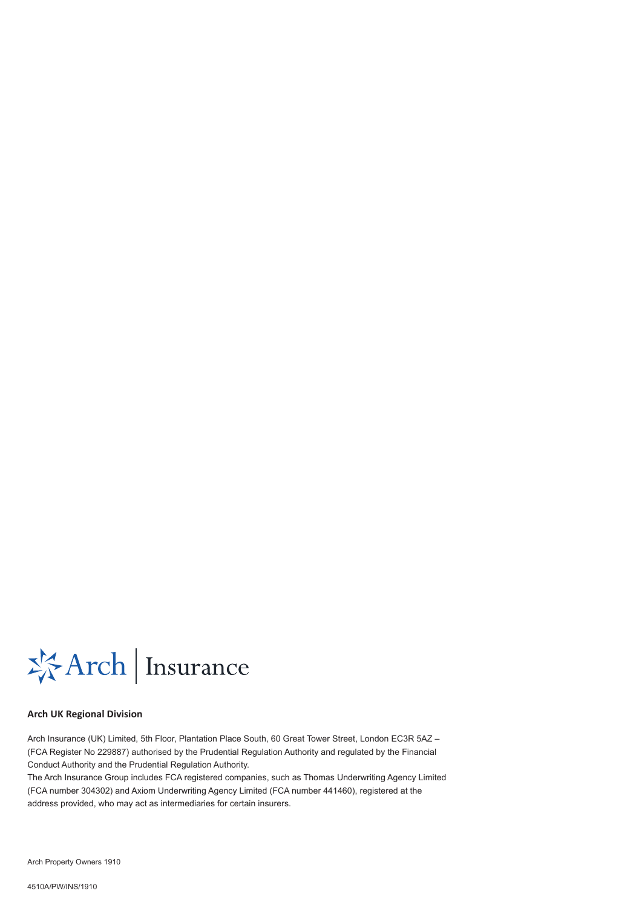Arch | Insurance

**Arch UK Regional Division**

Arch Insurance (UK) Limited, 5th Floor, Plantation Place South, 60 Great Tower Street, London EC3R 5AZ – (FCA Register No 229887) authorised by the Prudential Regulation Authority and regulated by the Financial Conduct Authority and the Prudential Regulation Authority.
The Arch Insurance Group includes FCA registered companies, such as Thomas Underwriting Agency Limited (FCA number 304302) and Axiom Underwriting Agency Limited (FCA number 441460), registered at the address provided, who may act as intermediaries for certain insurers.

Arch Property Owners 1910

4510A/PW/INS/1910